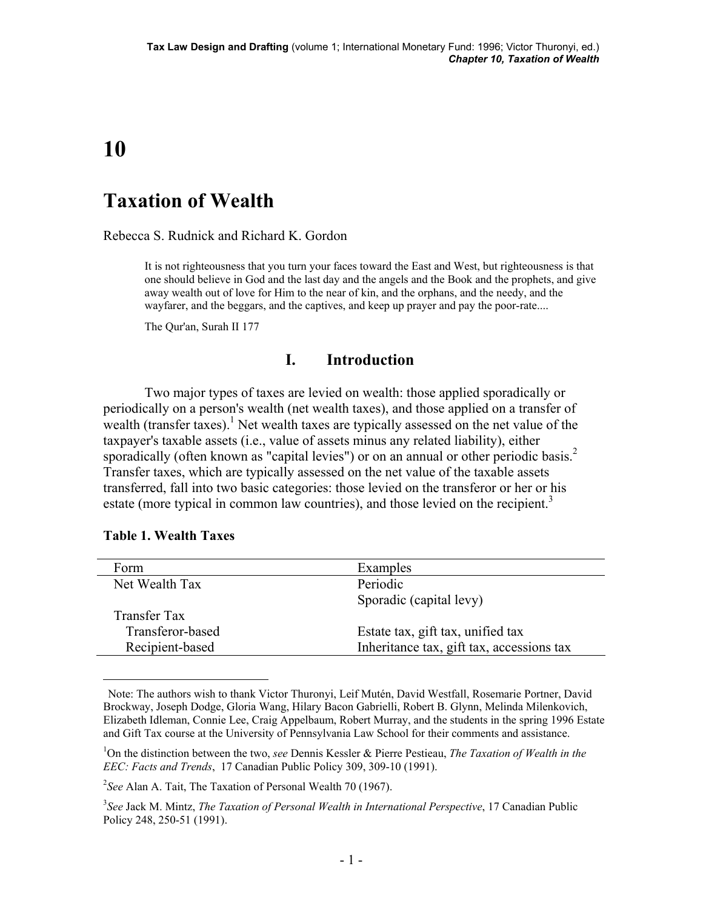# 10

# Taxation of Wealth

Rebecca S. Rudnick and Richard K. Gordon

> It is not righteousness that you turn your faces toward the East and West, but righteousness is that one should believe in God and the last day and the angels and the Book and the prophets, and give away wealth out of love for Him to the near of kin, and the orphans, and the needy, and the wayfarer, and the beggars, and the captives, and keep up prayer and pay the poor-rate....
>
> The Qur'an, Surah II 177

## I. Introduction

Two major types of taxes are levied on wealth: those applied sporadically or periodically on a person's wealth (net wealth taxes), and those applied on a transfer of wealth (transfer taxes).[1] Net wealth taxes are typically assessed on the net value of the taxpayer's taxable assets (i.e., value of assets minus any related liability), either sporadically (often known as "capital levies") or on an annual or other periodic basis.[2] Transfer taxes, which are typically assessed on the net value of the taxable assets transferred, fall into two basic categories: those levied on the transferor or her or his estate (more typical in common law countries), and those levied on the recipient.[3]

**Table 1. Wealth Taxes**

| Form | Examples |
|---|---|
| Net Wealth Tax | Periodic |
| | Sporadic (capital levy) |
| Transfer Tax | |
| Transferor-based | Estate tax, gift tax, unified tax |
| Recipient-based | Inheritance tax, gift tax, accessions tax |

---

Note: The authors wish to thank Victor Thuronyi, Leif Mutén, David Westfall, Rosemarie Portner, David Brockway, Joseph Dodge, Gloria Wang, Hilary Bacon Gabrielli, Robert B. Glynn, Melinda Milenkovich, Elizabeth Idleman, Connie Lee, Craig Appelbaum, Robert Murray, and the students in the spring 1996 Estate and Gift Tax course at the University of Pennsylvania Law School for their comments and assistance.

[1] On the distinction between the two, *see* Dennis Kessler & Pierre Pestieau, *The Taxation of Wealth in the EEC: Facts and Trends*, 17 Canadian Public Policy 309, 309-10 (1991).

[2] *See* Alan A. Tait, The Taxation of Personal Wealth 70 (1967).

[3] *See* Jack M. Mintz, *The Taxation of Personal Wealth in International Perspective*, 17 Canadian Public Policy 248, 250-51 (1991).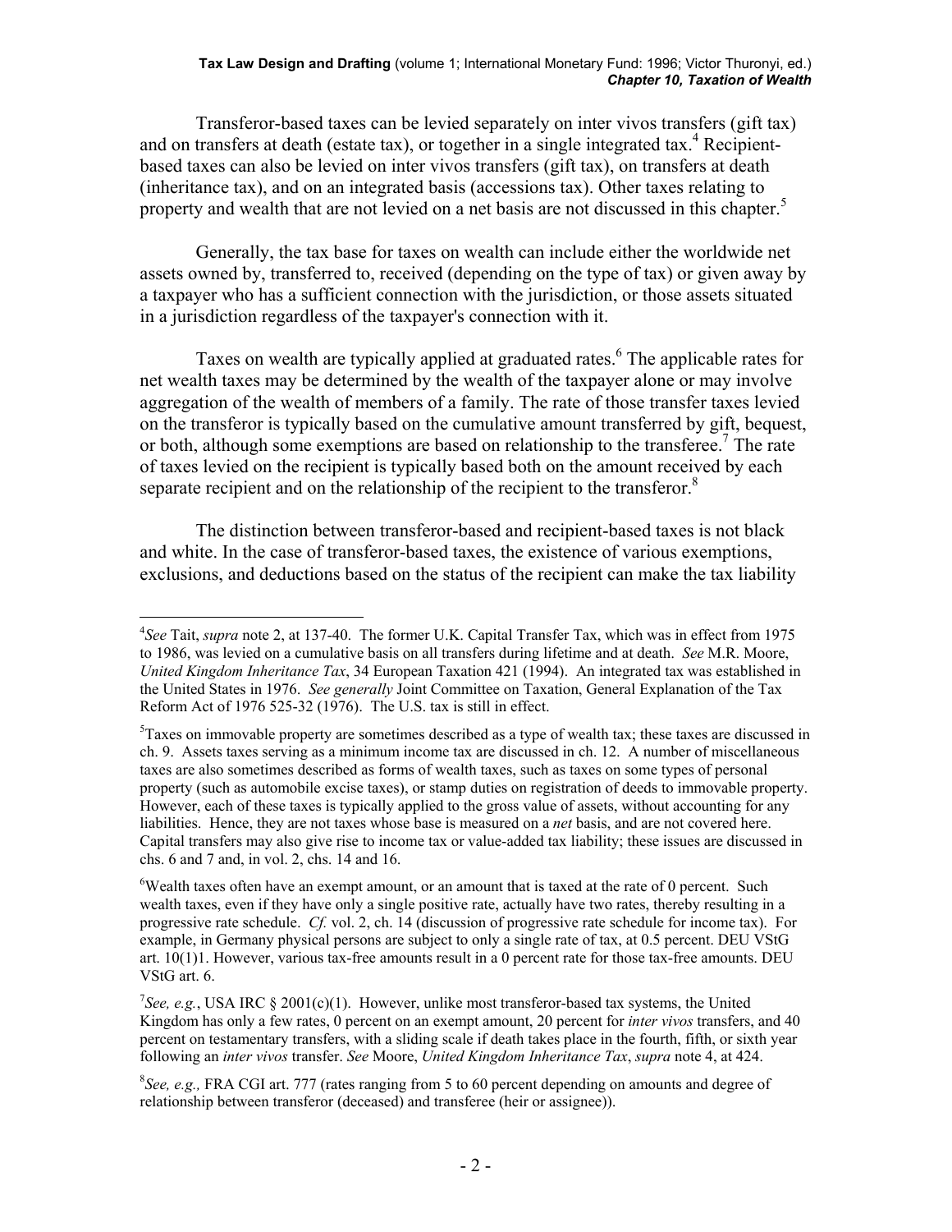Transferor-based taxes can be levied separately on inter vivos transfers (gift tax) and on transfers at death (estate tax), or together in a single integrated tax.[4] Recipient-based taxes can also be levied on inter vivos transfers (gift tax), on transfers at death (inheritance tax), and on an integrated basis (accessions tax). Other taxes relating to property and wealth that are not levied on a net basis are not discussed in this chapter.[5]

Generally, the tax base for taxes on wealth can include either the worldwide net assets owned by, transferred to, received (depending on the type of tax) or given away by a taxpayer who has a sufficient connection with the jurisdiction, or those assets situated in a jurisdiction regardless of the taxpayer's connection with it.

Taxes on wealth are typically applied at graduated rates.[6] The applicable rates for net wealth taxes may be determined by the wealth of the taxpayer alone or may involve aggregation of the wealth of members of a family. The rate of those transfer taxes levied on the transferor is typically based on the cumulative amount transferred by gift, bequest, or both, although some exemptions are based on relationship to the transferee.[7] The rate of taxes levied on the recipient is typically based both on the amount received by each separate recipient and on the relationship of the recipient to the transferor.[8]

The distinction between transferor-based and recipient-based taxes is not black and white. In the case of transferor-based taxes, the existence of various exemptions, exclusions, and deductions based on the status of the recipient can make the tax liability

---

[4] *See* Tait, *supra* note 2, at 137-40. The former U.K. Capital Transfer Tax, which was in effect from 1975 to 1986, was levied on a cumulative basis on all transfers during lifetime and at death. *See* M.R. Moore, *United Kingdom Inheritance Tax*, 34 European Taxation 421 (1994). An integrated tax was established in the United States in 1976. *See generally* Joint Committee on Taxation, General Explanation of the Tax Reform Act of 1976 525-32 (1976). The U.S. tax is still in effect.

[5] Taxes on immovable property are sometimes described as a type of wealth tax; these taxes are discussed in ch. 9. Assets taxes serving as a minimum income tax are discussed in ch. 12. A number of miscellaneous taxes are also sometimes described as forms of wealth taxes, such as taxes on some types of personal property (such as automobile excise taxes), or stamp duties on registration of deeds to immovable property. However, each of these taxes is typically applied to the gross value of assets, without accounting for any liabilities. Hence, they are not taxes whose base is measured on a *net* basis, and are not covered here. Capital transfers may also give rise to income tax or value-added tax liability; these issues are discussed in chs. 6 and 7 and, in vol. 2, chs. 14 and 16.

[6] Wealth taxes often have an exempt amount, or an amount that is taxed at the rate of 0 percent. Such wealth taxes, even if they have only a single positive rate, actually have two rates, thereby resulting in a progressive rate schedule. *Cf.* vol. 2, ch. 14 (discussion of progressive rate schedule for income tax). For example, in Germany physical persons are subject to only a single rate of tax, at 0.5 percent. DEU VStG art. 10(1)1. However, various tax-free amounts result in a 0 percent rate for those tax-free amounts. DEU VStG art. 6.

[7] *See, e.g.*, USA IRC § 2001(c)(1). However, unlike most transferor-based tax systems, the United Kingdom has only a few rates, 0 percent on an exempt amount, 20 percent for *inter vivos* transfers, and 40 percent on testamentary transfers, with a sliding scale if death takes place in the fourth, fifth, or sixth year following an *inter vivos* transfer. *See* Moore, *United Kingdom Inheritance Tax*, *supra* note 4, at 424.

[8] *See, e.g.,* FRA CGI art. 777 (rates ranging from 5 to 60 percent depending on amounts and degree of relationship between transferor (deceased) and transferee (heir or assignee)).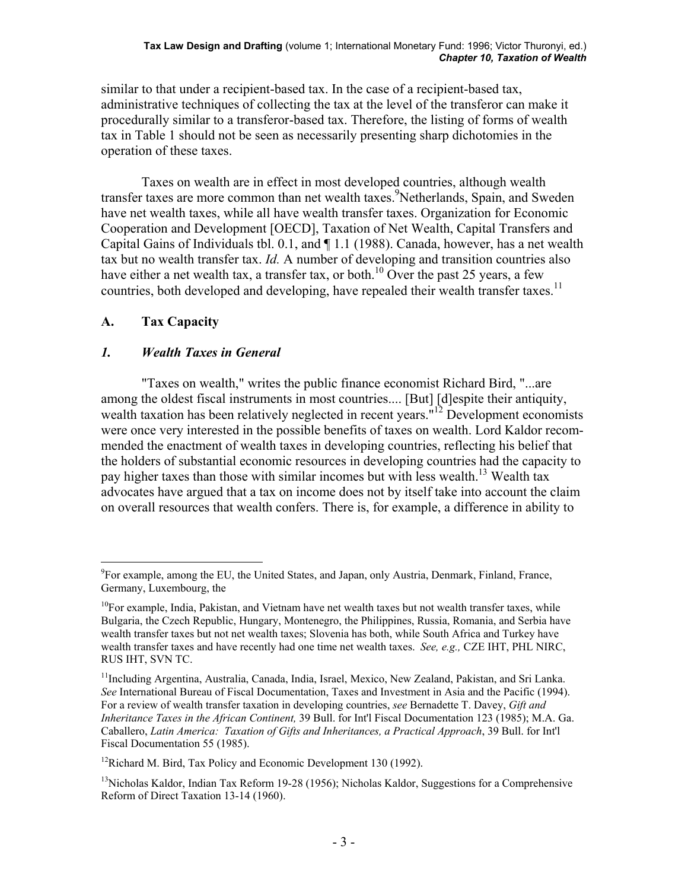similar to that under a recipient-based tax. In the case of a recipient-based tax, administrative techniques of collecting the tax at the level of the transferor can make it procedurally similar to a transferor-based tax. Therefore, the listing of forms of wealth tax in Table 1 should not be seen as necessarily presenting sharp dichotomies in the operation of these taxes.

Taxes on wealth are in effect in most developed countries, although wealth transfer taxes are more common than net wealth taxes.[9]Netherlands, Spain, and Sweden have net wealth taxes, while all have wealth transfer taxes. Organization for Economic Cooperation and Development [OECD], Taxation of Net Wealth, Capital Transfers and Capital Gains of Individuals tbl. 0.1, and ¶ 1.1 (1988). Canada, however, has a net wealth tax but no wealth transfer tax. *Id.* A number of developing and transition countries also have either a net wealth tax, a transfer tax, or both.[10] Over the past 25 years, a few countries, both developed and developing, have repealed their wealth transfer taxes.[11]

## A. Tax Capacity

### *1. Wealth Taxes in General*

"Taxes on wealth," writes the public finance economist Richard Bird, "...are among the oldest fiscal instruments in most countries.... [But] [d]espite their antiquity, wealth taxation has been relatively neglected in recent years."[12] Development economists were once very interested in the possible benefits of taxes on wealth. Lord Kaldor recommended the enactment of wealth taxes in developing countries, reflecting his belief that the holders of substantial economic resources in developing countries had the capacity to pay higher taxes than those with similar incomes but with less wealth.[13] Wealth tax advocates have argued that a tax on income does not by itself take into account the claim on overall resources that wealth confers. There is, for example, a difference in ability to

---

[9]For example, among the EU, the United States, and Japan, only Austria, Denmark, Finland, France, Germany, Luxembourg, the

[10]For example, India, Pakistan, and Vietnam have net wealth taxes but not wealth transfer taxes, while Bulgaria, the Czech Republic, Hungary, Montenegro, the Philippines, Russia, Romania, and Serbia have wealth transfer taxes but not net wealth taxes; Slovenia has both, while South Africa and Turkey have wealth transfer taxes and have recently had one time net wealth taxes. *See, e.g.,* CZE IHT, PHL NIRC, RUS IHT, SVN TC.

[11]Including Argentina, Australia, Canada, India, Israel, Mexico, New Zealand, Pakistan, and Sri Lanka. *See* International Bureau of Fiscal Documentation, Taxes and Investment in Asia and the Pacific (1994). For a review of wealth transfer taxation in developing countries, *see* Bernadette T. Davey, *Gift and Inheritance Taxes in the African Continent,* 39 Bull. for Int'l Fiscal Documentation 123 (1985); M.A. Ga. Caballero, *Latin America: Taxation of Gifts and Inheritances, a Practical Approach*, 39 Bull. for Int'l Fiscal Documentation 55 (1985).

[12]Richard M. Bird, Tax Policy and Economic Development 130 (1992).

[13]Nicholas Kaldor, Indian Tax Reform 19-28 (1956); Nicholas Kaldor, Suggestions for a Comprehensive Reform of Direct Taxation 13-14 (1960).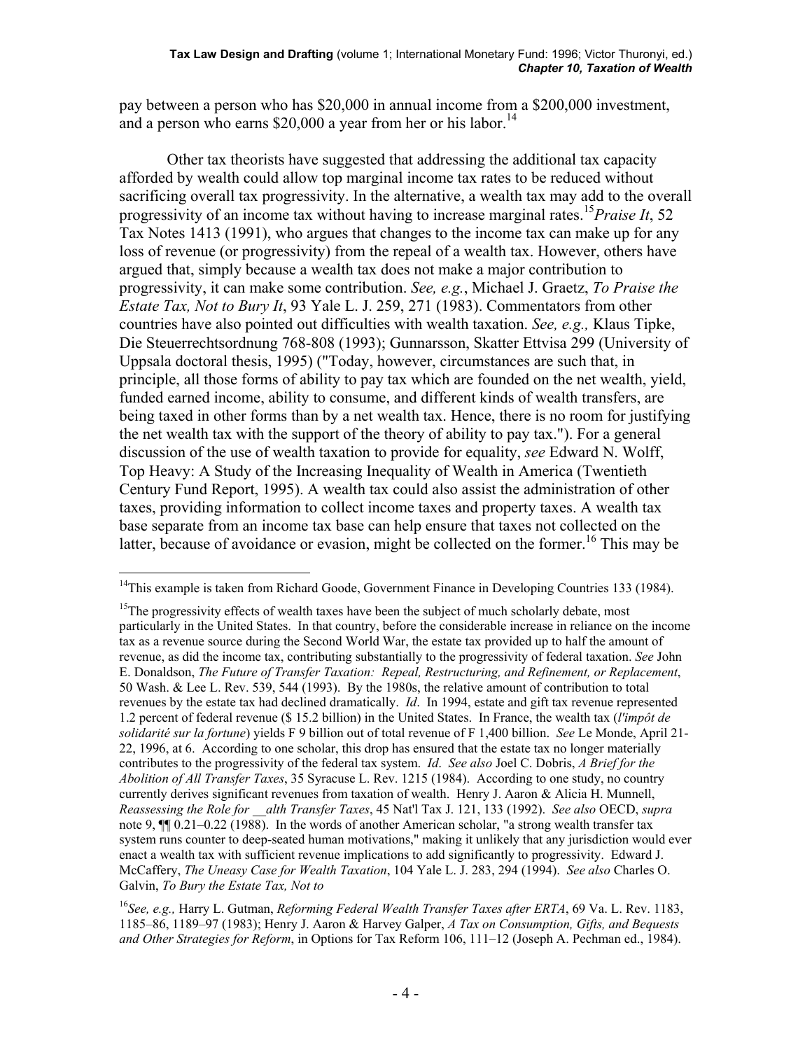pay between a person who has $20,000 in annual income from a $200,000 investment, and a person who earns $20,000 a year from her or his labor.[14]

Other tax theorists have suggested that addressing the additional tax capacity afforded by wealth could allow top marginal income tax rates to be reduced without sacrificing overall tax progressivity. In the alternative, a wealth tax may add to the overall progressivity of an income tax without having to increase marginal rates.[15]*Praise It*, 52 Tax Notes 1413 (1991), who argues that changes to the income tax can make up for any loss of revenue (or progressivity) from the repeal of a wealth tax. However, others have argued that, simply because a wealth tax does not make a major contribution to progressivity, it can make some contribution. *See, e.g.*, Michael J. Graetz, *To Praise the Estate Tax, Not to Bury It*, 93 Yale L. J. 259, 271 (1983). Commentators from other countries have also pointed out difficulties with wealth taxation. *See, e.g.,* Klaus Tipke, Die Steuerrechtsordnung 768-808 (1993); Gunnarsson, Skatter Ettvisa 299 (University of Uppsala doctoral thesis, 1995) ("Today, however, circumstances are such that, in principle, all those forms of ability to pay tax which are founded on the net wealth, yield, funded earned income, ability to consume, and different kinds of wealth transfers, are being taxed in other forms than by a net wealth tax. Hence, there is no room for justifying the net wealth tax with the support of the theory of ability to pay tax."). For a general discussion of the use of wealth taxation to provide for equality, *see* Edward N. Wolff, Top Heavy: A Study of the Increasing Inequality of Wealth in America (Twentieth Century Fund Report, 1995). A wealth tax could also assist the administration of other taxes, providing information to collect income taxes and property taxes. A wealth tax base separate from an income tax base can help ensure that taxes not collected on the latter, because of avoidance or evasion, might be collected on the former.[16] This may be

---

[14]This example is taken from Richard Goode, Government Finance in Developing Countries 133 (1984).

[15]The progressivity effects of wealth taxes have been the subject of much scholarly debate, most particularly in the United States. In that country, before the considerable increase in reliance on the income tax as a revenue source during the Second World War, the estate tax provided up to half the amount of revenue, as did the income tax, contributing substantially to the progressivity of federal taxation. *See* John E. Donaldson, *The Future of Transfer Taxation: Repeal, Restructuring, and Refinement, or Replacement*, 50 Wash. & Lee L. Rev. 539, 544 (1993). By the 1980s, the relative amount of contribution to total revenues by the estate tax had declined dramatically. *Id*. In 1994, estate and gift tax revenue represented 1.2 percent of federal revenue ($ 15.2 billion) in the United States. In France, the wealth tax (*l'impôt de solidarité sur la fortune*) yields F 9 billion out of total revenue of F 1,400 billion. *See* Le Monde, April 21-22, 1996, at 6. According to one scholar, this drop has ensured that the estate tax no longer materially contributes to the progressivity of the federal tax system. *Id*. *See also* Joel C. Dobris, *A Brief for the Abolition of All Transfer Taxes*, 35 Syracuse L. Rev. 1215 (1984). According to one study, no country currently derives significant revenues from taxation of wealth. Henry J. Aaron & Alicia H. Munnell, *Reassessing the Role for __alth Transfer Taxes*, 45 Nat'l Tax J. 121, 133 (1992). *See also* OECD, *supra* note 9, ¶¶ 0.21–0.22 (1988). In the words of another American scholar, "a strong wealth transfer tax system runs counter to deep-seated human motivations," making it unlikely that any jurisdiction would ever enact a wealth tax with sufficient revenue implications to add significantly to progressivity. Edward J. McCaffery, *The Uneasy Case for Wealth Taxation*, 104 Yale L. J. 283, 294 (1994). *See also* Charles O. Galvin, *To Bury the Estate Tax, Not to*

[16]*See, e.g.,* Harry L. Gutman, *Reforming Federal Wealth Transfer Taxes after ERTA*, 69 Va. L. Rev. 1183, 1185–86, 1189–97 (1983); Henry J. Aaron & Harvey Galper, *A Tax on Consumption, Gifts, and Bequests and Other Strategies for Reform*, in Options for Tax Reform 106, 111–12 (Joseph A. Pechman ed., 1984).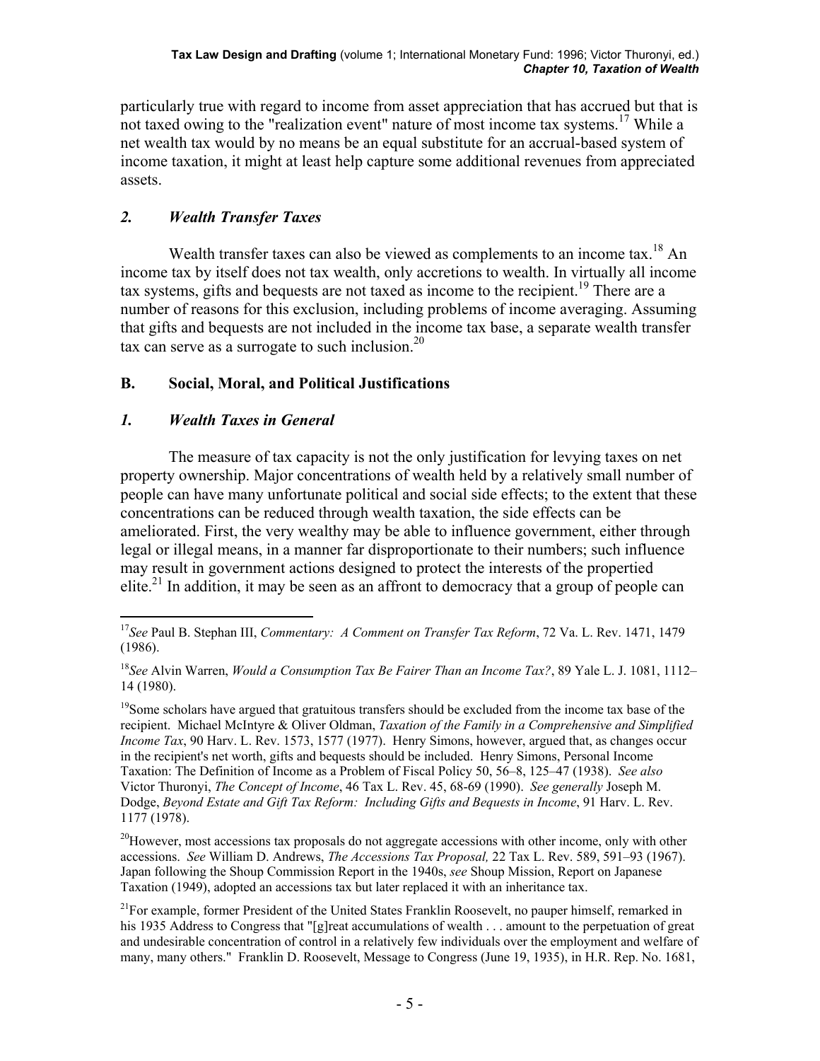particularly true with regard to income from asset appreciation that has accrued but that is not taxed owing to the "realization event" nature of most income tax systems.[17] While a net wealth tax would by no means be an equal substitute for an accrual-based system of income taxation, it might at least help capture some additional revenues from appreciated assets.

### *2. Wealth Transfer Taxes*

Wealth transfer taxes can also be viewed as complements to an income tax.[18] An income tax by itself does not tax wealth, only accretions to wealth. In virtually all income tax systems, gifts and bequests are not taxed as income to the recipient.[19] There are a number of reasons for this exclusion, including problems of income averaging. Assuming that gifts and bequests are not included in the income tax base, a separate wealth transfer tax can serve as a surrogate to such inclusion.[20]

## **B. Social, Moral, and Political Justifications**

### *1. Wealth Taxes in General*

The measure of tax capacity is not the only justification for levying taxes on net property ownership. Major concentrations of wealth held by a relatively small number of people can have many unfortunate political and social side effects; to the extent that these concentrations can be reduced through wealth taxation, the side effects can be ameliorated. First, the very wealthy may be able to influence government, either through legal or illegal means, in a manner far disproportionate to their numbers; such influence may result in government actions designed to protect the interests of the propertied elite.[21] In addition, it may be seen as an affront to democracy that a group of people can

---

[17] *See* Paul B. Stephan III, *Commentary: A Comment on Transfer Tax Reform*, 72 Va. L. Rev. 1471, 1479 (1986).

[18] *See* Alvin Warren, *Would a Consumption Tax Be Fairer Than an Income Tax?*, 89 Yale L. J. 1081, 1112–14 (1980).

[19] Some scholars have argued that gratuitous transfers should be excluded from the income tax base of the recipient. Michael McIntyre & Oliver Oldman, *Taxation of the Family in a Comprehensive and Simplified Income Tax*, 90 Harv. L. Rev. 1573, 1577 (1977). Henry Simons, however, argued that, as changes occur in the recipient's net worth, gifts and bequests should be included. Henry Simons, Personal Income Taxation: The Definition of Income as a Problem of Fiscal Policy 50, 56–8, 125–47 (1938). *See also* Victor Thuronyi, *The Concept of Income*, 46 Tax L. Rev. 45, 68-69 (1990). *See generally* Joseph M. Dodge, *Beyond Estate and Gift Tax Reform: Including Gifts and Bequests in Income*, 91 Harv. L. Rev. 1177 (1978).

[20] However, most accessions tax proposals do not aggregate accessions with other income, only with other accessions. *See* William D. Andrews, *The Accessions Tax Proposal,* 22 Tax L. Rev. 589, 591–93 (1967). Japan following the Shoup Commission Report in the 1940s, *see* Shoup Mission, Report on Japanese Taxation (1949), adopted an accessions tax but later replaced it with an inheritance tax.

[21] For example, former President of the United States Franklin Roosevelt, no pauper himself, remarked in his 1935 Address to Congress that "[g]reat accumulations of wealth . . . amount to the perpetuation of great and undesirable concentration of control in a relatively few individuals over the employment and welfare of many, many others." Franklin D. Roosevelt, Message to Congress (June 19, 1935), in H.R. Rep. No. 1681,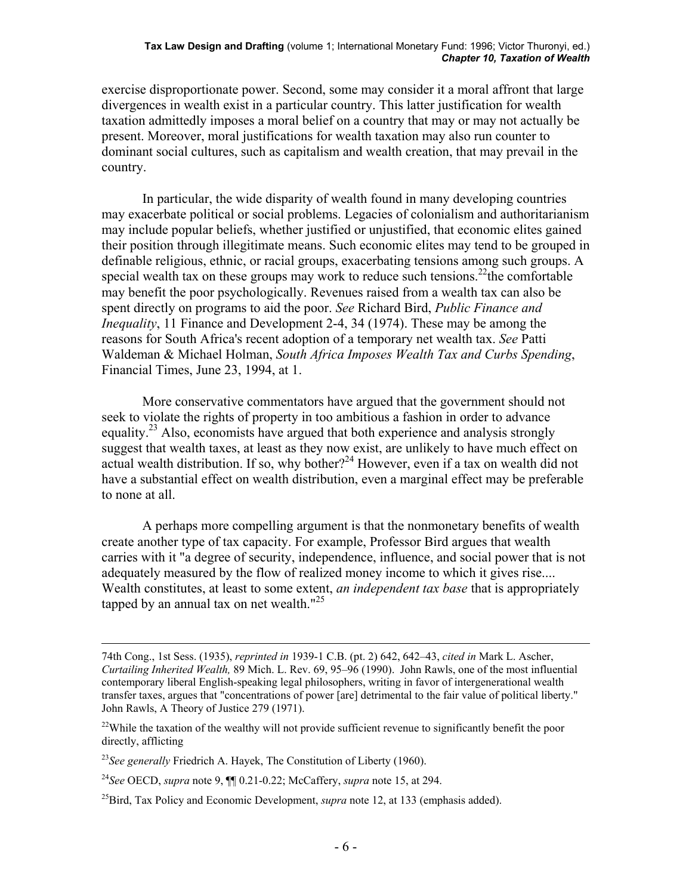exercise disproportionate power. Second, some may consider it a moral affront that large divergences in wealth exist in a particular country. This latter justification for wealth taxation admittedly imposes a moral belief on a country that may or may not actually be present. Moreover, moral justifications for wealth taxation may also run counter to dominant social cultures, such as capitalism and wealth creation, that may prevail in the country.

In particular, the wide disparity of wealth found in many developing countries may exacerbate political or social problems. Legacies of colonialism and authoritarianism may include popular beliefs, whether justified or unjustified, that economic elites gained their position through illegitimate means. Such economic elites may tend to be grouped in definable religious, ethnic, or racial groups, exacerbating tensions among such groups. A special wealth tax on these groups may work to reduce such tensions.[22]the comfortable may benefit the poor psychologically. Revenues raised from a wealth tax can also be spent directly on programs to aid the poor. *See* Richard Bird, *Public Finance and Inequality*, 11 Finance and Development 2-4, 34 (1974). These may be among the reasons for South Africa's recent adoption of a temporary net wealth tax. *See* Patti Waldeman & Michael Holman, *South Africa Imposes Wealth Tax and Curbs Spending*, Financial Times, June 23, 1994, at 1.

More conservative commentators have argued that the government should not seek to violate the rights of property in too ambitious a fashion in order to advance equality.[23] Also, economists have argued that both experience and analysis strongly suggest that wealth taxes, at least as they now exist, are unlikely to have much effect on actual wealth distribution. If so, why bother?[24] However, even if a tax on wealth did not have a substantial effect on wealth distribution, even a marginal effect may be preferable to none at all.

A perhaps more compelling argument is that the nonmonetary benefits of wealth create another type of tax capacity. For example, Professor Bird argues that wealth carries with it "a degree of security, independence, influence, and social power that is not adequately measured by the flow of realized money income to which it gives rise.... Wealth constitutes, at least to some extent, *an independent tax base* that is appropriately tapped by an annual tax on net wealth."[25]

---

74th Cong., 1st Sess. (1935), *reprinted in* 1939-1 C.B. (pt. 2) 642, 642–43, *cited in* Mark L. Ascher, *Curtailing Inherited Wealth,* 89 Mich. L. Rev. 69, 95–96 (1990). John Rawls, one of the most influential contemporary liberal English-speaking legal philosophers, writing in favor of intergenerational wealth transfer taxes, argues that "concentrations of power [are] detrimental to the fair value of political liberty." John Rawls, A Theory of Justice 279 (1971).

[22]While the taxation of the wealthy will not provide sufficient revenue to significantly benefit the poor directly, afflicting

[23]*See generally* Friedrich A. Hayek, The Constitution of Liberty (1960).

[24]*See* OECD, *supra* note 9, ¶¶ 0.21-0.22; McCaffery, *supra* note 15, at 294.

[25]Bird, Tax Policy and Economic Development, *supra* note 12, at 133 (emphasis added).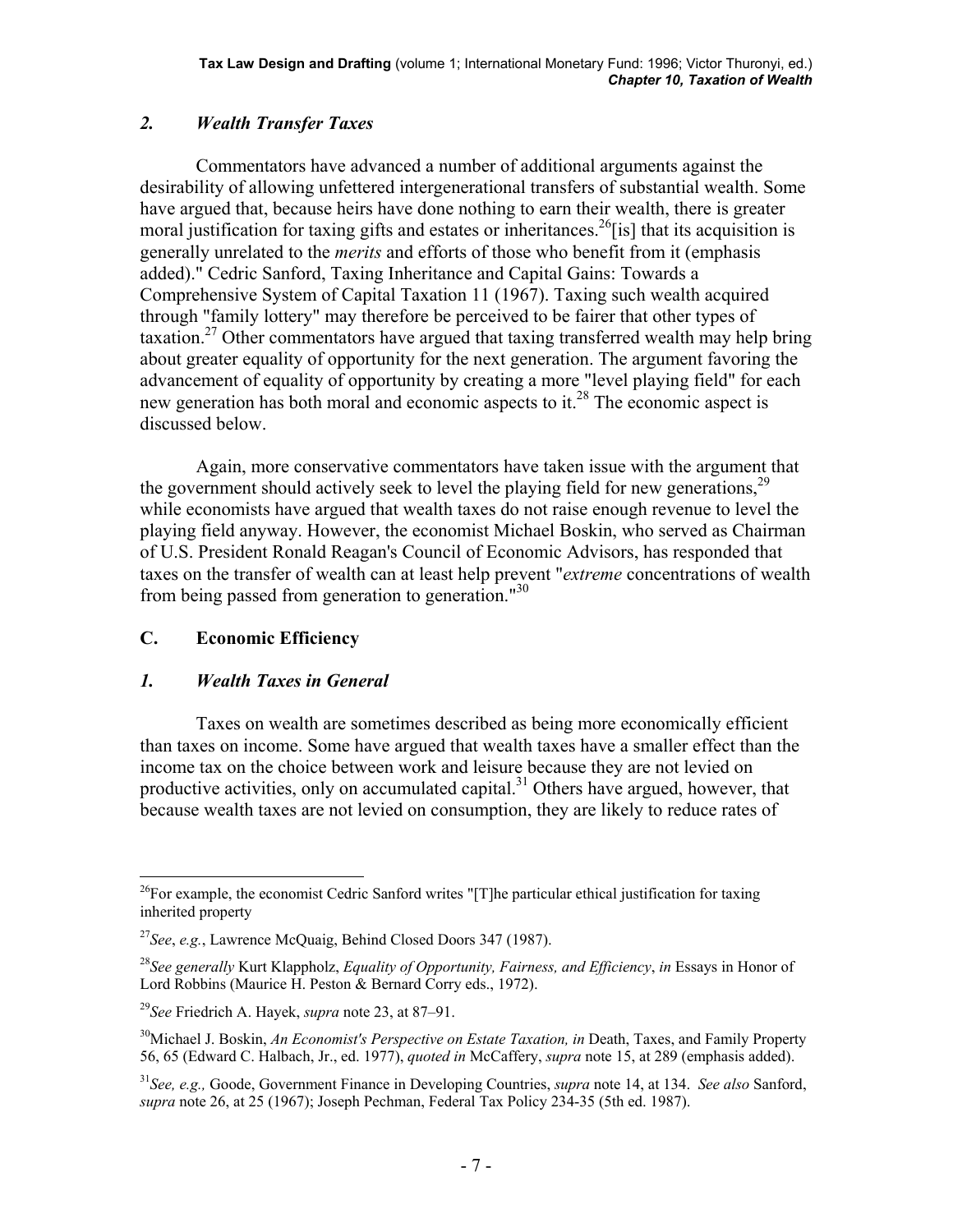### *2. Wealth Transfer Taxes*

Commentators have advanced a number of additional arguments against the desirability of allowing unfettered intergenerational transfers of substantial wealth. Some have argued that, because heirs have done nothing to earn their wealth, there is greater moral justification for taxing gifts and estates or inheritances.[26][is] that its acquisition is generally unrelated to the *merits* and efforts of those who benefit from it (emphasis added)." Cedric Sanford, Taxing Inheritance and Capital Gains: Towards a Comprehensive System of Capital Taxation 11 (1967). Taxing such wealth acquired through "family lottery" may therefore be perceived to be fairer that other types of taxation.[27] Other commentators have argued that taxing transferred wealth may help bring about greater equality of opportunity for the next generation. The argument favoring the advancement of equality of opportunity by creating a more "level playing field" for each new generation has both moral and economic aspects to it.[28] The economic aspect is discussed below.

Again, more conservative commentators have taken issue with the argument that the government should actively seek to level the playing field for new generations,[29] while economists have argued that wealth taxes do not raise enough revenue to level the playing field anyway. However, the economist Michael Boskin, who served as Chairman of U.S. President Ronald Reagan's Council of Economic Advisors, has responded that taxes on the transfer of wealth can at least help prevent "*extreme* concentrations of wealth from being passed from generation to generation."[30]

## C. Economic Efficiency

### *1. Wealth Taxes in General*

Taxes on wealth are sometimes described as being more economically efficient than taxes on income. Some have argued that wealth taxes have a smaller effect than the income tax on the choice between work and leisure because they are not levied on productive activities, only on accumulated capital.[31] Others have argued, however, that because wealth taxes are not levied on consumption, they are likely to reduce rates of

---

[26]For example, the economist Cedric Sanford writes "[T]he particular ethical justification for taxing inherited property

[27]*See*, *e.g.*, Lawrence McQuaig, Behind Closed Doors 347 (1987).

[28]*See generally* Kurt Klappholz, *Equality of Opportunity, Fairness, and Efficiency*, *in* Essays in Honor of Lord Robbins (Maurice H. Peston & Bernard Corry eds., 1972).

[29]*See* Friedrich A. Hayek, *supra* note 23, at 87–91.

[30]Michael J. Boskin, *An Economist's Perspective on Estate Taxation, in* Death, Taxes, and Family Property 56, 65 (Edward C. Halbach, Jr., ed. 1977), *quoted in* McCaffery, *supra* note 15, at 289 (emphasis added).

[31]*See, e.g.,* Goode, Government Finance in Developing Countries, *supra* note 14, at 134. *See also* Sanford, *supra* note 26, at 25 (1967); Joseph Pechman, Federal Tax Policy 234-35 (5th ed. 1987).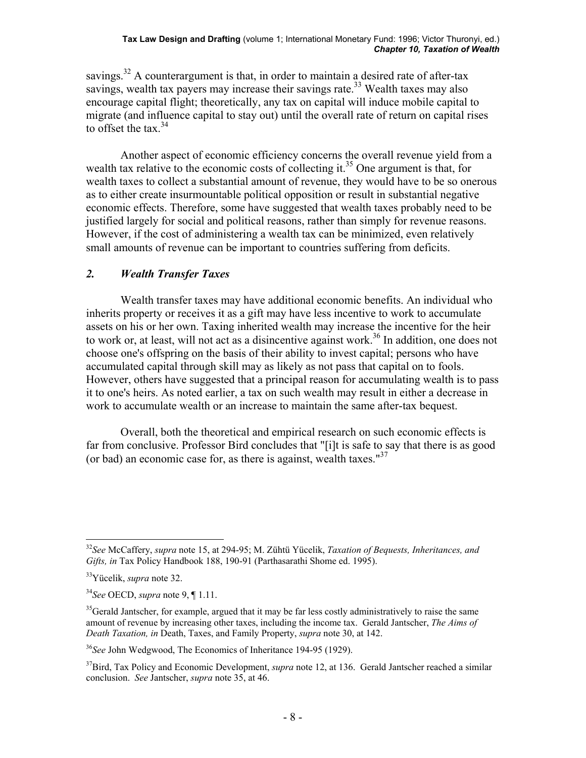savings.[32] A counterargument is that, in order to maintain a desired rate of after-tax savings, wealth tax payers may increase their savings rate.[33] Wealth taxes may also encourage capital flight; theoretically, any tax on capital will induce mobile capital to migrate (and influence capital to stay out) until the overall rate of return on capital rises to offset the tax.[34]

Another aspect of economic efficiency concerns the overall revenue yield from a wealth tax relative to the economic costs of collecting it.[35] One argument is that, for wealth taxes to collect a substantial amount of revenue, they would have to be so onerous as to either create insurmountable political opposition or result in substantial negative economic effects. Therefore, some have suggested that wealth taxes probably need to be justified largely for social and political reasons, rather than simply for revenue reasons. However, if the cost of administering a wealth tax can be minimized, even relatively small amounts of revenue can be important to countries suffering from deficits.

## *2. Wealth Transfer Taxes*

Wealth transfer taxes may have additional economic benefits. An individual who inherits property or receives it as a gift may have less incentive to work to accumulate assets on his or her own. Taxing inherited wealth may increase the incentive for the heir to work or, at least, will not act as a disincentive against work.[36] In addition, one does not choose one's offspring on the basis of their ability to invest capital; persons who have accumulated capital through skill may as likely as not pass that capital on to fools. However, others have suggested that a principal reason for accumulating wealth is to pass it to one's heirs. As noted earlier, a tax on such wealth may result in either a decrease in work to accumulate wealth or an increase to maintain the same after-tax bequest.

Overall, both the theoretical and empirical research on such economic effects is far from conclusive. Professor Bird concludes that "[i]t is safe to say that there is as good (or bad) an economic case for, as there is against, wealth taxes."[37]

---

[32]*See* McCaffery, *supra* note 15, at 294-95; M. Zühtü Yücelik, *Taxation of Bequests, Inheritances, and Gifts, in* Tax Policy Handbook 188, 190-91 (Parthasarathi Shome ed. 1995).

[33]Yücelik, *supra* note 32.

[34]*See* OECD, *supra* note 9, ¶ 1.11.

[35]Gerald Jantscher, for example, argued that it may be far less costly administratively to raise the same amount of revenue by increasing other taxes, including the income tax. Gerald Jantscher, *The Aims of Death Taxation, in* Death, Taxes, and Family Property, *supra* note 30, at 142.

[36]*See* John Wedgwood, The Economics of Inheritance 194-95 (1929).

[37]Bird, Tax Policy and Economic Development, *supra* note 12, at 136. Gerald Jantscher reached a similar conclusion. *See* Jantscher, *supra* note 35, at 46.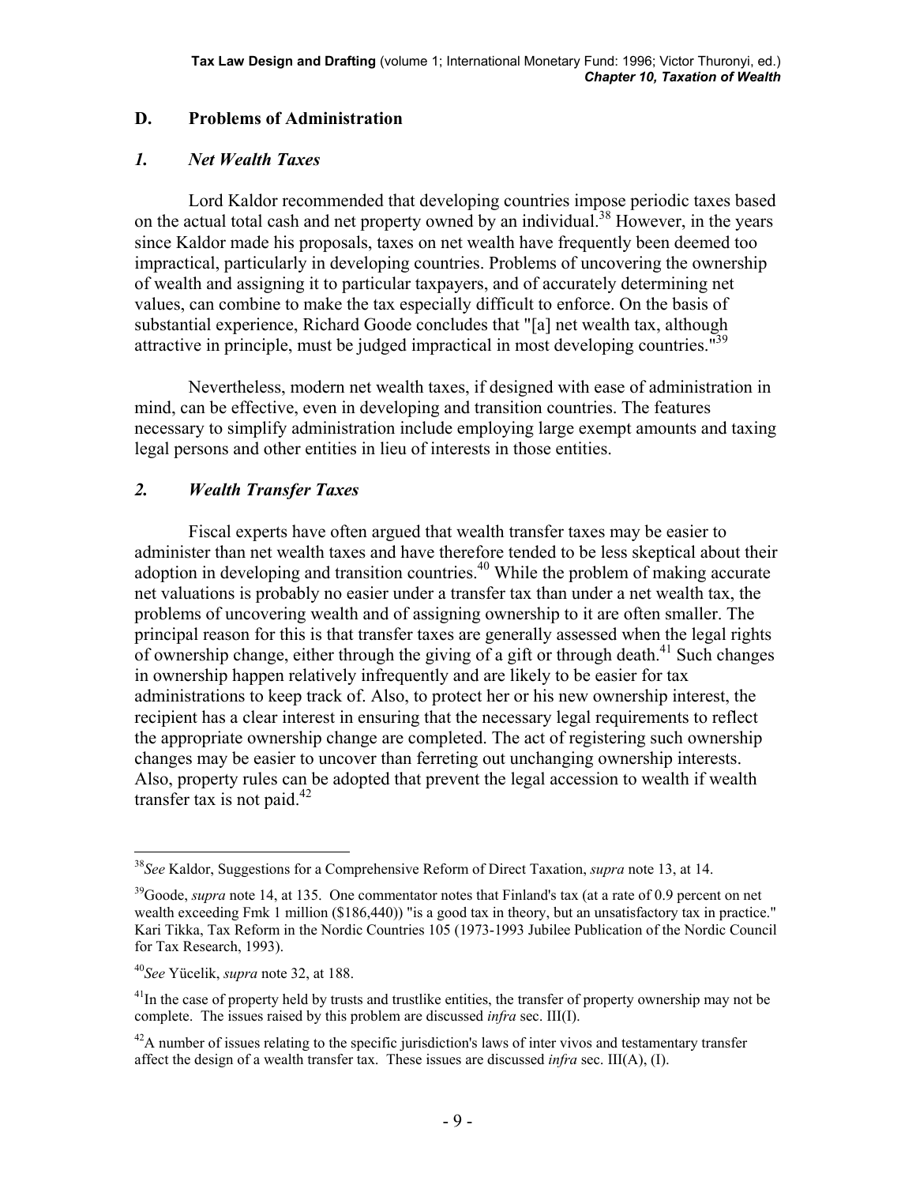## D. Problems of Administration

### *1. Net Wealth Taxes*

Lord Kaldor recommended that developing countries impose periodic taxes based on the actual total cash and net property owned by an individual.[38] However, in the years since Kaldor made his proposals, taxes on net wealth have frequently been deemed too impractical, particularly in developing countries. Problems of uncovering the ownership of wealth and assigning it to particular taxpayers, and of accurately determining net values, can combine to make the tax especially difficult to enforce. On the basis of substantial experience, Richard Goode concludes that "[a] net wealth tax, although attractive in principle, must be judged impractical in most developing countries."[39]

Nevertheless, modern net wealth taxes, if designed with ease of administration in mind, can be effective, even in developing and transition countries. The features necessary to simplify administration include employing large exempt amounts and taxing legal persons and other entities in lieu of interests in those entities.

### *2. Wealth Transfer Taxes*

Fiscal experts have often argued that wealth transfer taxes may be easier to administer than net wealth taxes and have therefore tended to be less skeptical about their adoption in developing and transition countries.[40] While the problem of making accurate net valuations is probably no easier under a transfer tax than under a net wealth tax, the problems of uncovering wealth and of assigning ownership to it are often smaller. The principal reason for this is that transfer taxes are generally assessed when the legal rights of ownership change, either through the giving of a gift or through death.[41] Such changes in ownership happen relatively infrequently and are likely to be easier for tax administrations to keep track of. Also, to protect her or his new ownership interest, the recipient has a clear interest in ensuring that the necessary legal requirements to reflect the appropriate ownership change are completed. The act of registering such ownership changes may be easier to uncover than ferreting out unchanging ownership interests. Also, property rules can be adopted that prevent the legal accession to wealth if wealth transfer tax is not paid.[42]

---

[38] *See* Kaldor, Suggestions for a Comprehensive Reform of Direct Taxation, *supra* note 13, at 14.

[39] Goode, *supra* note 14, at 135. One commentator notes that Finland's tax (at a rate of 0.9 percent on net wealth exceeding Fmk 1 million ($186,440)) "is a good tax in theory, but an unsatisfactory tax in practice." Kari Tikka, Tax Reform in the Nordic Countries 105 (1973-1993 Jubilee Publication of the Nordic Council for Tax Research, 1993).

[40] *See* Yücelik, *supra* note 32, at 188.

[41] In the case of property held by trusts and trustlike entities, the transfer of property ownership may not be complete. The issues raised by this problem are discussed *infra* sec. III(I).

[42] A number of issues relating to the specific jurisdiction's laws of inter vivos and testamentary transfer affect the design of a wealth transfer tax. These issues are discussed *infra* sec. III(A), (I).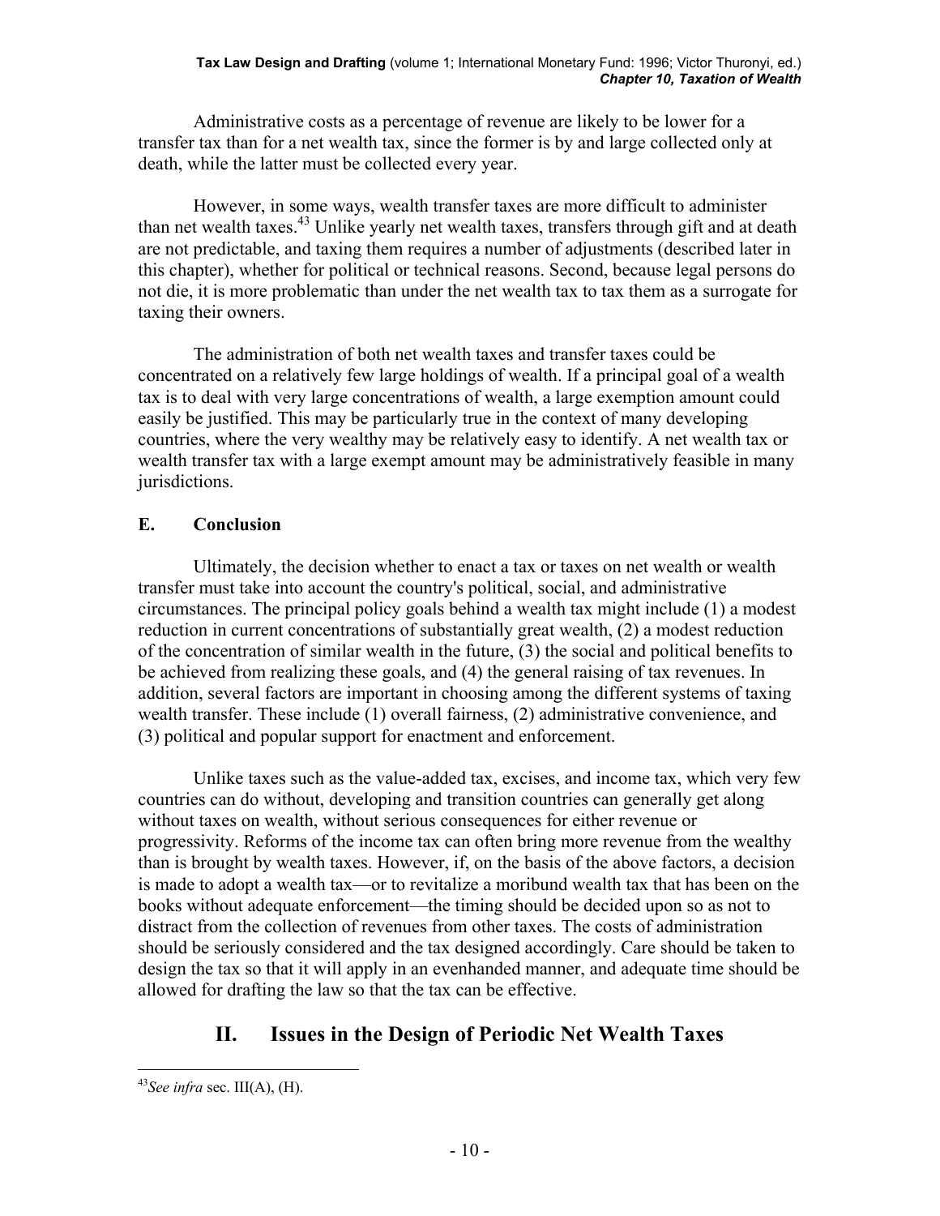Administrative costs as a percentage of revenue are likely to be lower for a transfer tax than for a net wealth tax, since the former is by and large collected only at death, while the latter must be collected every year.

However, in some ways, wealth transfer taxes are more difficult to administer than net wealth taxes.[43] Unlike yearly net wealth taxes, transfers through gift and at death are not predictable, and taxing them requires a number of adjustments (described later in this chapter), whether for political or technical reasons. Second, because legal persons do not die, it is more problematic than under the net wealth tax to tax them as a surrogate for taxing their owners.

The administration of both net wealth taxes and transfer taxes could be concentrated on a relatively few large holdings of wealth. If a principal goal of a wealth tax is to deal with very large concentrations of wealth, a large exemption amount could easily be justified. This may be particularly true in the context of many developing countries, where the very wealthy may be relatively easy to identify. A net wealth tax or wealth transfer tax with a large exempt amount may be administratively feasible in many jurisdictions.

### E. Conclusion

Ultimately, the decision whether to enact a tax or taxes on net wealth or wealth transfer must take into account the country's political, social, and administrative circumstances. The principal policy goals behind a wealth tax might include (1) a modest reduction in current concentrations of substantially great wealth, (2) a modest reduction of the concentration of similar wealth in the future, (3) the social and political benefits to be achieved from realizing these goals, and (4) the general raising of tax revenues. In addition, several factors are important in choosing among the different systems of taxing wealth transfer. These include (1) overall fairness, (2) administrative convenience, and (3) political and popular support for enactment and enforcement.

Unlike taxes such as the value-added tax, excises, and income tax, which very few countries can do without, developing and transition countries can generally get along without taxes on wealth, without serious consequences for either revenue or progressivity. Reforms of the income tax can often bring more revenue from the wealthy than is brought by wealth taxes. However, if, on the basis of the above factors, a decision is made to adopt a wealth tax—or to revitalize a moribund wealth tax that has been on the books without adequate enforcement—the timing should be decided upon so as not to distract from the collection of revenues from other taxes. The costs of administration should be seriously considered and the tax designed accordingly. Care should be taken to design the tax so that it will apply in an evenhanded manner, and adequate time should be allowed for drafting the law so that the tax can be effective.

## II. Issues in the Design of Periodic Net Wealth Taxes

---

[43] *See infra* sec. III(A), (H).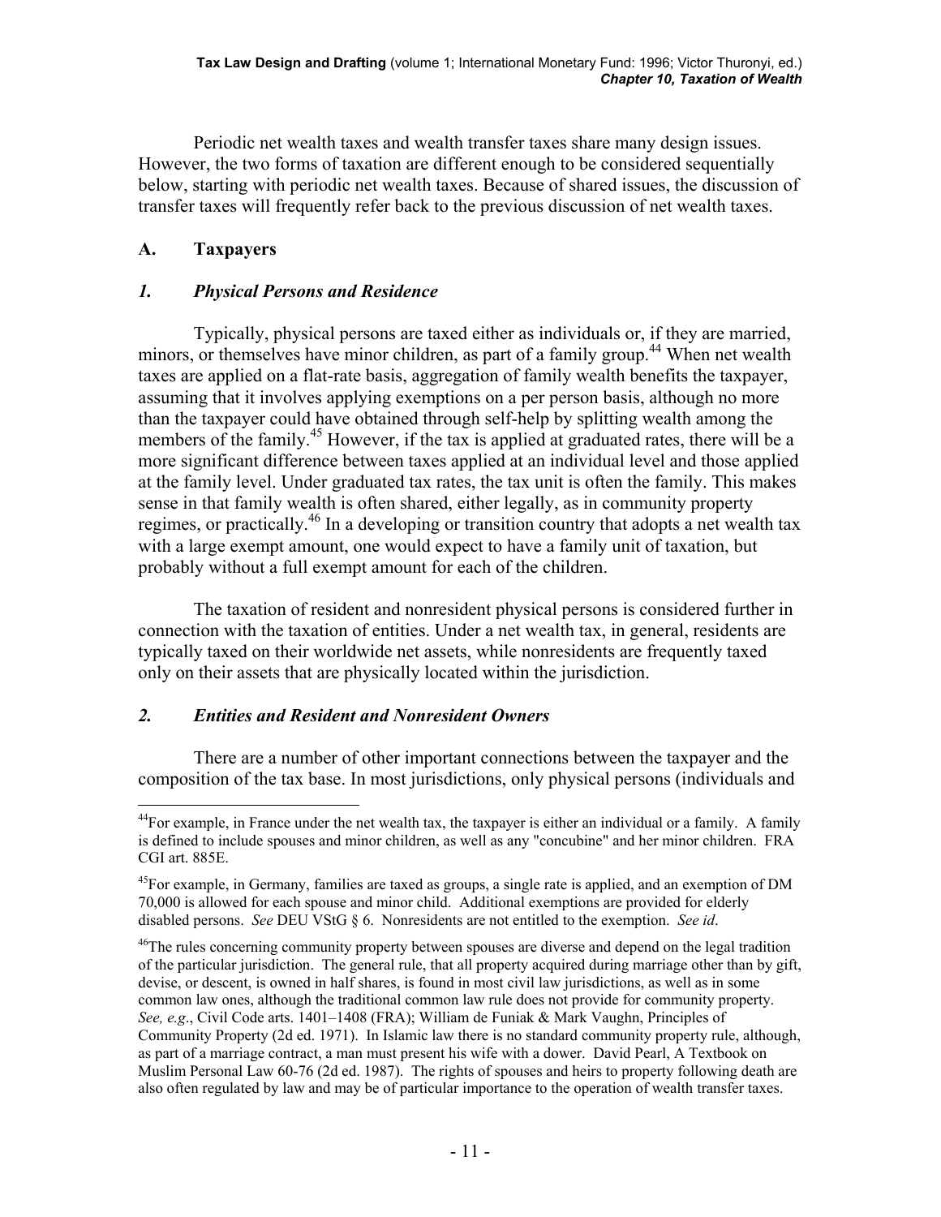Periodic net wealth taxes and wealth transfer taxes share many design issues. However, the two forms of taxation are different enough to be considered sequentially below, starting with periodic net wealth taxes. Because of shared issues, the discussion of transfer taxes will frequently refer back to the previous discussion of net wealth taxes.

## A. Taxpayers

### *1. Physical Persons and Residence*

Typically, physical persons are taxed either as individuals or, if they are married, minors, or themselves have minor children, as part of a family group.[44] When net wealth taxes are applied on a flat-rate basis, aggregation of family wealth benefits the taxpayer, assuming that it involves applying exemptions on a per person basis, although no more than the taxpayer could have obtained through self-help by splitting wealth among the members of the family.[45] However, if the tax is applied at graduated rates, there will be a more significant difference between taxes applied at an individual level and those applied at the family level. Under graduated tax rates, the tax unit is often the family. This makes sense in that family wealth is often shared, either legally, as in community property regimes, or practically.[46] In a developing or transition country that adopts a net wealth tax with a large exempt amount, one would expect to have a family unit of taxation, but probably without a full exempt amount for each of the children.

The taxation of resident and nonresident physical persons is considered further in connection with the taxation of entities. Under a net wealth tax, in general, residents are typically taxed on their worldwide net assets, while nonresidents are frequently taxed only on their assets that are physically located within the jurisdiction.

### *2. Entities and Resident and Nonresident Owners*

There are a number of other important connections between the taxpayer and the composition of the tax base. In most jurisdictions, only physical persons (individuals and

---

[44] For example, in France under the net wealth tax, the taxpayer is either an individual or a family. A family is defined to include spouses and minor children, as well as any "concubine" and her minor children. FRA CGI art. 885E.

[45] For example, in Germany, families are taxed as groups, a single rate is applied, and an exemption of DM 70,000 is allowed for each spouse and minor child. Additional exemptions are provided for elderly disabled persons. *See* DEU VStG § 6. Nonresidents are not entitled to the exemption. *See id*.

[46] The rules concerning community property between spouses are diverse and depend on the legal tradition of the particular jurisdiction. The general rule, that all property acquired during marriage other than by gift, devise, or descent, is owned in half shares, is found in most civil law jurisdictions, as well as in some common law ones, although the traditional common law rule does not provide for community property. *See, e.g*., Civil Code arts. 1401–1408 (FRA); William de Funiak & Mark Vaughn, Principles of Community Property (2d ed. 1971). In Islamic law there is no standard community property rule, although, as part of a marriage contract, a man must present his wife with a dower. David Pearl, A Textbook on Muslim Personal Law 60-76 (2d ed. 1987). The rights of spouses and heirs to property following death are also often regulated by law and may be of particular importance to the operation of wealth transfer taxes.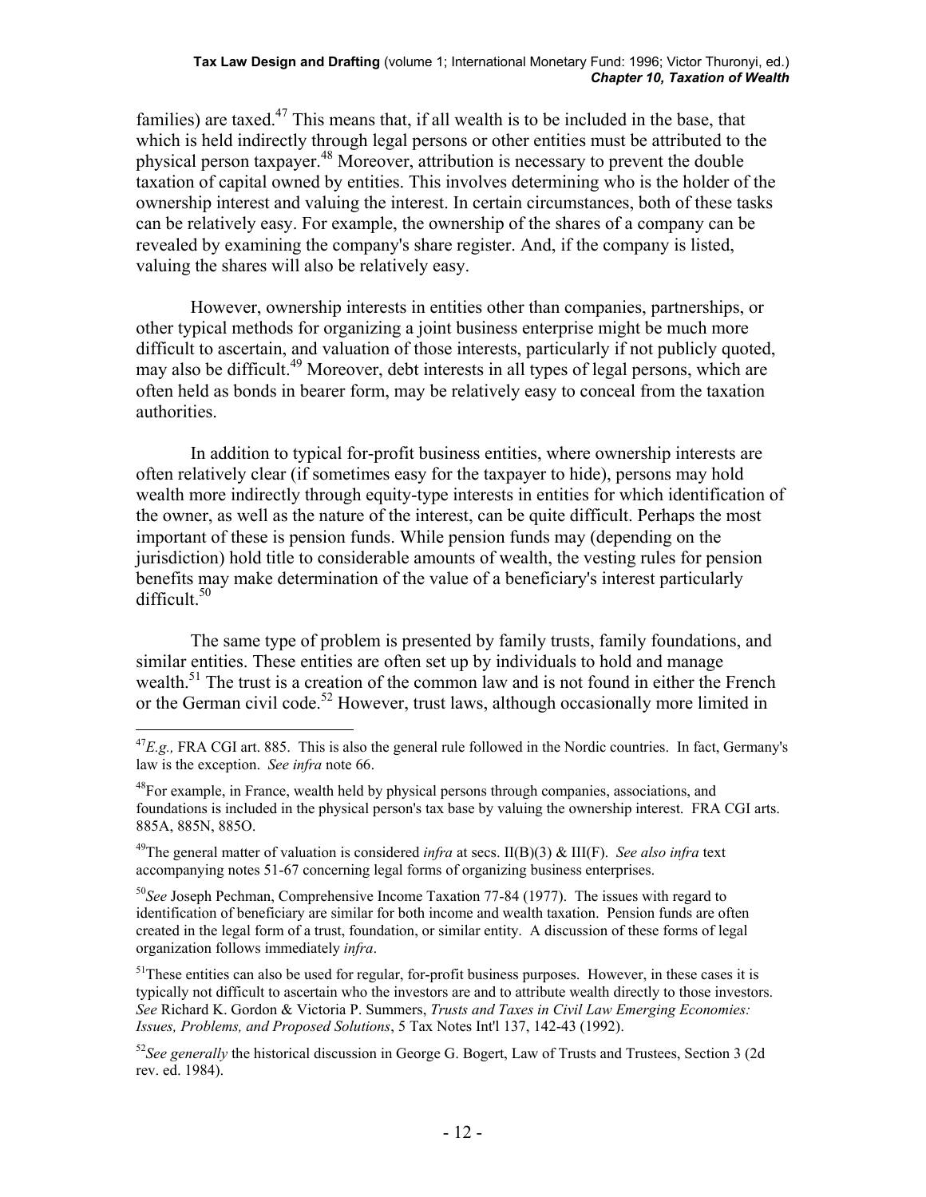families) are taxed.[47] This means that, if all wealth is to be included in the base, that which is held indirectly through legal persons or other entities must be attributed to the physical person taxpayer.[48] Moreover, attribution is necessary to prevent the double taxation of capital owned by entities. This involves determining who is the holder of the ownership interest and valuing the interest. In certain circumstances, both of these tasks can be relatively easy. For example, the ownership of the shares of a company can be revealed by examining the company's share register. And, if the company is listed, valuing the shares will also be relatively easy.

However, ownership interests in entities other than companies, partnerships, or other typical methods for organizing a joint business enterprise might be much more difficult to ascertain, and valuation of those interests, particularly if not publicly quoted, may also be difficult.[49] Moreover, debt interests in all types of legal persons, which are often held as bonds in bearer form, may be relatively easy to conceal from the taxation authorities.

In addition to typical for-profit business entities, where ownership interests are often relatively clear (if sometimes easy for the taxpayer to hide), persons may hold wealth more indirectly through equity-type interests in entities for which identification of the owner, as well as the nature of the interest, can be quite difficult. Perhaps the most important of these is pension funds. While pension funds may (depending on the jurisdiction) hold title to considerable amounts of wealth, the vesting rules for pension benefits may make determination of the value of a beneficiary's interest particularly difficult.[50]

The same type of problem is presented by family trusts, family foundations, and similar entities. These entities are often set up by individuals to hold and manage wealth.[51] The trust is a creation of the common law and is not found in either the French or the German civil code.[52] However, trust laws, although occasionally more limited in

---

[47] *E.g.,* FRA CGI art. 885. This is also the general rule followed in the Nordic countries. In fact, Germany's law is the exception. *See infra* note 66.

[48] For example, in France, wealth held by physical persons through companies, associations, and foundations is included in the physical person's tax base by valuing the ownership interest. FRA CGI arts. 885A, 885N, 885O.

[49] The general matter of valuation is considered *infra* at secs. II(B)(3) & III(F). *See also infra* text accompanying notes 51-67 concerning legal forms of organizing business enterprises.

[50] *See* Joseph Pechman, Comprehensive Income Taxation 77-84 (1977). The issues with regard to identification of beneficiary are similar for both income and wealth taxation. Pension funds are often created in the legal form of a trust, foundation, or similar entity. A discussion of these forms of legal organization follows immediately *infra*.

[51] These entities can also be used for regular, for-profit business purposes. However, in these cases it is typically not difficult to ascertain who the investors are and to attribute wealth directly to those investors. *See* Richard K. Gordon & Victoria P. Summers, *Trusts and Taxes in Civil Law Emerging Economies: Issues, Problems, and Proposed Solutions*, 5 Tax Notes Int'l 137, 142-43 (1992).

[52] *See generally* the historical discussion in George G. Bogert, Law of Trusts and Trustees, Section 3 (2d rev. ed. 1984).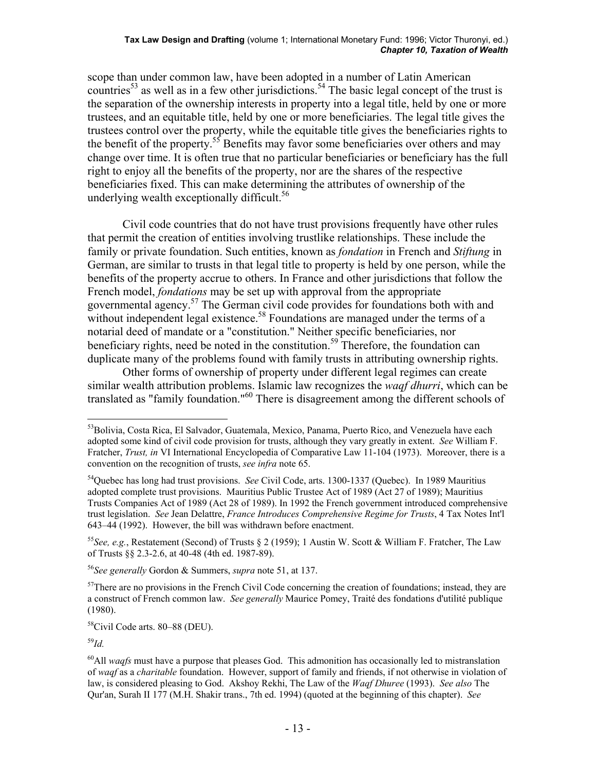scope than under common law, have been adopted in a number of Latin American countries[53] as well as in a few other jurisdictions.[54] The basic legal concept of the trust is the separation of the ownership interests in property into a legal title, held by one or more trustees, and an equitable title, held by one or more beneficiaries. The legal title gives the trustees control over the property, while the equitable title gives the beneficiaries rights to the benefit of the property.[55] Benefits may favor some beneficiaries over others and may change over time. It is often true that no particular beneficiaries or beneficiary has the full right to enjoy all the benefits of the property, nor are the shares of the respective beneficiaries fixed. This can make determining the attributes of ownership of the underlying wealth exceptionally difficult.[56]

Civil code countries that do not have trust provisions frequently have other rules that permit the creation of entities involving trustlike relationships. These include the family or private foundation. Such entities, known as *fondation* in French and *Stiftung* in German, are similar to trusts in that legal title to property is held by one person, while the benefits of the property accrue to others. In France and other jurisdictions that follow the French model, *fondations* may be set up with approval from the appropriate governmental agency.[57] The German civil code provides for foundations both with and without independent legal existence.[58] Foundations are managed under the terms of a notarial deed of mandate or a "constitution." Neither specific beneficiaries, nor beneficiary rights, need be noted in the constitution.[59] Therefore, the foundation can duplicate many of the problems found with family trusts in attributing ownership rights.

Other forms of ownership of property under different legal regimes can create similar wealth attribution problems. Islamic law recognizes the *waqf dhurri*, which can be translated as "family foundation."[60] There is disagreement among the different schools of

---

[53]Bolivia, Costa Rica, El Salvador, Guatemala, Mexico, Panama, Puerto Rico, and Venezuela have each adopted some kind of civil code provision for trusts, although they vary greatly in extent. *See* William F. Fratcher, *Trust, in* VI International Encyclopedia of Comparative Law 11-104 (1973). Moreover, there is a convention on the recognition of trusts, *see infra* note 65.

[54]Quebec has long had trust provisions. *See* Civil Code, arts. 1300-1337 (Quebec). In 1989 Mauritius adopted complete trust provisions. Mauritius Public Trustee Act of 1989 (Act 27 of 1989); Mauritius Trusts Companies Act of 1989 (Act 28 of 1989). In 1992 the French government introduced comprehensive trust legislation. *See* Jean Delattre, *France Introduces Comprehensive Regime for Trusts*, 4 Tax Notes Int'l 643–44 (1992). However, the bill was withdrawn before enactment.

[55]*See, e.g.*, Restatement (Second) of Trusts § 2 (1959); 1 Austin W. Scott & William F. Fratcher, The Law of Trusts §§ 2.3-2.6, at 40-48 (4th ed. 1987-89).

[56]*See generally* Gordon & Summers, *supra* note 51, at 137.

[57]There are no provisions in the French Civil Code concerning the creation of foundations; instead, they are a construct of French common law. *See generally* Maurice Pomey, Traité des fondations d'utilité publique (1980).

[58]Civil Code arts. 80–88 (DEU).

[59]*Id.*

[60]All *waqfs* must have a purpose that pleases God. This admonition has occasionally led to mistranslation of *waqf* as a *charitable* foundation. However, support of family and friends, if not otherwise in violation of law, is considered pleasing to God. Akshoy Rekhi, The Law of the *Waqf Dhuree* (1993). *See also* The Qur'an, Surah II 177 (M.H. Shakir trans., 7th ed. 1994) (quoted at the beginning of this chapter). *See*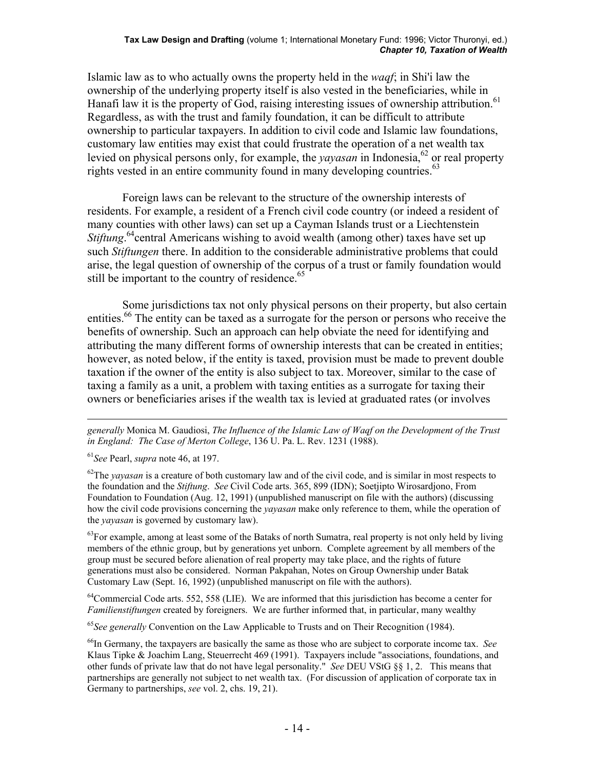Islamic law as to who actually owns the property held in the *waqf*; in Shi'i law the ownership of the underlying property itself is also vested in the beneficiaries, while in Hanafi law it is the property of God, raising interesting issues of ownership attribution.[61] Regardless, as with the trust and family foundation, it can be difficult to attribute ownership to particular taxpayers. In addition to civil code and Islamic law foundations, customary law entities may exist that could frustrate the operation of a net wealth tax levied on physical persons only, for example, the *yayasan* in Indonesia,[62] or real property rights vested in an entire community found in many developing countries.[63]

Foreign laws can be relevant to the structure of the ownership interests of residents. For example, a resident of a French civil code country (or indeed a resident of many counties with other laws) can set up a Cayman Islands trust or a Liechtenstein *Stiftung*.[64]central Americans wishing to avoid wealth (among other) taxes have set up such *Stiftungen* there. In addition to the considerable administrative problems that could arise, the legal question of ownership of the corpus of a trust or family foundation would still be important to the country of residence.[65]

Some jurisdictions tax not only physical persons on their property, but also certain entities.[66] The entity can be taxed as a surrogate for the person or persons who receive the benefits of ownership. Such an approach can help obviate the need for identifying and attributing the many different forms of ownership interests that can be created in entities; however, as noted below, if the entity is taxed, provision must be made to prevent double taxation if the owner of the entity is also subject to tax. Moreover, similar to the case of taxing a family as a unit, a problem with taxing entities as a surrogate for taxing their owners or beneficiaries arises if the wealth tax is levied at graduated rates (or involves

---

*generally* Monica M. Gaudiosi, *The Influence of the Islamic Law of Waqf on the Development of the Trust in England: The Case of Merton College*, 136 U. Pa. L. Rev. 1231 (1988).

[61]*See* Pearl, *supra* note 46, at 197.

[62]The *yayasan* is a creature of both customary law and of the civil code, and is similar in most respects to the foundation and the *Stiftung*. *See* Civil Code arts. 365, 899 (IDN); Soetjipto Wirosardjono, From Foundation to Foundation (Aug. 12, 1991) (unpublished manuscript on file with the authors) (discussing how the civil code provisions concerning the *yayasan* make only reference to them, while the operation of the *yayasan* is governed by customary law).

[63]For example, among at least some of the Bataks of north Sumatra, real property is not only held by living members of the ethnic group, but by generations yet unborn. Complete agreement by all members of the group must be secured before alienation of real property may take place, and the rights of future generations must also be considered. Norman Pakpahan, Notes on Group Ownership under Batak Customary Law (Sept. 16, 1992) (unpublished manuscript on file with the authors).

[64]Commercial Code arts. 552, 558 (LIE). We are informed that this jurisdiction has become a center for *Familienstiftungen* created by foreigners. We are further informed that, in particular, many wealthy

[65]*See generally* Convention on the Law Applicable to Trusts and on Their Recognition (1984).

[66]In Germany, the taxpayers are basically the same as those who are subject to corporate income tax. *See* Klaus Tipke & Joachim Lang, Steuerrecht 469 (1991). Taxpayers include "associations, foundations, and other funds of private law that do not have legal personality." *See* DEU VStG §§ 1, 2. This means that partnerships are generally not subject to net wealth tax. (For discussion of application of corporate tax in Germany to partnerships, *see* vol. 2, chs. 19, 21).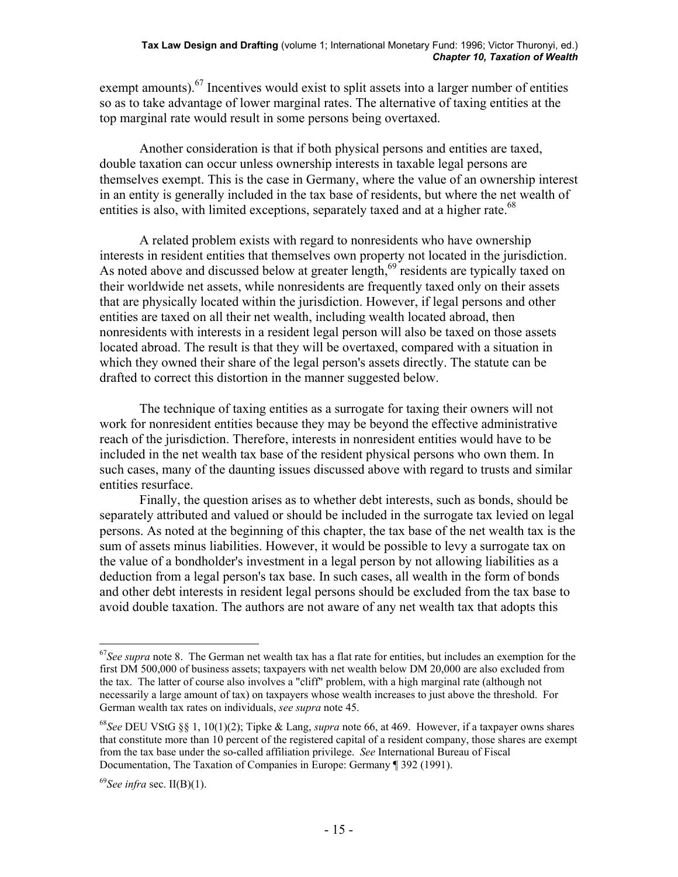exempt amounts).[67] Incentives would exist to split assets into a larger number of entities so as to take advantage of lower marginal rates. The alternative of taxing entities at the top marginal rate would result in some persons being overtaxed.

Another consideration is that if both physical persons and entities are taxed, double taxation can occur unless ownership interests in taxable legal persons are themselves exempt. This is the case in Germany, where the value of an ownership interest in an entity is generally included in the tax base of residents, but where the net wealth of entities is also, with limited exceptions, separately taxed and at a higher rate.[68]

A related problem exists with regard to nonresidents who have ownership interests in resident entities that themselves own property not located in the jurisdiction. As noted above and discussed below at greater length,[69] residents are typically taxed on their worldwide net assets, while nonresidents are frequently taxed only on their assets that are physically located within the jurisdiction. However, if legal persons and other entities are taxed on all their net wealth, including wealth located abroad, then nonresidents with interests in a resident legal person will also be taxed on those assets located abroad. The result is that they will be overtaxed, compared with a situation in which they owned their share of the legal person's assets directly. The statute can be drafted to correct this distortion in the manner suggested below.

The technique of taxing entities as a surrogate for taxing their owners will not work for nonresident entities because they may be beyond the effective administrative reach of the jurisdiction. Therefore, interests in nonresident entities would have to be included in the net wealth tax base of the resident physical persons who own them. In such cases, many of the daunting issues discussed above with regard to trusts and similar entities resurface.

Finally, the question arises as to whether debt interests, such as bonds, should be separately attributed and valued or should be included in the surrogate tax levied on legal persons. As noted at the beginning of this chapter, the tax base of the net wealth tax is the sum of assets minus liabilities. However, it would be possible to levy a surrogate tax on the value of a bondholder's investment in a legal person by not allowing liabilities as a deduction from a legal person's tax base. In such cases, all wealth in the form of bonds and other debt interests in resident legal persons should be excluded from the tax base to avoid double taxation. The authors are not aware of any net wealth tax that adopts this

---

[67] *See supra* note 8. The German net wealth tax has a flat rate for entities, but includes an exemption for the first DM 500,000 of business assets; taxpayers with net wealth below DM 20,000 are also excluded from the tax. The latter of course also involves a "cliff" problem, with a high marginal rate (although not necessarily a large amount of tax) on taxpayers whose wealth increases to just above the threshold. For German wealth tax rates on individuals, *see supra* note 45.

[68] *See* DEU VStG §§ 1, 10(1)(2); Tipke & Lang, *supra* note 66, at 469. However, if a taxpayer owns shares that constitute more than 10 percent of the registered capital of a resident company, those shares are exempt from the tax base under the so-called affiliation privilege. *See* International Bureau of Fiscal Documentation, The Taxation of Companies in Europe: Germany ¶ 392 (1991).

[69] *See infra* sec. II(B)(1).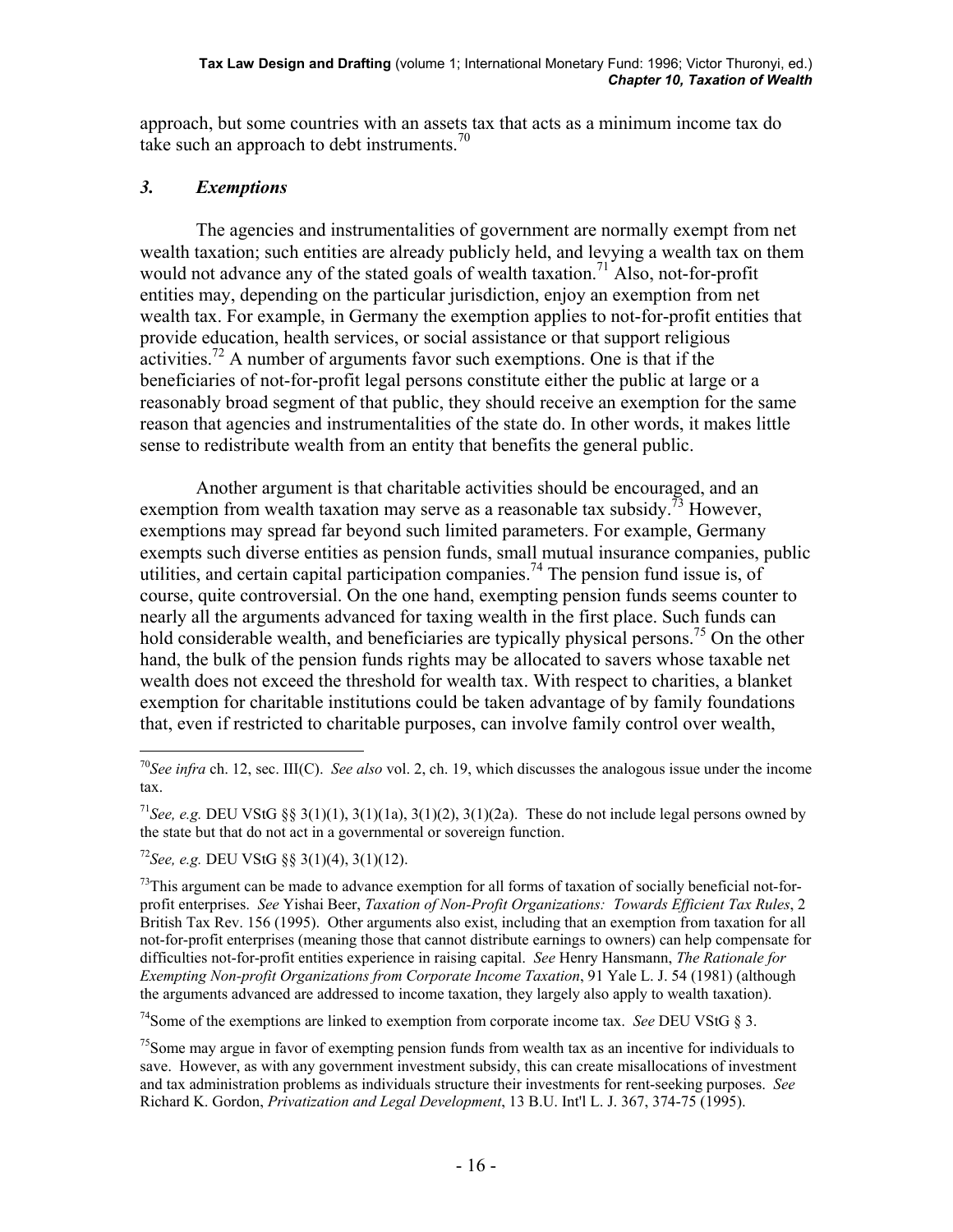approach, but some countries with an assets tax that acts as a minimum income tax do take such an approach to debt instruments.[70]

### *3. Exemptions*

The agencies and instrumentalities of government are normally exempt from net wealth taxation; such entities are already publicly held, and levying a wealth tax on them would not advance any of the stated goals of wealth taxation.[71] Also, not-for-profit entities may, depending on the particular jurisdiction, enjoy an exemption from net wealth tax. For example, in Germany the exemption applies to not-for-profit entities that provide education, health services, or social assistance or that support religious activities.[72] A number of arguments favor such exemptions. One is that if the beneficiaries of not-for-profit legal persons constitute either the public at large or a reasonably broad segment of that public, they should receive an exemption for the same reason that agencies and instrumentalities of the state do. In other words, it makes little sense to redistribute wealth from an entity that benefits the general public.

Another argument is that charitable activities should be encouraged, and an exemption from wealth taxation may serve as a reasonable tax subsidy.[73] However, exemptions may spread far beyond such limited parameters. For example, Germany exempts such diverse entities as pension funds, small mutual insurance companies, public utilities, and certain capital participation companies.[74] The pension fund issue is, of course, quite controversial. On the one hand, exempting pension funds seems counter to nearly all the arguments advanced for taxing wealth in the first place. Such funds can hold considerable wealth, and beneficiaries are typically physical persons.[75] On the other hand, the bulk of the pension funds rights may be allocated to savers whose taxable net wealth does not exceed the threshold for wealth tax. With respect to charities, a blanket exemption for charitable institutions could be taken advantage of by family foundations that, even if restricted to charitable purposes, can involve family control over wealth,

---

[70] *See infra* ch. 12, sec. III(C). *See also* vol. 2, ch. 19, which discusses the analogous issue under the income tax.

[71] *See, e.g.* DEU VStG §§ 3(1)(1), 3(1)(1a), 3(1)(2), 3(1)(2a). These do not include legal persons owned by the state but that do not act in a governmental or sovereign function.

[72] *See, e.g.* DEU VStG §§ 3(1)(4), 3(1)(12).

[73] This argument can be made to advance exemption for all forms of taxation of socially beneficial not-for-profit enterprises. *See* Yishai Beer, *Taxation of Non-Profit Organizations: Towards Efficient Tax Rules*, 2 British Tax Rev. 156 (1995). Other arguments also exist, including that an exemption from taxation for all not-for-profit enterprises (meaning those that cannot distribute earnings to owners) can help compensate for difficulties not-for-profit entities experience in raising capital. *See* Henry Hansmann, *The Rationale for Exempting Non-profit Organizations from Corporate Income Taxation*, 91 Yale L. J. 54 (1981) (although the arguments advanced are addressed to income taxation, they largely also apply to wealth taxation).

[74] Some of the exemptions are linked to exemption from corporate income tax. *See* DEU VStG § 3.

[75] Some may argue in favor of exempting pension funds from wealth tax as an incentive for individuals to save. However, as with any government investment subsidy, this can create misallocations of investment and tax administration problems as individuals structure their investments for rent-seeking purposes. *See* Richard K. Gordon, *Privatization and Legal Development*, 13 B.U. Int'l L. J. 367, 374-75 (1995).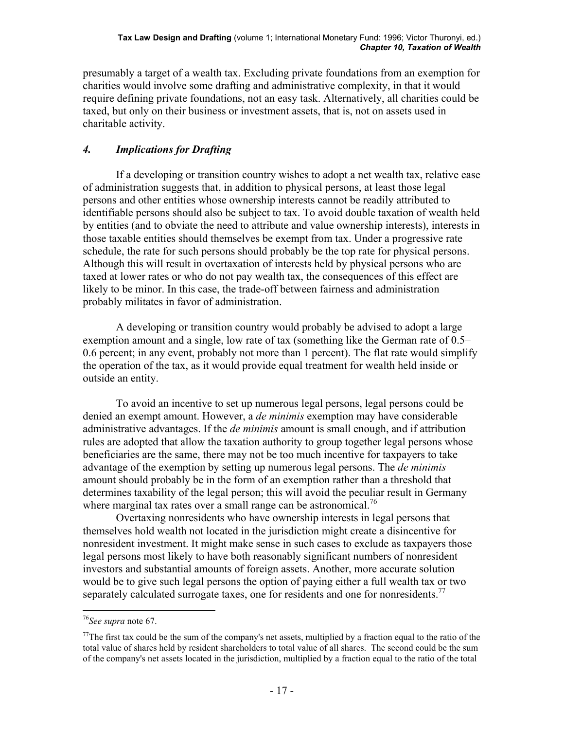presumably a target of a wealth tax. Excluding private foundations from an exemption for charities would involve some drafting and administrative complexity, in that it would require defining private foundations, not an easy task. Alternatively, all charities could be taxed, but only on their business or investment assets, that is, not on assets used in charitable activity.

### *4. Implications for Drafting*

If a developing or transition country wishes to adopt a net wealth tax, relative ease of administration suggests that, in addition to physical persons, at least those legal persons and other entities whose ownership interests cannot be readily attributed to identifiable persons should also be subject to tax. To avoid double taxation of wealth held by entities (and to obviate the need to attribute and value ownership interests), interests in those taxable entities should themselves be exempt from tax. Under a progressive rate schedule, the rate for such persons should probably be the top rate for physical persons. Although this will result in overtaxation of interests held by physical persons who are taxed at lower rates or who do not pay wealth tax, the consequences of this effect are likely to be minor. In this case, the trade-off between fairness and administration probably militates in favor of administration.

A developing or transition country would probably be advised to adopt a large exemption amount and a single, low rate of tax (something like the German rate of 0.5–0.6 percent; in any event, probably not more than 1 percent). The flat rate would simplify the operation of the tax, as it would provide equal treatment for wealth held inside or outside an entity.

To avoid an incentive to set up numerous legal persons, legal persons could be denied an exempt amount. However, a *de minimis* exemption may have considerable administrative advantages. If the *de minimis* amount is small enough, and if attribution rules are adopted that allow the taxation authority to group together legal persons whose beneficiaries are the same, there may not be too much incentive for taxpayers to take advantage of the exemption by setting up numerous legal persons. The *de minimis* amount should probably be in the form of an exemption rather than a threshold that determines taxability of the legal person; this will avoid the peculiar result in Germany where marginal tax rates over a small range can be astronomical.[76]

Overtaxing nonresidents who have ownership interests in legal persons that themselves hold wealth not located in the jurisdiction might create a disincentive for nonresident investment. It might make sense in such cases to exclude as taxpayers those legal persons most likely to have both reasonably significant numbers of nonresident investors and substantial amounts of foreign assets. Another, more accurate solution would be to give such legal persons the option of paying either a full wealth tax or two separately calculated surrogate taxes, one for residents and one for nonresidents.[77]

---

[76] *See supra* note 67.

[77] The first tax could be the sum of the company's net assets, multiplied by a fraction equal to the ratio of the total value of shares held by resident shareholders to total value of all shares. The second could be the sum of the company's net assets located in the jurisdiction, multiplied by a fraction equal to the ratio of the total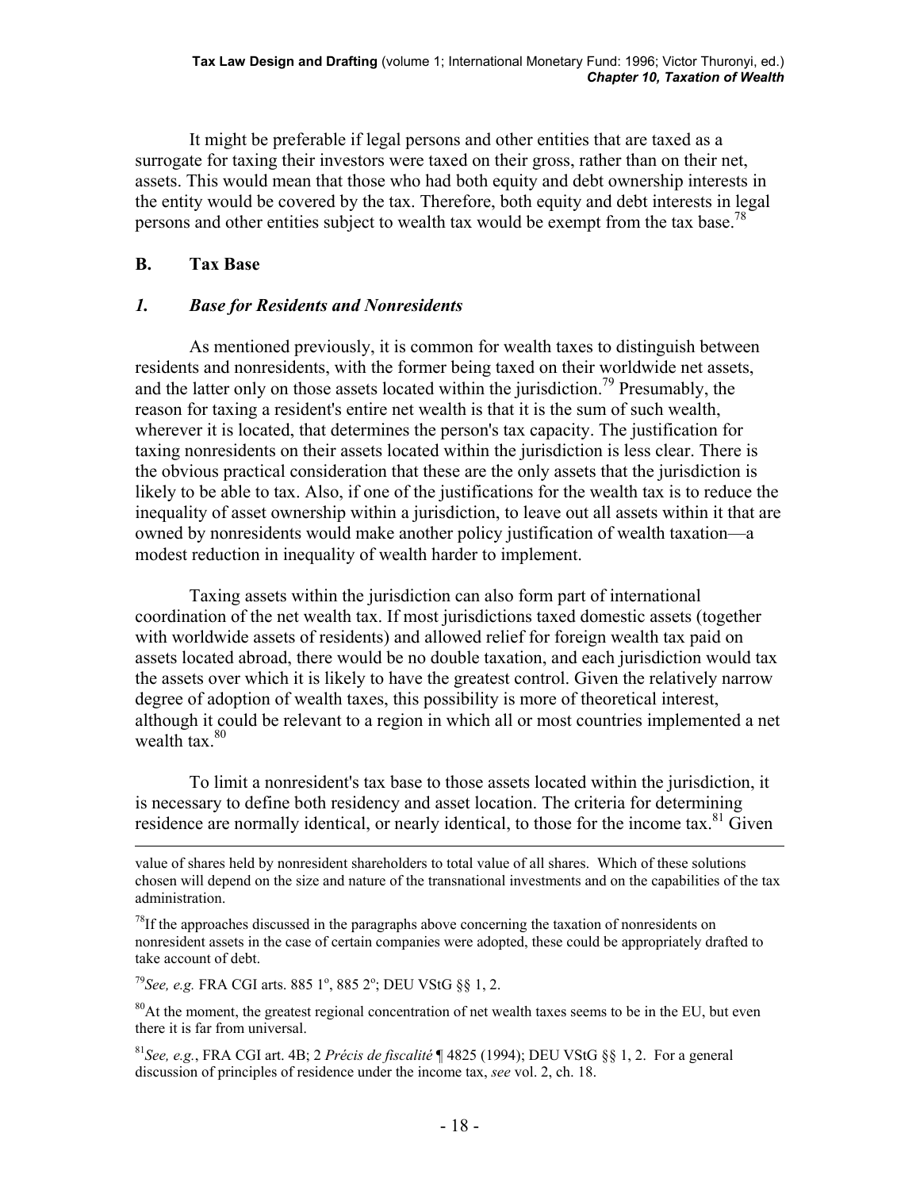It might be preferable if legal persons and other entities that are taxed as a surrogate for taxing their investors were taxed on their gross, rather than on their net, assets. This would mean that those who had both equity and debt ownership interests in the entity would be covered by the tax. Therefore, both equity and debt interests in legal persons and other entities subject to wealth tax would be exempt from the tax base.[78]

## B. Tax Base

### *1. Base for Residents and Nonresidents*

As mentioned previously, it is common for wealth taxes to distinguish between residents and nonresidents, with the former being taxed on their worldwide net assets, and the latter only on those assets located within the jurisdiction.[79] Presumably, the reason for taxing a resident's entire net wealth is that it is the sum of such wealth, wherever it is located, that determines the person's tax capacity. The justification for taxing nonresidents on their assets located within the jurisdiction is less clear. There is the obvious practical consideration that these are the only assets that the jurisdiction is likely to be able to tax. Also, if one of the justifications for the wealth tax is to reduce the inequality of asset ownership within a jurisdiction, to leave out all assets within it that are owned by nonresidents would make another policy justification of wealth taxation—a modest reduction in inequality of wealth harder to implement.

Taxing assets within the jurisdiction can also form part of international coordination of the net wealth tax. If most jurisdictions taxed domestic assets (together with worldwide assets of residents) and allowed relief for foreign wealth tax paid on assets located abroad, there would be no double taxation, and each jurisdiction would tax the assets over which it is likely to have the greatest control. Given the relatively narrow degree of adoption of wealth taxes, this possibility is more of theoretical interest, although it could be relevant to a region in which all or most countries implemented a net wealth tax.[80]

To limit a nonresident's tax base to those assets located within the jurisdiction, it is necessary to define both residency and asset location. The criteria for determining residence are normally identical, or nearly identical, to those for the income tax.[81] Given

---

value of shares held by nonresident shareholders to total value of all shares. Which of these solutions chosen will depend on the size and nature of the transnational investments and on the capabilities of the tax administration.

[78] If the approaches discussed in the paragraphs above concerning the taxation of nonresidents on nonresident assets in the case of certain companies were adopted, these could be appropriately drafted to take account of debt.

[79] *See, e.g.* FRA CGI arts. 885 1º, 885 2º; DEU VStG §§ 1, 2.

[80] At the moment, the greatest regional concentration of net wealth taxes seems to be in the EU, but even there it is far from universal.

[81] *See, e.g.*, FRA CGI art. 4B; 2 *Précis de fiscalité* ¶ 4825 (1994); DEU VStG §§ 1, 2. For a general discussion of principles of residence under the income tax, *see* vol. 2, ch. 18.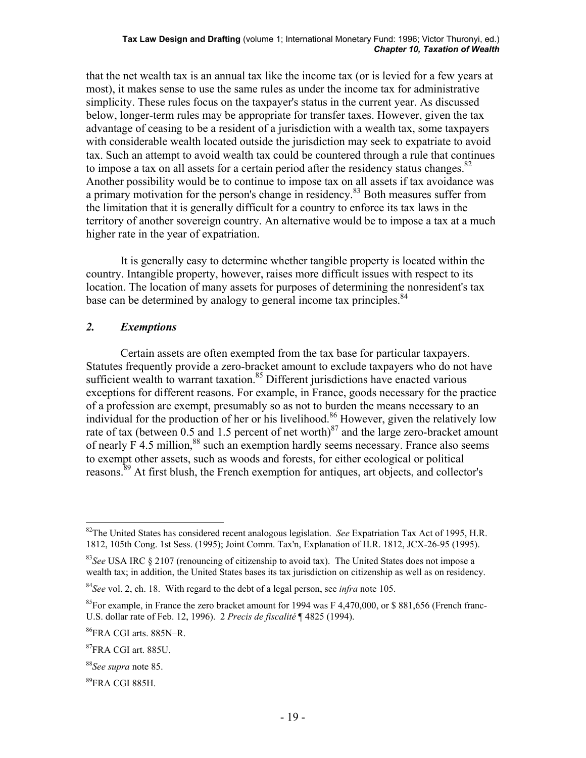that the net wealth tax is an annual tax like the income tax (or is levied for a few years at most), it makes sense to use the same rules as under the income tax for administrative simplicity. These rules focus on the taxpayer's status in the current year. As discussed below, longer-term rules may be appropriate for transfer taxes. However, given the tax advantage of ceasing to be a resident of a jurisdiction with a wealth tax, some taxpayers with considerable wealth located outside the jurisdiction may seek to expatriate to avoid tax. Such an attempt to avoid wealth tax could be countered through a rule that continues to impose a tax on all assets for a certain period after the residency status changes.[82] Another possibility would be to continue to impose tax on all assets if tax avoidance was a primary motivation for the person's change in residency.[83] Both measures suffer from the limitation that it is generally difficult for a country to enforce its tax laws in the territory of another sovereign country. An alternative would be to impose a tax at a much higher rate in the year of expatriation.

It is generally easy to determine whether tangible property is located within the country. Intangible property, however, raises more difficult issues with respect to its location. The location of many assets for purposes of determining the nonresident's tax base can be determined by analogy to general income tax principles.[84]

## *2. Exemptions*

Certain assets are often exempted from the tax base for particular taxpayers. Statutes frequently provide a zero-bracket amount to exclude taxpayers who do not have sufficient wealth to warrant taxation.[85] Different jurisdictions have enacted various exceptions for different reasons. For example, in France, goods necessary for the practice of a profession are exempt, presumably so as not to burden the means necessary to an individual for the production of her or his livelihood.[86] However, given the relatively low rate of tax (between 0.5 and 1.5 percent of net worth)[87] and the large zero-bracket amount of nearly F 4.5 million,[88] such an exemption hardly seems necessary. France also seems to exempt other assets, such as woods and forests, for either ecological or political reasons.[89] At first blush, the French exemption for antiques, art objects, and collector's

---

[82]The United States has considered recent analogous legislation. *See* Expatriation Tax Act of 1995, H.R. 1812, 105th Cong. 1st Sess. (1995); Joint Comm. Tax'n, Explanation of H.R. 1812, JCX-26-95 (1995).

[83]*See* USA IRC § 2107 (renouncing of citizenship to avoid tax). The United States does not impose a wealth tax; in addition, the United States bases its tax jurisdiction on citizenship as well as on residency.

[84]*See* vol. 2, ch. 18. With regard to the debt of a legal person, see *infra* note 105.

[85]For example, in France the zero bracket amount for 1994 was F 4,470,000, or $ 881,656 (French franc-U.S. dollar rate of Feb. 12, 1996). 2 *Precis de fiscalité* ¶ 4825 (1994).

[86]FRA CGI arts. 885N–R.

[87]FRA CGI art. 885U.

[88]*See supra* note 85.

[89]FRA CGI 885H.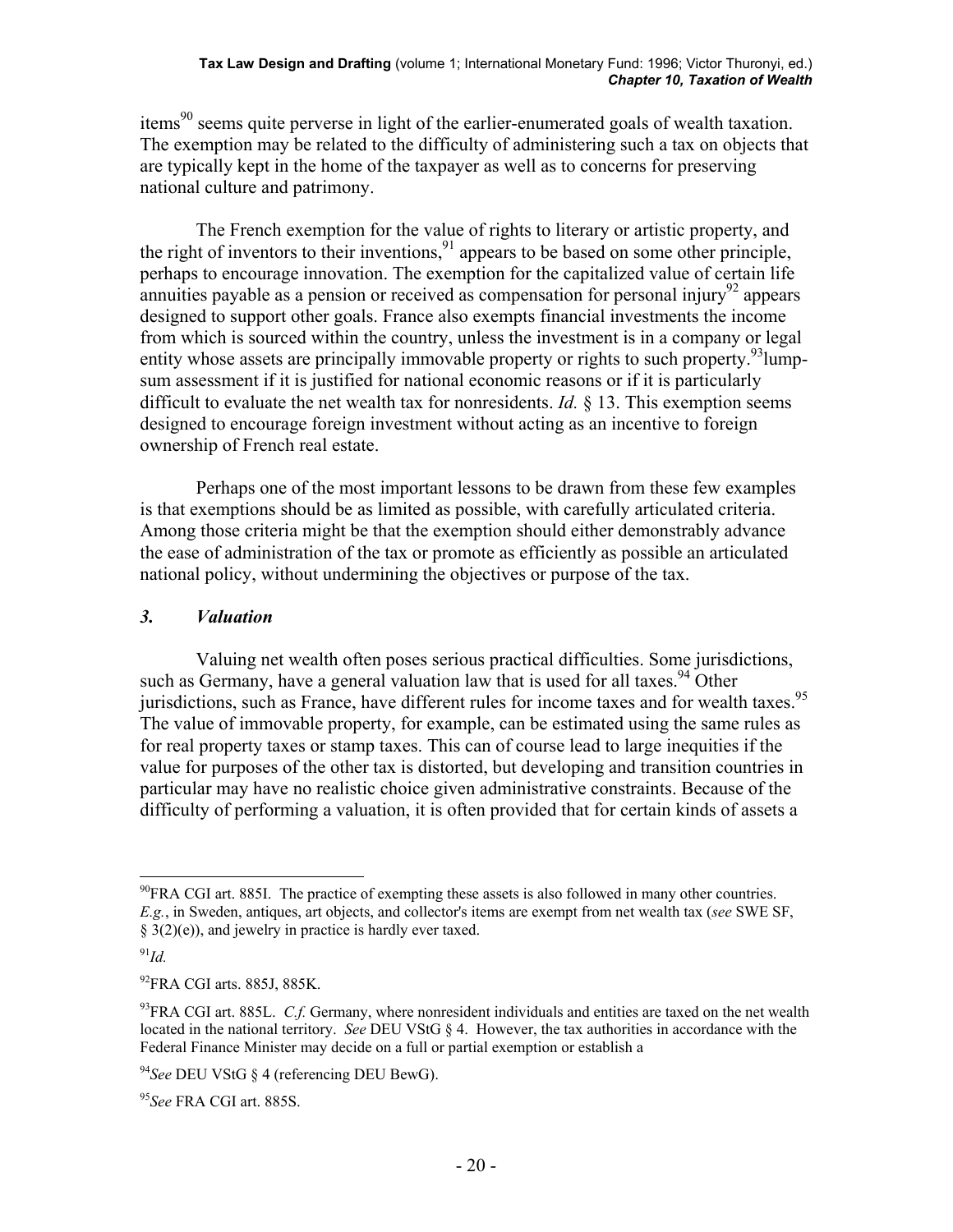items[90] seems quite perverse in light of the earlier-enumerated goals of wealth taxation. The exemption may be related to the difficulty of administering such a tax on objects that are typically kept in the home of the taxpayer as well as to concerns for preserving national culture and patrimony.

The French exemption for the value of rights to literary or artistic property, and the right of inventors to their inventions,[91] appears to be based on some other principle, perhaps to encourage innovation. The exemption for the capitalized value of certain life annuities payable as a pension or received as compensation for personal injury[92] appears designed to support other goals. France also exempts financial investments the income from which is sourced within the country, unless the investment is in a company or legal entity whose assets are principally immovable property or rights to such property.[93]lump-sum assessment if it is justified for national economic reasons or if it is particularly difficult to evaluate the net wealth tax for nonresidents. *Id.* § 13. This exemption seems designed to encourage foreign investment without acting as an incentive to foreign ownership of French real estate.

Perhaps one of the most important lessons to be drawn from these few examples is that exemptions should be as limited as possible, with carefully articulated criteria. Among those criteria might be that the exemption should either demonstrably advance the ease of administration of the tax or promote as efficiently as possible an articulated national policy, without undermining the objectives or purpose of the tax.

### *3. Valuation*

Valuing net wealth often poses serious practical difficulties. Some jurisdictions, such as Germany, have a general valuation law that is used for all taxes.[94] Other jurisdictions, such as France, have different rules for income taxes and for wealth taxes.[95] The value of immovable property, for example, can be estimated using the same rules as for real property taxes or stamp taxes. This can of course lead to large inequities if the value for purposes of the other tax is distorted, but developing and transition countries in particular may have no realistic choice given administrative constraints. Because of the difficulty of performing a valuation, it is often provided that for certain kinds of assets a

---

[90]FRA CGI art. 885I. The practice of exempting these assets is also followed in many other countries. *E.g.*, in Sweden, antiques, art objects, and collector's items are exempt from net wealth tax (*see* SWE SF, § 3(2)(e)), and jewelry in practice is hardly ever taxed.

[91]*Id.*

[92]FRA CGI arts. 885J, 885K.

[93]FRA CGI art. 885L. *C.f.* Germany, where nonresident individuals and entities are taxed on the net wealth located in the national territory. *See* DEU VStG § 4. However, the tax authorities in accordance with the Federal Finance Minister may decide on a full or partial exemption or establish a

[94]*See* DEU VStG § 4 (referencing DEU BewG).

[95]*See* FRA CGI art. 885S.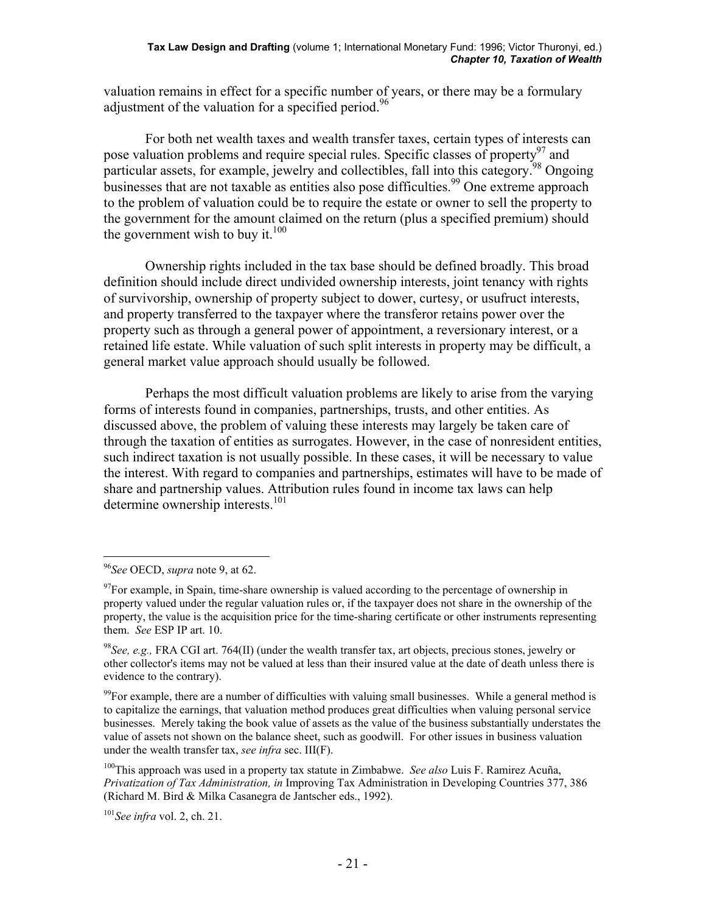valuation remains in effect for a specific number of years, or there may be a formulary adjustment of the valuation for a specified period.[96]

For both net wealth taxes and wealth transfer taxes, certain types of interests can pose valuation problems and require special rules. Specific classes of property[97] and particular assets, for example, jewelry and collectibles, fall into this category.[98] Ongoing businesses that are not taxable as entities also pose difficulties.[99] One extreme approach to the problem of valuation could be to require the estate or owner to sell the property to the government for the amount claimed on the return (plus a specified premium) should the government wish to buy it.[100]

Ownership rights included in the tax base should be defined broadly. This broad definition should include direct undivided ownership interests, joint tenancy with rights of survivorship, ownership of property subject to dower, curtesy, or usufruct interests, and property transferred to the taxpayer where the transferor retains power over the property such as through a general power of appointment, a reversionary interest, or a retained life estate. While valuation of such split interests in property may be difficult, a general market value approach should usually be followed.

Perhaps the most difficult valuation problems are likely to arise from the varying forms of interests found in companies, partnerships, trusts, and other entities. As discussed above, the problem of valuing these interests may largely be taken care of through the taxation of entities as surrogates. However, in the case of nonresident entities, such indirect taxation is not usually possible. In these cases, it will be necessary to value the interest. With regard to companies and partnerships, estimates will have to be made of share and partnership values. Attribution rules found in income tax laws can help determine ownership interests.[101]

---

[96]*See* OECD, *supra* note 9, at 62.

[97]For example, in Spain, time-share ownership is valued according to the percentage of ownership in property valued under the regular valuation rules or, if the taxpayer does not share in the ownership of the property, the value is the acquisition price for the time-sharing certificate or other instruments representing them. *See* ESP IP art. 10.

[98]*See, e.g.,* FRA CGI art. 764(II) (under the wealth transfer tax, art objects, precious stones, jewelry or other collector's items may not be valued at less than their insured value at the date of death unless there is evidence to the contrary).

[99]For example, there are a number of difficulties with valuing small businesses. While a general method is to capitalize the earnings, that valuation method produces great difficulties when valuing personal service businesses. Merely taking the book value of assets as the value of the business substantially understates the value of assets not shown on the balance sheet, such as goodwill. For other issues in business valuation under the wealth transfer tax, *see infra* sec. III(F).

[100]This approach was used in a property tax statute in Zimbabwe. *See also* Luis F. Ramirez Acuña, *Privatization of Tax Administration, in* Improving Tax Administration in Developing Countries 377, 386 (Richard M. Bird & Milka Casanegra de Jantscher eds., 1992).

[101]*See infra* vol. 2, ch. 21.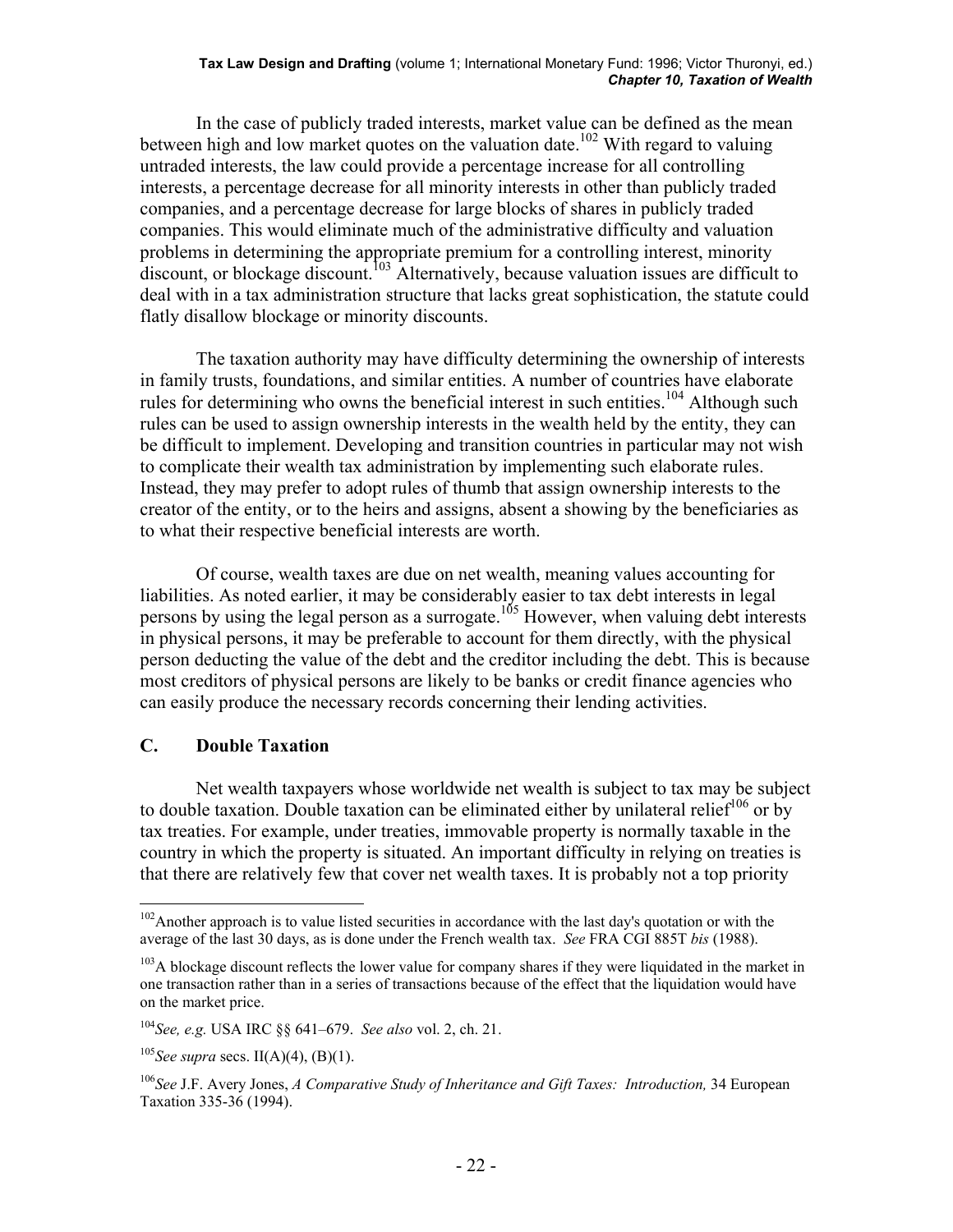In the case of publicly traded interests, market value can be defined as the mean between high and low market quotes on the valuation date.[102] With regard to valuing untraded interests, the law could provide a percentage increase for all controlling interests, a percentage decrease for all minority interests in other than publicly traded companies, and a percentage decrease for large blocks of shares in publicly traded companies. This would eliminate much of the administrative difficulty and valuation problems in determining the appropriate premium for a controlling interest, minority discount, or blockage discount.[103] Alternatively, because valuation issues are difficult to deal with in a tax administration structure that lacks great sophistication, the statute could flatly disallow blockage or minority discounts.

The taxation authority may have difficulty determining the ownership of interests in family trusts, foundations, and similar entities. A number of countries have elaborate rules for determining who owns the beneficial interest in such entities.[104] Although such rules can be used to assign ownership interests in the wealth held by the entity, they can be difficult to implement. Developing and transition countries in particular may not wish to complicate their wealth tax administration by implementing such elaborate rules. Instead, they may prefer to adopt rules of thumb that assign ownership interests to the creator of the entity, or to the heirs and assigns, absent a showing by the beneficiaries as to what their respective beneficial interests are worth.

Of course, wealth taxes are due on net wealth, meaning values accounting for liabilities. As noted earlier, it may be considerably easier to tax debt interests in legal persons by using the legal person as a surrogate.[105] However, when valuing debt interests in physical persons, it may be preferable to account for them directly, with the physical person deducting the value of the debt and the creditor including the debt. This is because most creditors of physical persons are likely to be banks or credit finance agencies who can easily produce the necessary records concerning their lending activities.

### C. Double Taxation

Net wealth taxpayers whose worldwide net wealth is subject to tax may be subject to double taxation. Double taxation can be eliminated either by unilateral relief[106] or by tax treaties. For example, under treaties, immovable property is normally taxable in the country in which the property is situated. An important difficulty in relying on treaties is that there are relatively few that cover net wealth taxes. It is probably not a top priority

---

[102] Another approach is to value listed securities in accordance with the last day's quotation or with the average of the last 30 days, as is done under the French wealth tax. *See* FRA CGI 885T *bis* (1988).

[103] A blockage discount reflects the lower value for company shares if they were liquidated in the market in one transaction rather than in a series of transactions because of the effect that the liquidation would have on the market price.

[104] *See, e.g.* USA IRC §§ 641–679. *See also* vol. 2, ch. 21.

[105] *See supra* secs. II(A)(4), (B)(1).

[106] *See* J.F. Avery Jones, *A Comparative Study of Inheritance and Gift Taxes: Introduction,* 34 European Taxation 335-36 (1994).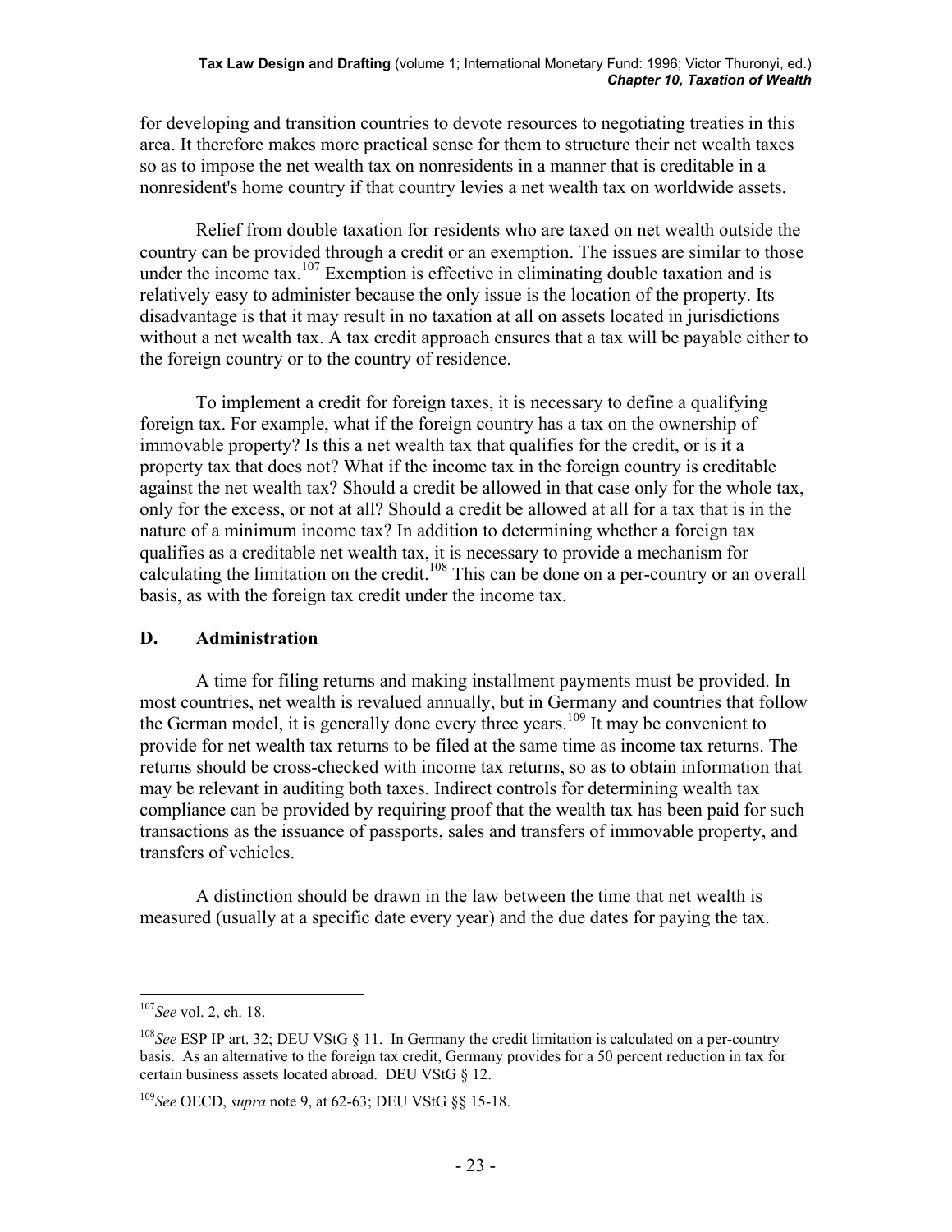for developing and transition countries to devote resources to negotiating treaties in this area. It therefore makes more practical sense for them to structure their net wealth taxes so as to impose the net wealth tax on nonresidents in a manner that is creditable in a nonresident's home country if that country levies a net wealth tax on worldwide assets.

Relief from double taxation for residents who are taxed on net wealth outside the country can be provided through a credit or an exemption. The issues are similar to those under the income tax.[107] Exemption is effective in eliminating double taxation and is relatively easy to administer because the only issue is the location of the property. Its disadvantage is that it may result in no taxation at all on assets located in jurisdictions without a net wealth tax. A tax credit approach ensures that a tax will be payable either to the foreign country or to the country of residence.

To implement a credit for foreign taxes, it is necessary to define a qualifying foreign tax. For example, what if the foreign country has a tax on the ownership of immovable property? Is this a net wealth tax that qualifies for the credit, or is it a property tax that does not? What if the income tax in the foreign country is creditable against the net wealth tax? Should a credit be allowed in that case only for the whole tax, only for the excess, or not at all? Should a credit be allowed at all for a tax that is in the nature of a minimum income tax? In addition to determining whether a foreign tax qualifies as a creditable net wealth tax, it is necessary to provide a mechanism for calculating the limitation on the credit.[108] This can be done on a per-country or an overall basis, as with the foreign tax credit under the income tax.

## D. Administration

A time for filing returns and making installment payments must be provided. In most countries, net wealth is revalued annually, but in Germany and countries that follow the German model, it is generally done every three years.[109] It may be convenient to provide for net wealth tax returns to be filed at the same time as income tax returns. The returns should be cross-checked with income tax returns, so as to obtain information that may be relevant in auditing both taxes. Indirect controls for determining wealth tax compliance can be provided by requiring proof that the wealth tax has been paid for such transactions as the issuance of passports, sales and transfers of immovable property, and transfers of vehicles.

A distinction should be drawn in the law between the time that net wealth is measured (usually at a specific date every year) and the due dates for paying the tax.

---

[107] *See* vol. 2, ch. 18.

[108] *See* ESP IP art. 32; DEU VStG § 11. In Germany the credit limitation is calculated on a per-country basis. As an alternative to the foreign tax credit, Germany provides for a 50 percent reduction in tax for certain business assets located abroad. DEU VStG § 12.

[109] *See* OECD, *supra* note 9, at 62-63; DEU VStG §§ 15-18.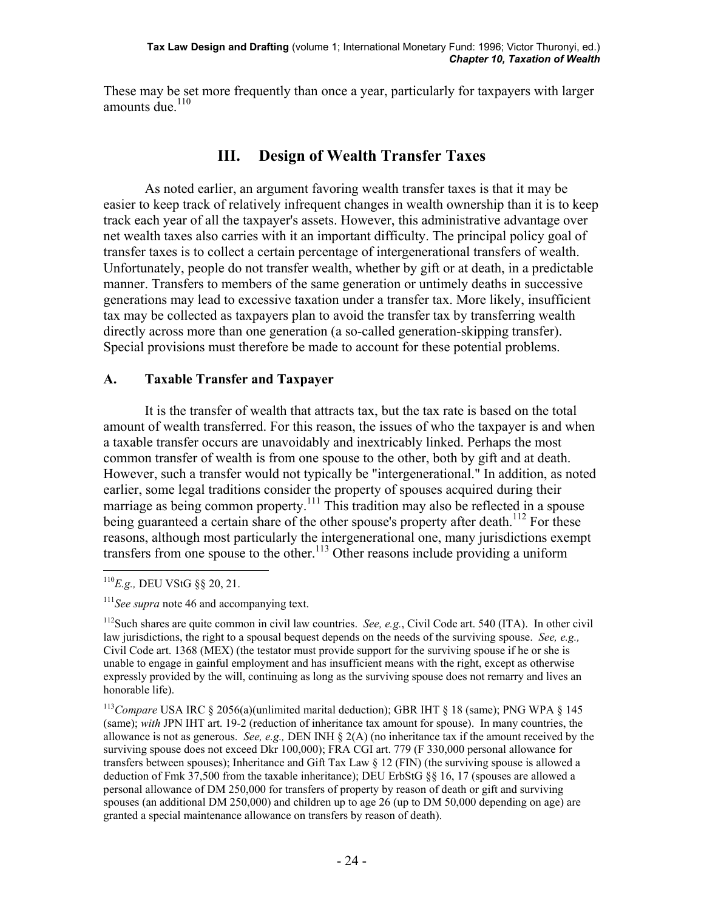These may be set more frequently than once a year, particularly for taxpayers with larger amounts due.[110]

## III. Design of Wealth Transfer Taxes

As noted earlier, an argument favoring wealth transfer taxes is that it may be easier to keep track of relatively infrequent changes in wealth ownership than it is to keep track each year of all the taxpayer's assets. However, this administrative advantage over net wealth taxes also carries with it an important difficulty. The principal policy goal of transfer taxes is to collect a certain percentage of intergenerational transfers of wealth. Unfortunately, people do not transfer wealth, whether by gift or at death, in a predictable manner. Transfers to members of the same generation or untimely deaths in successive generations may lead to excessive taxation under a transfer tax. More likely, insufficient tax may be collected as taxpayers plan to avoid the transfer tax by transferring wealth directly across more than one generation (a so-called generation-skipping transfer). Special provisions must therefore be made to account for these potential problems.

### A. Taxable Transfer and Taxpayer

It is the transfer of wealth that attracts tax, but the tax rate is based on the total amount of wealth transferred. For this reason, the issues of who the taxpayer is and when a taxable transfer occurs are unavoidably and inextricably linked. Perhaps the most common transfer of wealth is from one spouse to the other, both by gift and at death. However, such a transfer would not typically be "intergenerational." In addition, as noted earlier, some legal traditions consider the property of spouses acquired during their marriage as being common property.[111] This tradition may also be reflected in a spouse being guaranteed a certain share of the other spouse's property after death.[112] For these reasons, although most particularly the intergenerational one, many jurisdictions exempt transfers from one spouse to the other.[113] Other reasons include providing a uniform

---

[110] *E.g.,* DEU VStG §§ 20, 21.

[111] *See supra* note 46 and accompanying text.

[112] Such shares are quite common in civil law countries. *See, e.g.*, Civil Code art. 540 (ITA). In other civil law jurisdictions, the right to a spousal bequest depends on the needs of the surviving spouse. *See, e.g.,* Civil Code art. 1368 (MEX) (the testator must provide support for the surviving spouse if he or she is unable to engage in gainful employment and has insufficient means with the right, except as otherwise expressly provided by the will, continuing as long as the surviving spouse does not remarry and lives an honorable life).

[113] *Compare* USA IRC § 2056(a)(unlimited marital deduction); GBR IHT § 18 (same); PNG WPA § 145 (same); *with* JPN IHT art. 19-2 (reduction of inheritance tax amount for spouse). In many countries, the allowance is not as generous. *See, e.g.,* DEN INH § 2(A) (no inheritance tax if the amount received by the surviving spouse does not exceed Dkr 100,000); FRA CGI art. 779 (F 330,000 personal allowance for transfers between spouses); Inheritance and Gift Tax Law § 12 (FIN) (the surviving spouse is allowed a deduction of Fmk 37,500 from the taxable inheritance); DEU ErbStG §§ 16, 17 (spouses are allowed a personal allowance of DM 250,000 for transfers of property by reason of death or gift and surviving spouses (an additional DM 250,000) and children up to age 26 (up to DM 50,000 depending on age) are granted a special maintenance allowance on transfers by reason of death).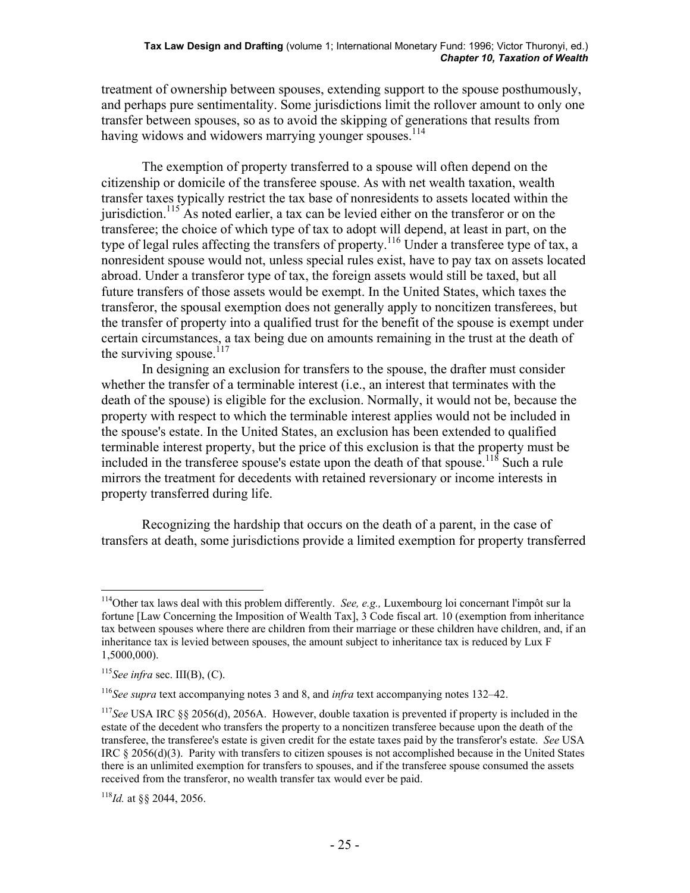treatment of ownership between spouses, extending support to the spouse posthumously, and perhaps pure sentimentality. Some jurisdictions limit the rollover amount to only one transfer between spouses, so as to avoid the skipping of generations that results from having widows and widowers marrying younger spouses.[114]

The exemption of property transferred to a spouse will often depend on the citizenship or domicile of the transferee spouse. As with net wealth taxation, wealth transfer taxes typically restrict the tax base of nonresidents to assets located within the jurisdiction.[115] As noted earlier, a tax can be levied either on the transferor or on the transferee; the choice of which type of tax to adopt will depend, at least in part, on the type of legal rules affecting the transfers of property.[116] Under a transferee type of tax, a nonresident spouse would not, unless special rules exist, have to pay tax on assets located abroad. Under a transferor type of tax, the foreign assets would still be taxed, but all future transfers of those assets would be exempt. In the United States, which taxes the transferor, the spousal exemption does not generally apply to noncitizen transferees, but the transfer of property into a qualified trust for the benefit of the spouse is exempt under certain circumstances, a tax being due on amounts remaining in the trust at the death of the surviving spouse.[117]

In designing an exclusion for transfers to the spouse, the drafter must consider whether the transfer of a terminable interest (i.e., an interest that terminates with the death of the spouse) is eligible for the exclusion. Normally, it would not be, because the property with respect to which the terminable interest applies would not be included in the spouse's estate. In the United States, an exclusion has been extended to qualified terminable interest property, but the price of this exclusion is that the property must be included in the transferee spouse's estate upon the death of that spouse.[118] Such a rule mirrors the treatment for decedents with retained reversionary or income interests in property transferred during life.

Recognizing the hardship that occurs on the death of a parent, in the case of transfers at death, some jurisdictions provide a limited exemption for property transferred

---

[114] Other tax laws deal with this problem differently. *See, e.g.,* Luxembourg loi concernant l'impôt sur la fortune [Law Concerning the Imposition of Wealth Tax], 3 Code fiscal art. 10 (exemption from inheritance tax between spouses where there are children from their marriage or these children have children, and, if an inheritance tax is levied between spouses, the amount subject to inheritance tax is reduced by Lux F 1,5000,000).

[115] *See infra* sec. III(B), (C).

[116] *See supra* text accompanying notes 3 and 8, and *infra* text accompanying notes 132–42.

[117] *See* USA IRC §§ 2056(d), 2056A. However, double taxation is prevented if property is included in the estate of the decedent who transfers the property to a noncitizen transferee because upon the death of the transferee, the transferee's estate is given credit for the estate taxes paid by the transferor's estate. *See* USA IRC § 2056(d)(3). Parity with transfers to citizen spouses is not accomplished because in the United States there is an unlimited exemption for transfers to spouses, and if the transferee spouse consumed the assets received from the transferor, no wealth transfer tax would ever be paid.

[118] *Id.* at §§ 2044, 2056.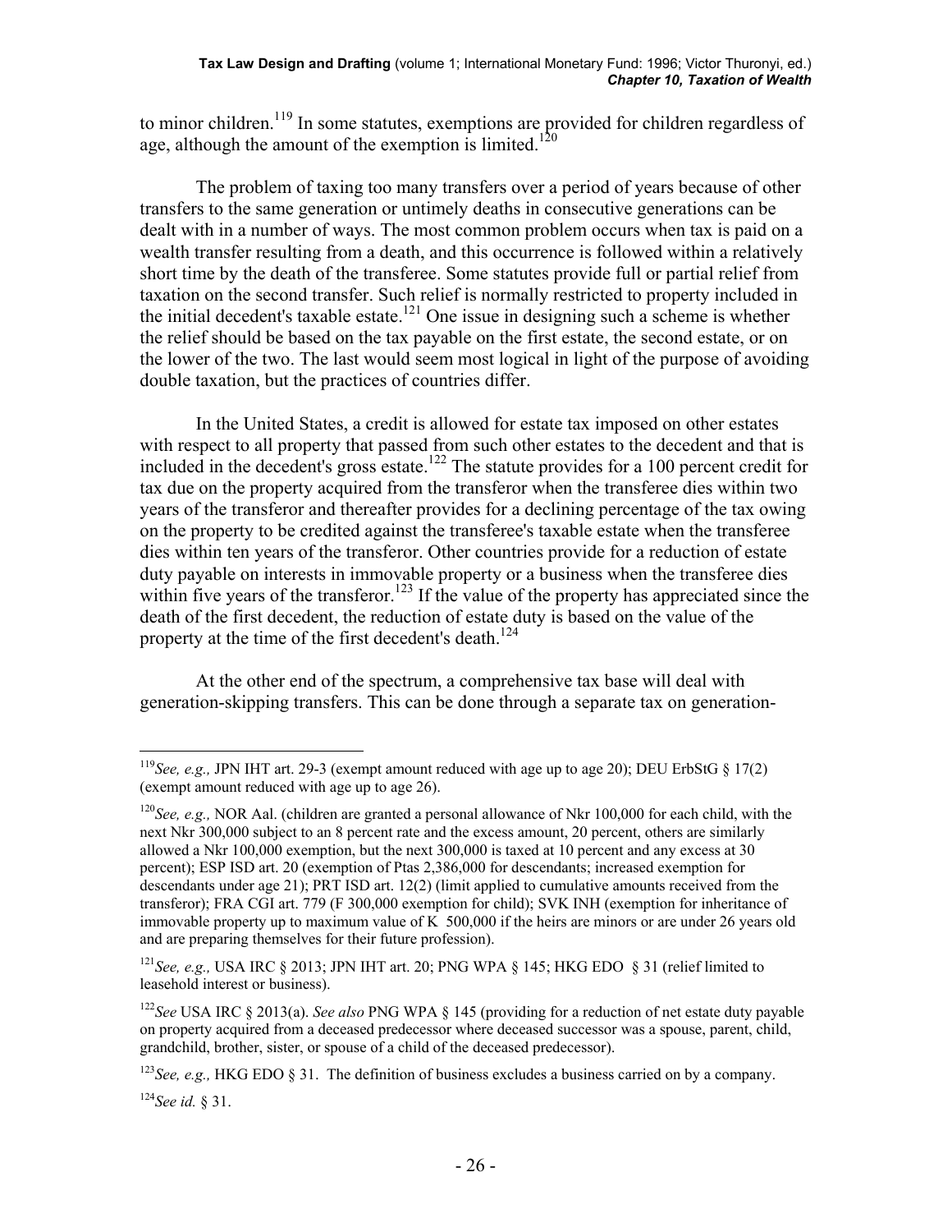to minor children.[119] In some statutes, exemptions are provided for children regardless of age, although the amount of the exemption is limited.[120]

The problem of taxing too many transfers over a period of years because of other transfers to the same generation or untimely deaths in consecutive generations can be dealt with in a number of ways. The most common problem occurs when tax is paid on a wealth transfer resulting from a death, and this occurrence is followed within a relatively short time by the death of the transferee. Some statutes provide full or partial relief from taxation on the second transfer. Such relief is normally restricted to property included in the initial decedent's taxable estate.[121] One issue in designing such a scheme is whether the relief should be based on the tax payable on the first estate, the second estate, or on the lower of the two. The last would seem most logical in light of the purpose of avoiding double taxation, but the practices of countries differ.

In the United States, a credit is allowed for estate tax imposed on other estates with respect to all property that passed from such other estates to the decedent and that is included in the decedent's gross estate.[122] The statute provides for a 100 percent credit for tax due on the property acquired from the transferor when the transferee dies within two years of the transferor and thereafter provides for a declining percentage of the tax owing on the property to be credited against the transferee's taxable estate when the transferee dies within ten years of the transferor. Other countries provide for a reduction of estate duty payable on interests in immovable property or a business when the transferee dies within five years of the transferor.[123] If the value of the property has appreciated since the death of the first decedent, the reduction of estate duty is based on the value of the property at the time of the first decedent's death.[124]

At the other end of the spectrum, a comprehensive tax base will deal with generation-skipping transfers. This can be done through a separate tax on generation-

---

[119] *See, e.g.,* JPN IHT art. 29-3 (exempt amount reduced with age up to age 20); DEU ErbStG § 17(2) (exempt amount reduced with age up to age 26).

[120] *See, e.g.,* NOR Aal. (children are granted a personal allowance of Nkr 100,000 for each child, with the next Nkr 300,000 subject to an 8 percent rate and the excess amount, 20 percent, others are similarly allowed a Nkr 100,000 exemption, but the next 300,000 is taxed at 10 percent and any excess at 30 percent); ESP ISD art. 20 (exemption of Ptas 2,386,000 for descendants; increased exemption for descendants under age 21); PRT ISD art. 12(2) (limit applied to cumulative amounts received from the transferor); FRA CGI art. 779 (F 300,000 exemption for child); SVK INH (exemption for inheritance of immovable property up to maximum value of K 500,000 if the heirs are minors or are under 26 years old and are preparing themselves for their future profession).

[121] *See, e.g.,* USA IRC § 2013; JPN IHT art. 20; PNG WPA § 145; HKG EDO § 31 (relief limited to leasehold interest or business).

[122] *See* USA IRC § 2013(a). *See also* PNG WPA § 145 (providing for a reduction of net estate duty payable on property acquired from a deceased predecessor where deceased successor was a spouse, parent, child, grandchild, brother, sister, or spouse of a child of the deceased predecessor).

[123] *See, e.g.,* HKG EDO § 31. The definition of business excludes a business carried on by a company.

[124] *See id.* § 31.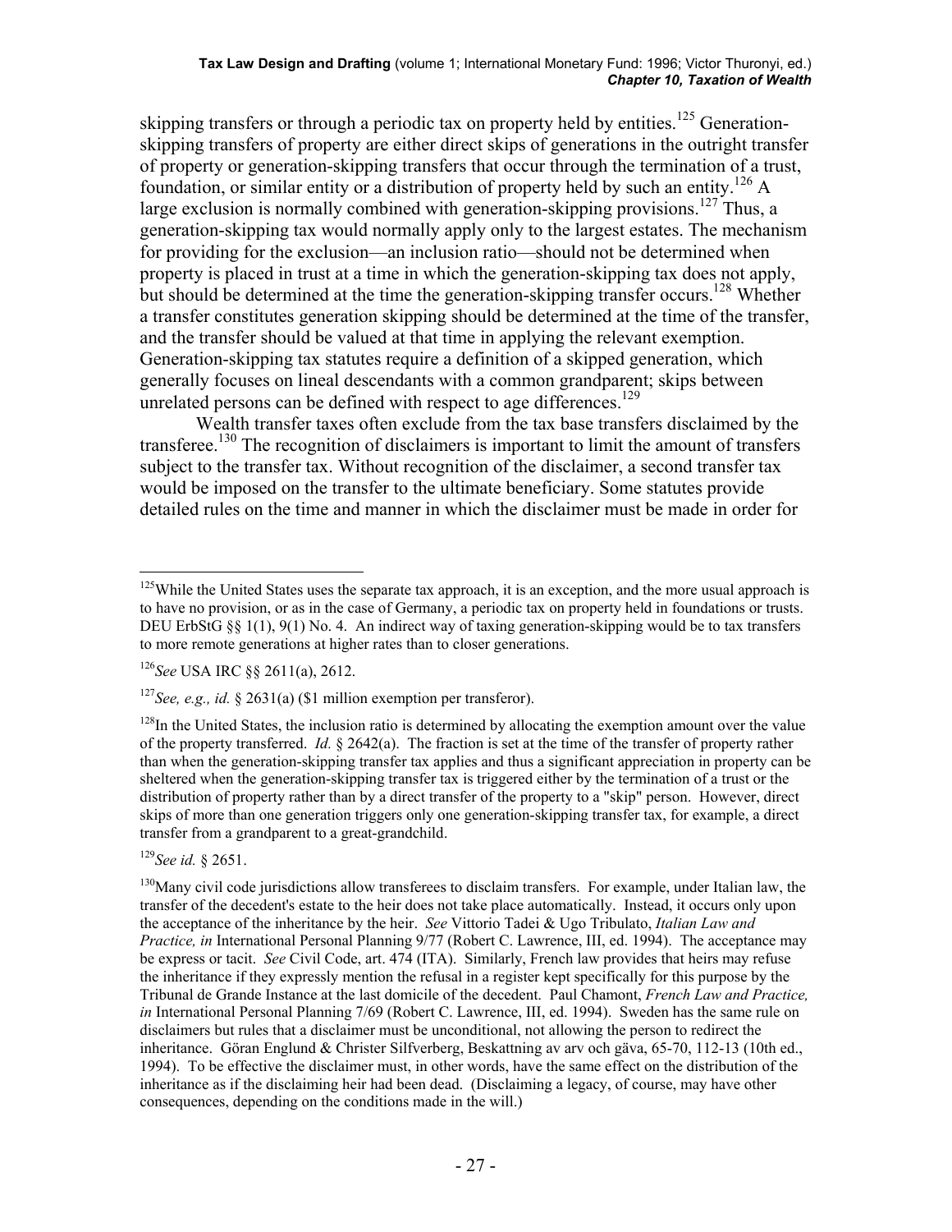skipping transfers or through a periodic tax on property held by entities.[125] Generation-skipping transfers of property are either direct skips of generations in the outright transfer of property or generation-skipping transfers that occur through the termination of a trust, foundation, or similar entity or a distribution of property held by such an entity.[126] A large exclusion is normally combined with generation-skipping provisions.[127] Thus, a generation-skipping tax would normally apply only to the largest estates. The mechanism for providing for the exclusion—an inclusion ratio—should not be determined when property is placed in trust at a time in which the generation-skipping tax does not apply, but should be determined at the time the generation-skipping transfer occurs.[128] Whether a transfer constitutes generation skipping should be determined at the time of the transfer, and the transfer should be valued at that time in applying the relevant exemption. Generation-skipping tax statutes require a definition of a skipped generation, which generally focuses on lineal descendants with a common grandparent; skips between unrelated persons can be defined with respect to age differences.[129]

Wealth transfer taxes often exclude from the tax base transfers disclaimed by the transferee.[130] The recognition of disclaimers is important to limit the amount of transfers subject to the transfer tax. Without recognition of the disclaimer, a second transfer tax would be imposed on the transfer to the ultimate beneficiary. Some statutes provide detailed rules on the time and manner in which the disclaimer must be made in order for

---

[125]While the United States uses the separate tax approach, it is an exception, and the more usual approach is to have no provision, or as in the case of Germany, a periodic tax on property held in foundations or trusts. DEU ErbStG §§ 1(1), 9(1) No. 4. An indirect way of taxing generation-skipping would be to tax transfers to more remote generations at higher rates than to closer generations.

[126]*See* USA IRC §§ 2611(a), 2612.

[127]*See, e.g., id.* § 2631(a) ($1 million exemption per transferor).

[128]In the United States, the inclusion ratio is determined by allocating the exemption amount over the value of the property transferred. *Id.* § 2642(a). The fraction is set at the time of the transfer of property rather than when the generation-skipping transfer tax applies and thus a significant appreciation in property can be sheltered when the generation-skipping transfer tax is triggered either by the termination of a trust or the distribution of property rather than by a direct transfer of the property to a "skip" person. However, direct skips of more than one generation triggers only one generation-skipping transfer tax, for example, a direct transfer from a grandparent to a great-grandchild.

[129]*See id.* § 2651.

[130]Many civil code jurisdictions allow transferees to disclaim transfers. For example, under Italian law, the transfer of the decedent's estate to the heir does not take place automatically. Instead, it occurs only upon the acceptance of the inheritance by the heir. *See* Vittorio Tadei & Ugo Tribulato, *Italian Law and Practice, in* International Personal Planning 9/77 (Robert C. Lawrence, III, ed. 1994). The acceptance may be express or tacit. *See* Civil Code, art. 474 (ITA). Similarly, French law provides that heirs may refuse the inheritance if they expressly mention the refusal in a register kept specifically for this purpose by the Tribunal de Grande Instance at the last domicile of the decedent. Paul Chamont, *French Law and Practice, in* International Personal Planning 7/69 (Robert C. Lawrence, III, ed. 1994). Sweden has the same rule on disclaimers but rules that a disclaimer must be unconditional, not allowing the person to redirect the inheritance. Göran Englund & Christer Silfverberg, Beskattning av arv och gäva, 65-70, 112-13 (10th ed., 1994). To be effective the disclaimer must, in other words, have the same effect on the distribution of the inheritance as if the disclaiming heir had been dead. (Disclaiming a legacy, of course, may have other consequences, depending on the conditions made in the will.)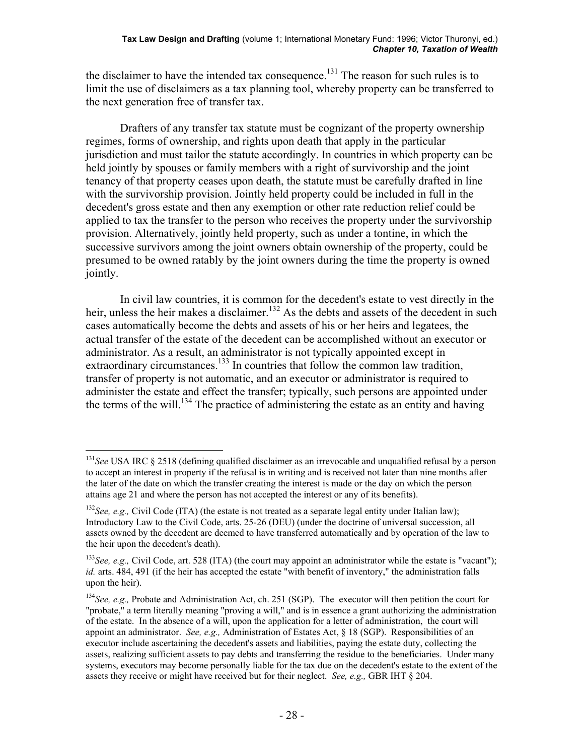the disclaimer to have the intended tax consequence.[131] The reason for such rules is to limit the use of disclaimers as a tax planning tool, whereby property can be transferred to the next generation free of transfer tax.

Drafters of any transfer tax statute must be cognizant of the property ownership regimes, forms of ownership, and rights upon death that apply in the particular jurisdiction and must tailor the statute accordingly. In countries in which property can be held jointly by spouses or family members with a right of survivorship and the joint tenancy of that property ceases upon death, the statute must be carefully drafted in line with the survivorship provision. Jointly held property could be included in full in the decedent's gross estate and then any exemption or other rate reduction relief could be applied to tax the transfer to the person who receives the property under the survivorship provision. Alternatively, jointly held property, such as under a tontine, in which the successive survivors among the joint owners obtain ownership of the property, could be presumed to be owned ratably by the joint owners during the time the property is owned jointly.

In civil law countries, it is common for the decedent's estate to vest directly in the heir, unless the heir makes a disclaimer.[132] As the debts and assets of the decedent in such cases automatically become the debts and assets of his or her heirs and legatees, the actual transfer of the estate of the decedent can be accomplished without an executor or administrator. As a result, an administrator is not typically appointed except in extraordinary circumstances.[133] In countries that follow the common law tradition, transfer of property is not automatic, and an executor or administrator is required to administer the estate and effect the transfer; typically, such persons are appointed under the terms of the will.[134] The practice of administering the estate as an entity and having

---

[131] *See* USA IRC § 2518 (defining qualified disclaimer as an irrevocable and unqualified refusal by a person to accept an interest in property if the refusal is in writing and is received not later than nine months after the later of the date on which the transfer creating the interest is made or the day on which the person attains age 21 and where the person has not accepted the interest or any of its benefits).

[132] *See, e.g.,* Civil Code (ITA) (the estate is not treated as a separate legal entity under Italian law); Introductory Law to the Civil Code, arts. 25-26 (DEU) (under the doctrine of universal succession, all assets owned by the decedent are deemed to have transferred automatically and by operation of the law to the heir upon the decedent's death).

[133] *See, e.g.,* Civil Code, art. 528 (ITA) (the court may appoint an administrator while the estate is "vacant"); *id.* arts. 484, 491 (if the heir has accepted the estate "with benefit of inventory," the administration falls upon the heir).

[134] *See, e.g.,* Probate and Administration Act, ch. 251 (SGP). The executor will then petition the court for "probate," a term literally meaning "proving a will," and is in essence a grant authorizing the administration of the estate. In the absence of a will, upon the application for a letter of administration, the court will appoint an administrator. *See, e.g.,* Administration of Estates Act, § 18 (SGP). Responsibilities of an executor include ascertaining the decedent's assets and liabilities, paying the estate duty, collecting the assets, realizing sufficient assets to pay debts and transferring the residue to the beneficiaries. Under many systems, executors may become personally liable for the tax due on the decedent's estate to the extent of the assets they receive or might have received but for their neglect. *See, e.g.,* GBR IHT § 204.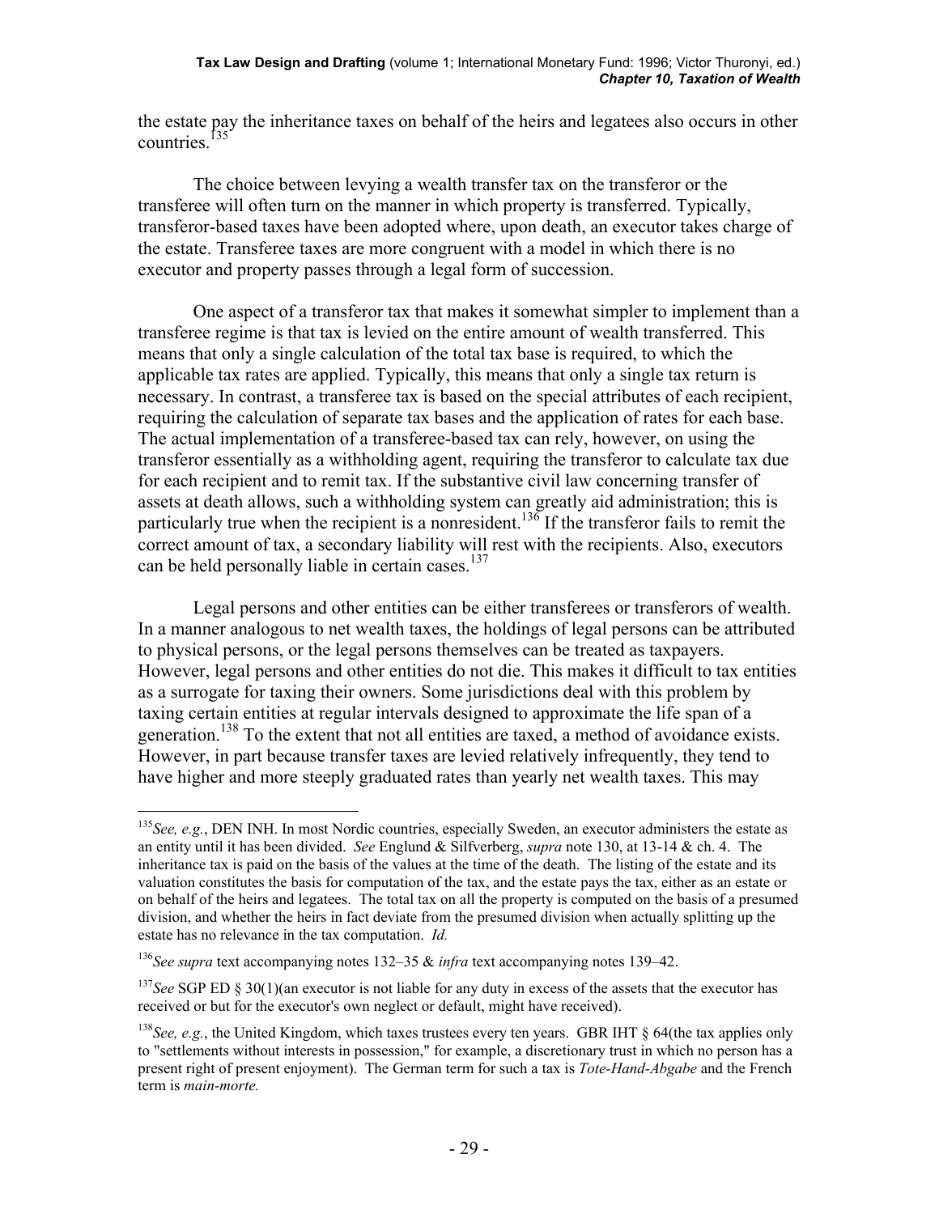the estate pay the inheritance taxes on behalf of the heirs and legatees also occurs in other countries.[135]

The choice between levying a wealth transfer tax on the transferor or the transferee will often turn on the manner in which property is transferred. Typically, transferor-based taxes have been adopted where, upon death, an executor takes charge of the estate. Transferee taxes are more congruent with a model in which there is no executor and property passes through a legal form of succession.

One aspect of a transferor tax that makes it somewhat simpler to implement than a transferee regime is that tax is levied on the entire amount of wealth transferred. This means that only a single calculation of the total tax base is required, to which the applicable tax rates are applied. Typically, this means that only a single tax return is necessary. In contrast, a transferee tax is based on the special attributes of each recipient, requiring the calculation of separate tax bases and the application of rates for each base. The actual implementation of a transferee-based tax can rely, however, on using the transferor essentially as a withholding agent, requiring the transferor to calculate tax due for each recipient and to remit tax. If the substantive civil law concerning transfer of assets at death allows, such a withholding system can greatly aid administration; this is particularly true when the recipient is a nonresident.[136] If the transferor fails to remit the correct amount of tax, a secondary liability will rest with the recipients. Also, executors can be held personally liable in certain cases.[137]

Legal persons and other entities can be either transferees or transferors of wealth. In a manner analogous to net wealth taxes, the holdings of legal persons can be attributed to physical persons, or the legal persons themselves can be treated as taxpayers. However, legal persons and other entities do not die. This makes it difficult to tax entities as a surrogate for taxing their owners. Some jurisdictions deal with this problem by taxing certain entities at regular intervals designed to approximate the life span of a generation.[138] To the extent that not all entities are taxed, a method of avoidance exists. However, in part because transfer taxes are levied relatively infrequently, they tend to have higher and more steeply graduated rates than yearly net wealth taxes. This may

---

[135] *See, e.g.*, DEN INH. In most Nordic countries, especially Sweden, an executor administers the estate as an entity until it has been divided. *See* Englund & Silfverberg, *supra* note 130, at 13-14 & ch. 4. The inheritance tax is paid on the basis of the values at the time of the death. The listing of the estate and its valuation constitutes the basis for computation of the tax, and the estate pays the tax, either as an estate or on behalf of the heirs and legatees. The total tax on all the property is computed on the basis of a presumed division, and whether the heirs in fact deviate from the presumed division when actually splitting up the estate has no relevance in the tax computation. *Id.*

[136] *See supra* text accompanying notes 132–35 & *infra* text accompanying notes 139–42.

[137] *See* SGP ED § 30(1)(an executor is not liable for any duty in excess of the assets that the executor has received or but for the executor's own neglect or default, might have received).

[138] *See, e.g.*, the United Kingdom, which taxes trustees every ten years. GBR IHT § 64(the tax applies only to "settlements without interests in possession," for example, a discretionary trust in which no person has a present right of present enjoyment). The German term for such a tax is *Tote-Hand-Abgabe* and the French term is *main-morte.*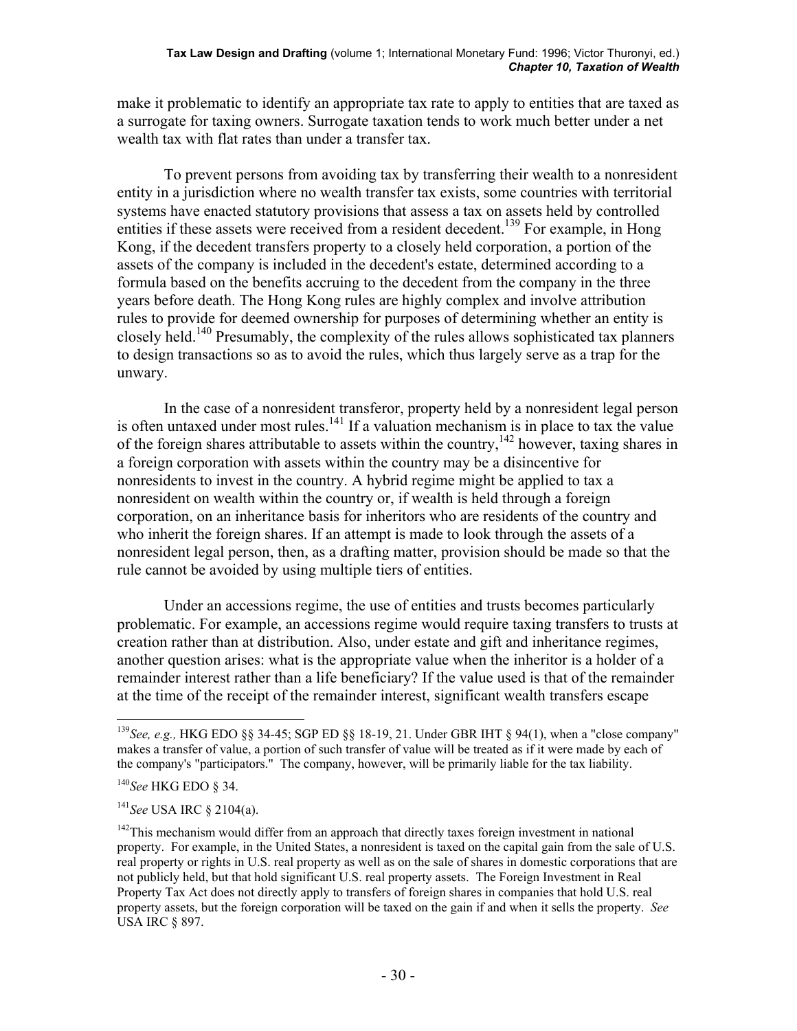make it problematic to identify an appropriate tax rate to apply to entities that are taxed as a surrogate for taxing owners. Surrogate taxation tends to work much better under a net wealth tax with flat rates than under a transfer tax.

To prevent persons from avoiding tax by transferring their wealth to a nonresident entity in a jurisdiction where no wealth transfer tax exists, some countries with territorial systems have enacted statutory provisions that assess a tax on assets held by controlled entities if these assets were received from a resident decedent.[139] For example, in Hong Kong, if the decedent transfers property to a closely held corporation, a portion of the assets of the company is included in the decedent's estate, determined according to a formula based on the benefits accruing to the decedent from the company in the three years before death. The Hong Kong rules are highly complex and involve attribution rules to provide for deemed ownership for purposes of determining whether an entity is closely held.[140] Presumably, the complexity of the rules allows sophisticated tax planners to design transactions so as to avoid the rules, which thus largely serve as a trap for the unwary.

In the case of a nonresident transferor, property held by a nonresident legal person is often untaxed under most rules.[141] If a valuation mechanism is in place to tax the value of the foreign shares attributable to assets within the country,[142] however, taxing shares in a foreign corporation with assets within the country may be a disincentive for nonresidents to invest in the country. A hybrid regime might be applied to tax a nonresident on wealth within the country or, if wealth is held through a foreign corporation, on an inheritance basis for inheritors who are residents of the country and who inherit the foreign shares. If an attempt is made to look through the assets of a nonresident legal person, then, as a drafting matter, provision should be made so that the rule cannot be avoided by using multiple tiers of entities.

Under an accessions regime, the use of entities and trusts becomes particularly problematic. For example, an accessions regime would require taxing transfers to trusts at creation rather than at distribution. Also, under estate and gift and inheritance regimes, another question arises: what is the appropriate value when the inheritor is a holder of a remainder interest rather than a life beneficiary? If the value used is that of the remainder at the time of the receipt of the remainder interest, significant wealth transfers escape

---

[139] *See, e.g.,* HKG EDO §§ 34-45; SGP ED §§ 18-19, 21. Under GBR IHT § 94(1), when a "close company" makes a transfer of value, a portion of such transfer of value will be treated as if it were made by each of the company's "participators." The company, however, will be primarily liable for the tax liability.

[140] *See* HKG EDO § 34.

[141] *See* USA IRC § 2104(a).

[142] This mechanism would differ from an approach that directly taxes foreign investment in national property. For example, in the United States, a nonresident is taxed on the capital gain from the sale of U.S. real property or rights in U.S. real property as well as on the sale of shares in domestic corporations that are not publicly held, but that hold significant U.S. real property assets. The Foreign Investment in Real Property Tax Act does not directly apply to transfers of foreign shares in companies that hold U.S. real property assets, but the foreign corporation will be taxed on the gain if and when it sells the property. *See* USA IRC § 897.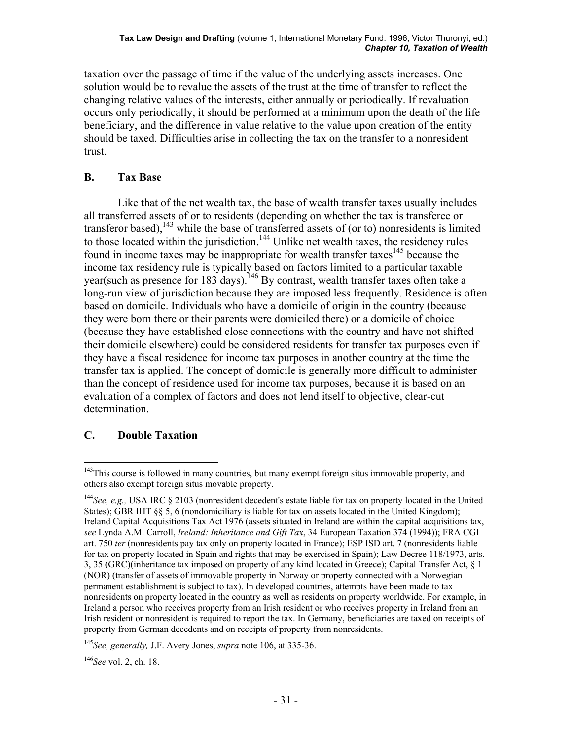taxation over the passage of time if the value of the underlying assets increases. One solution would be to revalue the assets of the trust at the time of transfer to reflect the changing relative values of the interests, either annually or periodically. If revaluation occurs only periodically, it should be performed at a minimum upon the death of the life beneficiary, and the difference in value relative to the value upon creation of the entity should be taxed. Difficulties arise in collecting the tax on the transfer to a nonresident trust.

## B. Tax Base

Like that of the net wealth tax, the base of wealth transfer taxes usually includes all transferred assets of or to residents (depending on whether the tax is transferee or transferor based),[143] while the base of transferred assets of (or to) nonresidents is limited to those located within the jurisdiction.[144] Unlike net wealth taxes, the residency rules found in income taxes may be inappropriate for wealth transfer taxes[145] because the income tax residency rule is typically based on factors limited to a particular taxable year(such as presence for 183 days).[146] By contrast, wealth transfer taxes often take a long-run view of jurisdiction because they are imposed less frequently. Residence is often based on domicile. Individuals who have a domicile of origin in the country (because they were born there or their parents were domiciled there) or a domicile of choice (because they have established close connections with the country and have not shifted their domicile elsewhere) could be considered residents for transfer tax purposes even if they have a fiscal residence for income tax purposes in another country at the time the transfer tax is applied. The concept of domicile is generally more difficult to administer than the concept of residence used for income tax purposes, because it is based on an evaluation of a complex of factors and does not lend itself to objective, clear-cut determination.

## C. Double Taxation

---

[143] This course is followed in many countries, but many exempt foreign situs immovable property, and others also exempt foreign situs movable property.

[144] *See, e.g.,* USA IRC § 2103 (nonresident decedent's estate liable for tax on property located in the United States); GBR IHT §§ 5, 6 (nondomiciliary is liable for tax on assets located in the United Kingdom); Ireland Capital Acquisitions Tax Act 1976 (assets situated in Ireland are within the capital acquisitions tax, *see* Lynda A.M. Carroll, *Ireland: Inheritance and Gift Tax*, 34 European Taxation 374 (1994)); FRA CGI art. 750 *ter* (nonresidents pay tax only on property located in France); ESP ISD art. 7 (nonresidents liable for tax on property located in Spain and rights that may be exercised in Spain); Law Decree 118/1973, arts. 3, 35 (GRC)(inheritance tax imposed on property of any kind located in Greece); Capital Transfer Act, § 1 (NOR) (transfer of assets of immovable property in Norway or property connected with a Norwegian permanent establishment is subject to tax). In developed countries, attempts have been made to tax nonresidents on property located in the country as well as residents on property worldwide. For example, in Ireland a person who receives property from an Irish resident or who receives property in Ireland from an Irish resident or nonresident is required to report the tax. In Germany, beneficiaries are taxed on receipts of property from German decedents and on receipts of property from nonresidents.

[145] *See, generally,* J.F. Avery Jones, *supra* note 106, at 335-36.

[146] *See* vol. 2, ch. 18.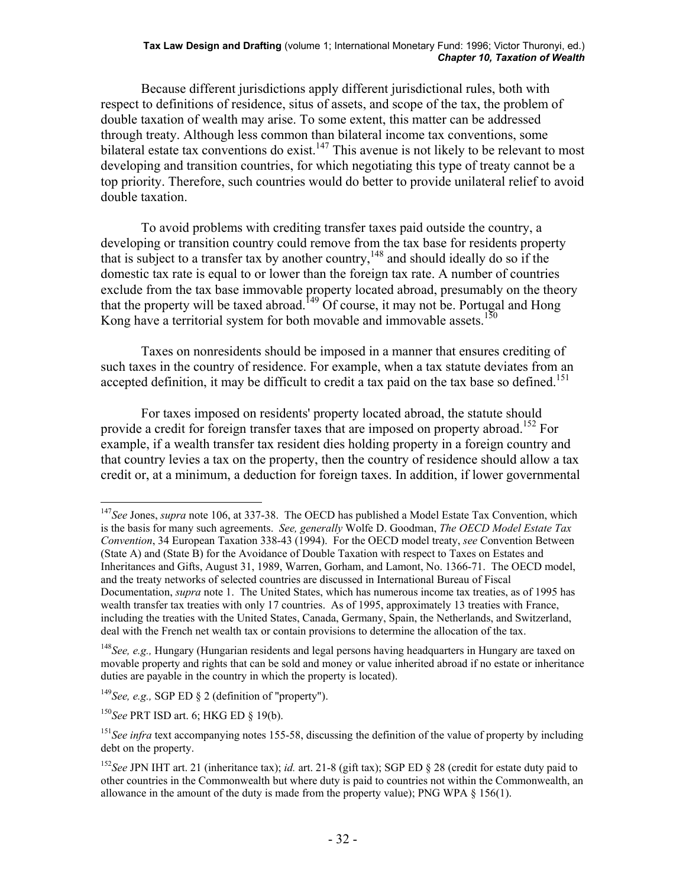Because different jurisdictions apply different jurisdictional rules, both with respect to definitions of residence, situs of assets, and scope of the tax, the problem of double taxation of wealth may arise. To some extent, this matter can be addressed through treaty. Although less common than bilateral income tax conventions, some bilateral estate tax conventions do exist.[147] This avenue is not likely to be relevant to most developing and transition countries, for which negotiating this type of treaty cannot be a top priority. Therefore, such countries would do better to provide unilateral relief to avoid double taxation.

To avoid problems with crediting transfer taxes paid outside the country, a developing or transition country could remove from the tax base for residents property that is subject to a transfer tax by another country,[148] and should ideally do so if the domestic tax rate is equal to or lower than the foreign tax rate. A number of countries exclude from the tax base immovable property located abroad, presumably on the theory that the property will be taxed abroad.[149] Of course, it may not be. Portugal and Hong Kong have a territorial system for both movable and immovable assets.[150]

Taxes on nonresidents should be imposed in a manner that ensures crediting of such taxes in the country of residence. For example, when a tax statute deviates from an accepted definition, it may be difficult to credit a tax paid on the tax base so defined.[151]

For taxes imposed on residents' property located abroad, the statute should provide a credit for foreign transfer taxes that are imposed on property abroad.[152] For example, if a wealth transfer tax resident dies holding property in a foreign country and that country levies a tax on the property, then the country of residence should allow a tax credit or, at a minimum, a deduction for foreign taxes. In addition, if lower governmental

---

[147] *See* Jones, *supra* note 106, at 337-38. The OECD has published a Model Estate Tax Convention, which is the basis for many such agreements. *See, generally* Wolfe D. Goodman, *The OECD Model Estate Tax Convention*, 34 European Taxation 338-43 (1994). For the OECD model treaty, *see* Convention Between (State A) and (State B) for the Avoidance of Double Taxation with respect to Taxes on Estates and Inheritances and Gifts, August 31, 1989, Warren, Gorham, and Lamont, No. 1366-71. The OECD model, and the treaty networks of selected countries are discussed in International Bureau of Fiscal Documentation, *supra* note 1. The United States, which has numerous income tax treaties, as of 1995 has wealth transfer tax treaties with only 17 countries. As of 1995, approximately 13 treaties with France, including the treaties with the United States, Canada, Germany, Spain, the Netherlands, and Switzerland, deal with the French net wealth tax or contain provisions to determine the allocation of the tax.

[148] *See, e.g.,* Hungary (Hungarian residents and legal persons having headquarters in Hungary are taxed on movable property and rights that can be sold and money or value inherited abroad if no estate or inheritance duties are payable in the country in which the property is located).

[149] *See, e.g.,* SGP ED § 2 (definition of "property").

[150] *See* PRT ISD art. 6; HKG ED § 19(b).

[151] *See infra* text accompanying notes 155-58, discussing the definition of the value of property by including debt on the property.

[152] *See* JPN IHT art. 21 (inheritance tax); *id.* art. 21-8 (gift tax); SGP ED § 28 (credit for estate duty paid to other countries in the Commonwealth but where duty is paid to countries not within the Commonwealth, an allowance in the amount of the duty is made from the property value); PNG WPA § 156(1).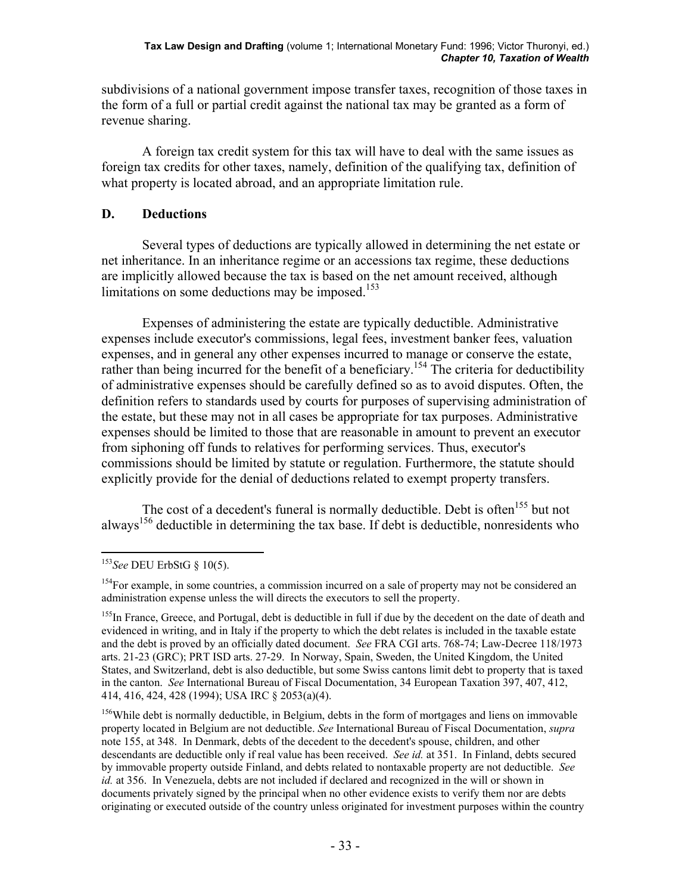subdivisions of a national government impose transfer taxes, recognition of those taxes in the form of a full or partial credit against the national tax may be granted as a form of revenue sharing.

A foreign tax credit system for this tax will have to deal with the same issues as foreign tax credits for other taxes, namely, definition of the qualifying tax, definition of what property is located abroad, and an appropriate limitation rule.

## D. Deductions

Several types of deductions are typically allowed in determining the net estate or net inheritance. In an inheritance regime or an accessions tax regime, these deductions are implicitly allowed because the tax is based on the net amount received, although limitations on some deductions may be imposed.[153]

Expenses of administering the estate are typically deductible. Administrative expenses include executor's commissions, legal fees, investment banker fees, valuation expenses, and in general any other expenses incurred to manage or conserve the estate, rather than being incurred for the benefit of a beneficiary.[154] The criteria for deductibility of administrative expenses should be carefully defined so as to avoid disputes. Often, the definition refers to standards used by courts for purposes of supervising administration of the estate, but these may not in all cases be appropriate for tax purposes. Administrative expenses should be limited to those that are reasonable in amount to prevent an executor from siphoning off funds to relatives for performing services. Thus, executor's commissions should be limited by statute or regulation. Furthermore, the statute should explicitly provide for the denial of deductions related to exempt property transfers.

The cost of a decedent's funeral is normally deductible. Debt is often[155] but not always[156] deductible in determining the tax base. If debt is deductible, nonresidents who

---

[153] *See* DEU ErbStG § 10(5).

[154] For example, in some countries, a commission incurred on a sale of property may not be considered an administration expense unless the will directs the executors to sell the property.

[155] In France, Greece, and Portugal, debt is deductible in full if due by the decedent on the date of death and evidenced in writing, and in Italy if the property to which the debt relates is included in the taxable estate and the debt is proved by an officially dated document. *See* FRA CGI arts. 768-74; Law-Decree 118/1973 arts. 21-23 (GRC); PRT ISD arts. 27-29. In Norway, Spain, Sweden, the United Kingdom, the United States, and Switzerland, debt is also deductible, but some Swiss cantons limit debt to property that is taxed in the canton. *See* International Bureau of Fiscal Documentation, 34 European Taxation 397, 407, 412, 414, 416, 424, 428 (1994); USA IRC § 2053(a)(4).

[156] While debt is normally deductible, in Belgium, debts in the form of mortgages and liens on immovable property located in Belgium are not deductible. *See* International Bureau of Fiscal Documentation, *supra* note 155, at 348. In Denmark, debts of the decedent to the decedent's spouse, children, and other descendants are deductible only if real value has been received. *See id.* at 351. In Finland, debts secured by immovable property outside Finland, and debts related to nontaxable property are not deductible. *See id.* at 356. In Venezuela, debts are not included if declared and recognized in the will or shown in documents privately signed by the principal when no other evidence exists to verify them nor are debts originating or executed outside of the country unless originated for investment purposes within the country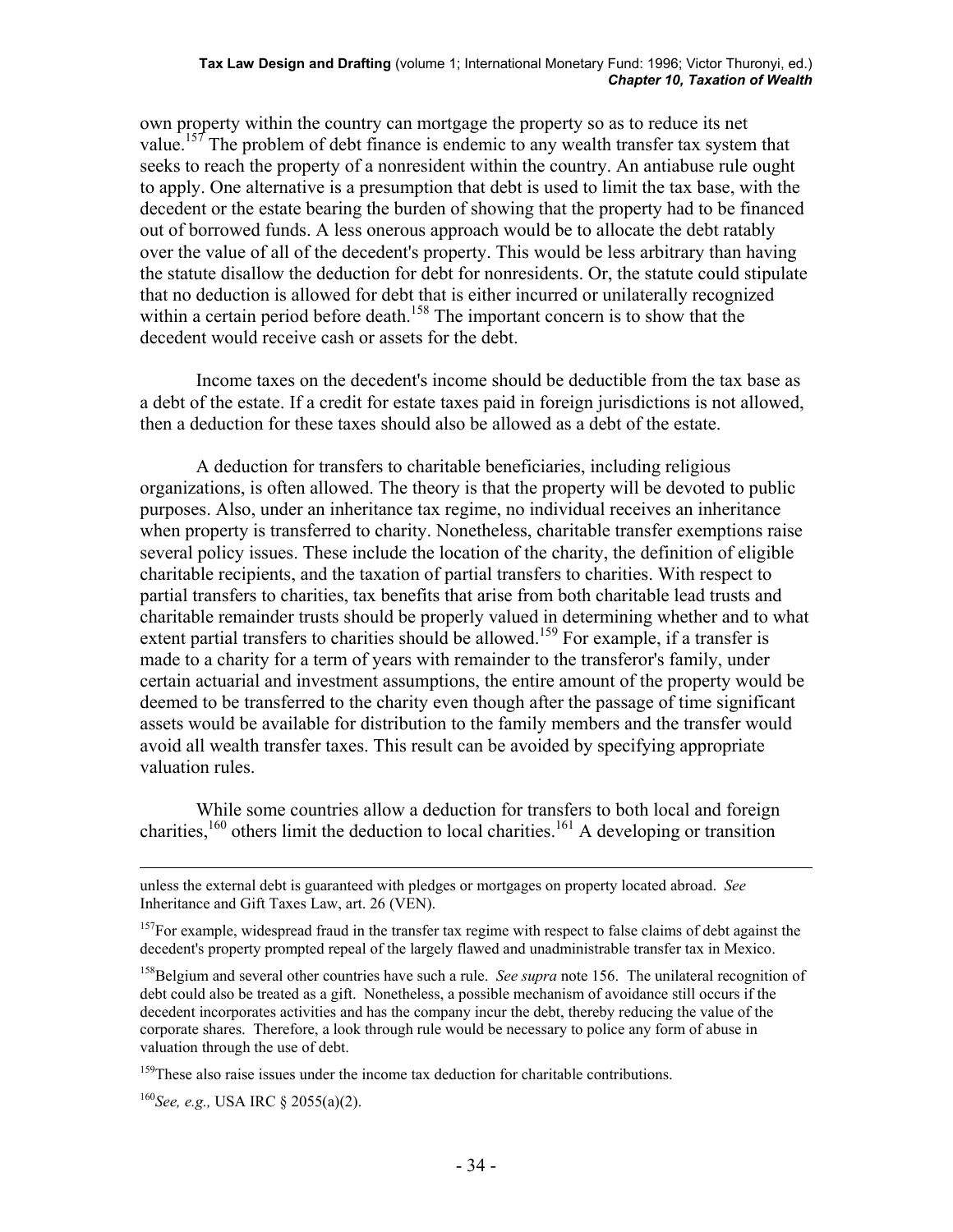own property within the country can mortgage the property so as to reduce its net value.[157] The problem of debt finance is endemic to any wealth transfer tax system that seeks to reach the property of a nonresident within the country. An antiabuse rule ought to apply. One alternative is a presumption that debt is used to limit the tax base, with the decedent or the estate bearing the burden of showing that the property had to be financed out of borrowed funds. A less onerous approach would be to allocate the debt ratably over the value of all of the decedent's property. This would be less arbitrary than having the statute disallow the deduction for debt for nonresidents. Or, the statute could stipulate that no deduction is allowed for debt that is either incurred or unilaterally recognized within a certain period before death.[158] The important concern is to show that the decedent would receive cash or assets for the debt.

Income taxes on the decedent's income should be deductible from the tax base as a debt of the estate. If a credit for estate taxes paid in foreign jurisdictions is not allowed, then a deduction for these taxes should also be allowed as a debt of the estate.

A deduction for transfers to charitable beneficiaries, including religious organizations, is often allowed. The theory is that the property will be devoted to public purposes. Also, under an inheritance tax regime, no individual receives an inheritance when property is transferred to charity. Nonetheless, charitable transfer exemptions raise several policy issues. These include the location of the charity, the definition of eligible charitable recipients, and the taxation of partial transfers to charities. With respect to partial transfers to charities, tax benefits that arise from both charitable lead trusts and charitable remainder trusts should be properly valued in determining whether and to what extent partial transfers to charities should be allowed.[159] For example, if a transfer is made to a charity for a term of years with remainder to the transferor's family, under certain actuarial and investment assumptions, the entire amount of the property would be deemed to be transferred to the charity even though after the passage of time significant assets would be available for distribution to the family members and the transfer would avoid all wealth transfer taxes. This result can be avoided by specifying appropriate valuation rules.

While some countries allow a deduction for transfers to both local and foreign charities,[160] others limit the deduction to local charities.[161] A developing or transition

---

unless the external debt is guaranteed with pledges or mortgages on property located abroad. *See* Inheritance and Gift Taxes Law, art. 26 (VEN).

[157] For example, widespread fraud in the transfer tax regime with respect to false claims of debt against the decedent's property prompted repeal of the largely flawed and unadministrable transfer tax in Mexico.

[158] Belgium and several other countries have such a rule. *See supra* note 156. The unilateral recognition of debt could also be treated as a gift. Nonetheless, a possible mechanism of avoidance still occurs if the decedent incorporates activities and has the company incur the debt, thereby reducing the value of the corporate shares. Therefore, a look through rule would be necessary to police any form of abuse in valuation through the use of debt.

[159] These also raise issues under the income tax deduction for charitable contributions.

[160] *See, e.g.,* USA IRC § 2055(a)(2).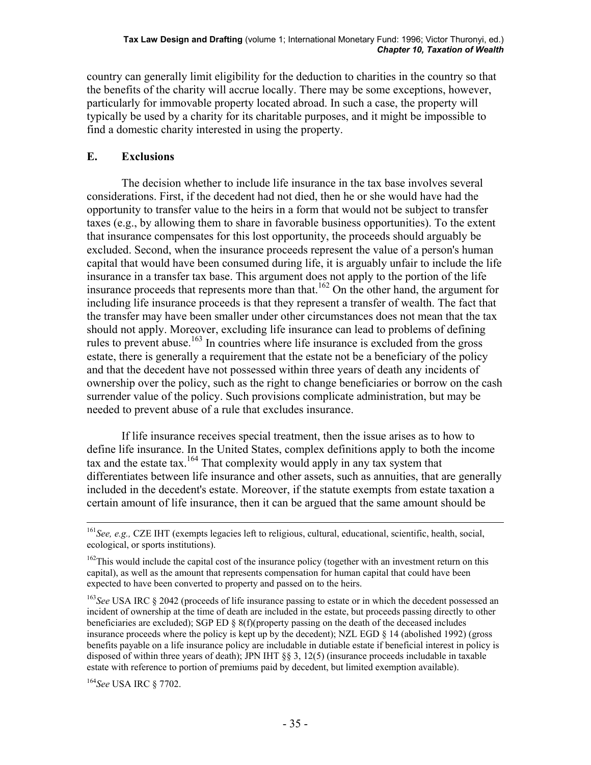country can generally limit eligibility for the deduction to charities in the country so that the benefits of the charity will accrue locally. There may be some exceptions, however, particularly for immovable property located abroad. In such a case, the property will typically be used by a charity for its charitable purposes, and it might be impossible to find a domestic charity interested in using the property.

## E. Exclusions

The decision whether to include life insurance in the tax base involves several considerations. First, if the decedent had not died, then he or she would have had the opportunity to transfer value to the heirs in a form that would not be subject to transfer taxes (e.g., by allowing them to share in favorable business opportunities). To the extent that insurance compensates for this lost opportunity, the proceeds should arguably be excluded. Second, when the insurance proceeds represent the value of a person's human capital that would have been consumed during life, it is arguably unfair to include the life insurance in a transfer tax base. This argument does not apply to the portion of the life insurance proceeds that represents more than that.[162] On the other hand, the argument for including life insurance proceeds is that they represent a transfer of wealth. The fact that the transfer may have been smaller under other circumstances does not mean that the tax should not apply. Moreover, excluding life insurance can lead to problems of defining rules to prevent abuse.[163] In countries where life insurance is excluded from the gross estate, there is generally a requirement that the estate not be a beneficiary of the policy and that the decedent have not possessed within three years of death any incidents of ownership over the policy, such as the right to change beneficiaries or borrow on the cash surrender value of the policy. Such provisions complicate administration, but may be needed to prevent abuse of a rule that excludes insurance.

If life insurance receives special treatment, then the issue arises as to how to define life insurance. In the United States, complex definitions apply to both the income tax and the estate tax.[164] That complexity would apply in any tax system that differentiates between life insurance and other assets, such as annuities, that are generally included in the decedent's estate. Moreover, if the statute exempts from estate taxation a certain amount of life insurance, then it can be argued that the same amount should be

---

[161] *See, e.g.,* CZE IHT (exempts legacies left to religious, cultural, educational, scientific, health, social, ecological, or sports institutions).

[162] This would include the capital cost of the insurance policy (together with an investment return on this capital), as well as the amount that represents compensation for human capital that could have been expected to have been converted to property and passed on to the heirs.

[163] *See* USA IRC § 2042 (proceeds of life insurance passing to estate or in which the decedent possessed an incident of ownership at the time of death are included in the estate, but proceeds passing directly to other beneficiaries are excluded); SGP ED § 8(f)(property passing on the death of the deceased includes insurance proceeds where the policy is kept up by the decedent); NZL EGD § 14 (abolished 1992) (gross benefits payable on a life insurance policy are includable in dutiable estate if beneficial interest in policy is disposed of within three years of death); JPN IHT §§ 3, 12(5) (insurance proceeds includable in taxable estate with reference to portion of premiums paid by decedent, but limited exemption available).

[164] *See* USA IRC § 7702.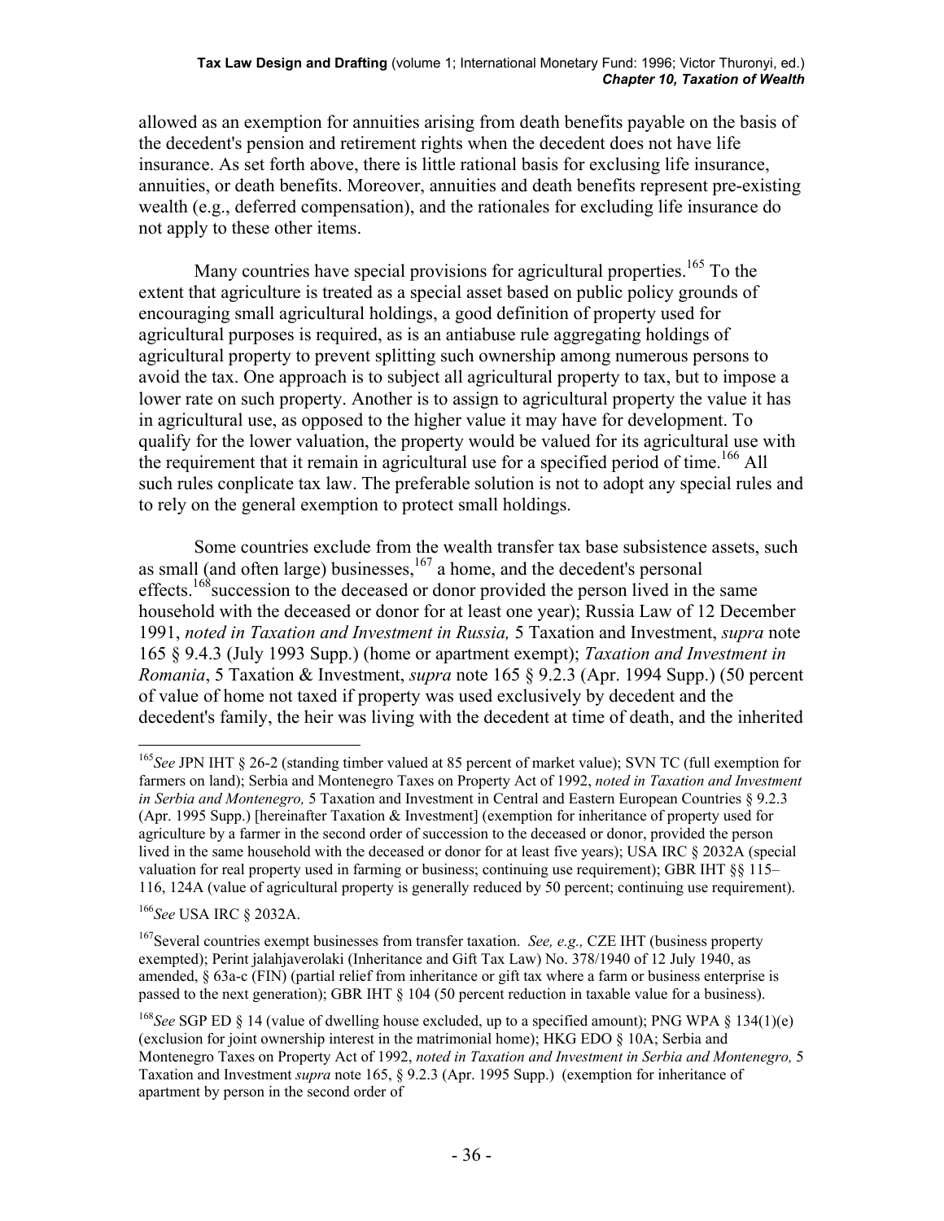allowed as an exemption for annuities arising from death benefits payable on the basis of the decedent's pension and retirement rights when the decedent does not have life insurance. As set forth above, there is little rational basis for exclusing life insurance, annuities, or death benefits. Moreover, annuities and death benefits represent pre-existing wealth (e.g., deferred compensation), and the rationales for excluding life insurance do not apply to these other items.

Many countries have special provisions for agricultural properties.[165] To the extent that agriculture is treated as a special asset based on public policy grounds of encouraging small agricultural holdings, a good definition of property used for agricultural purposes is required, as is an antiabuse rule aggregating holdings of agricultural property to prevent splitting such ownership among numerous persons to avoid the tax. One approach is to subject all agricultural property to tax, but to impose a lower rate on such property. Another is to assign to agricultural property the value it has in agricultural use, as opposed to the higher value it may have for development. To qualify for the lower valuation, the property would be valued for its agricultural use with the requirement that it remain in agricultural use for a specified period of time.[166] All such rules conplicate tax law. The preferable solution is not to adopt any special rules and to rely on the general exemption to protect small holdings.

Some countries exclude from the wealth transfer tax base subsistence assets, such as small (and often large) businesses,[167] a home, and the decedent's personal effects.[168]succession to the deceased or donor provided the person lived in the same household with the deceased or donor for at least one year); Russia Law of 12 December 1991, *noted in Taxation and Investment in Russia,* 5 Taxation and Investment, *supra* note 165 § 9.4.3 (July 1993 Supp.) (home or apartment exempt); *Taxation and Investment in Romania*, 5 Taxation & Investment, *supra* note 165 § 9.2.3 (Apr. 1994 Supp.) (50 percent of value of home not taxed if property was used exclusively by decedent and the decedent's family, the heir was living with the decedent at time of death, and the inherited

---

[165] *See* JPN IHT § 26-2 (standing timber valued at 85 percent of market value); SVN TC (full exemption for farmers on land); Serbia and Montenegro Taxes on Property Act of 1992, *noted in Taxation and Investment in Serbia and Montenegro,* 5 Taxation and Investment in Central and Eastern European Countries § 9.2.3 (Apr. 1995 Supp.) [hereinafter Taxation & Investment] (exemption for inheritance of property used for agriculture by a farmer in the second order of succession to the deceased or donor, provided the person lived in the same household with the deceased or donor for at least five years); USA IRC § 2032A (special valuation for real property used in farming or business; continuing use requirement); GBR IHT §§ 115–116, 124A (value of agricultural property is generally reduced by 50 percent; continuing use requirement).

[166] *See* USA IRC § 2032A.

[167] Several countries exempt businesses from transfer taxation. *See, e.g.,* CZE IHT (business property exempted); Perint jalahjaverolaki (Inheritance and Gift Tax Law) No. 378/1940 of 12 July 1940, as amended, § 63a-c (FIN) (partial relief from inheritance or gift tax where a farm or business enterprise is passed to the next generation); GBR IHT § 104 (50 percent reduction in taxable value for a business).

[168] *See* SGP ED § 14 (value of dwelling house excluded, up to a specified amount); PNG WPA § 134(1)(e) (exclusion for joint ownership interest in the matrimonial home); HKG EDO § 10A; Serbia and Montenegro Taxes on Property Act of 1992, *noted in Taxation and Investment in Serbia and Montenegro,* 5 Taxation and Investment *supra* note 165, § 9.2.3 (Apr. 1995 Supp.) (exemption for inheritance of apartment by person in the second order of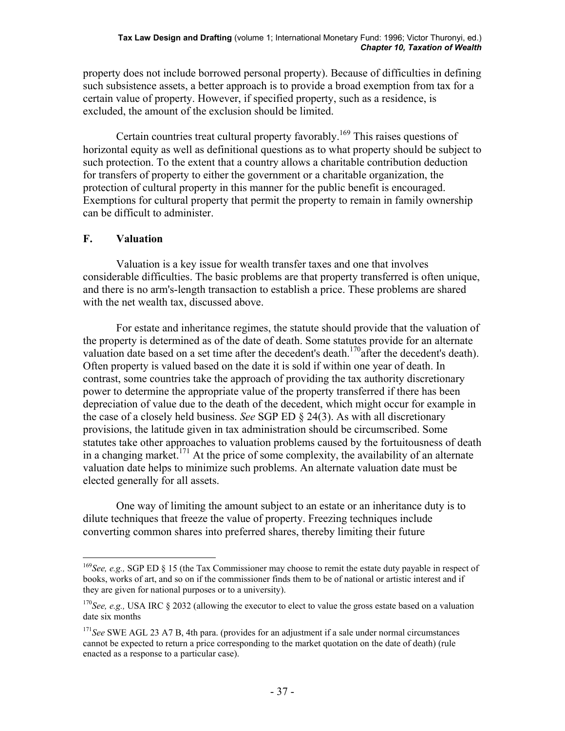property does not include borrowed personal property). Because of difficulties in defining such subsistence assets, a better approach is to provide a broad exemption from tax for a certain value of property. However, if specified property, such as a residence, is excluded, the amount of the exclusion should be limited.

Certain countries treat cultural property favorably.[169] This raises questions of horizontal equity as well as definitional questions as to what property should be subject to such protection. To the extent that a country allows a charitable contribution deduction for transfers of property to either the government or a charitable organization, the protection of cultural property in this manner for the public benefit is encouraged. Exemptions for cultural property that permit the property to remain in family ownership can be difficult to administer.

## F. Valuation

Valuation is a key issue for wealth transfer taxes and one that involves considerable difficulties. The basic problems are that property transferred is often unique, and there is no arm's-length transaction to establish a price. These problems are shared with the net wealth tax, discussed above.

For estate and inheritance regimes, the statute should provide that the valuation of the property is determined as of the date of death. Some statutes provide for an alternate valuation date based on a set time after the decedent's death.[170]after the decedent's death). Often property is valued based on the date it is sold if within one year of death. In contrast, some countries take the approach of providing the tax authority discretionary power to determine the appropriate value of the property transferred if there has been depreciation of value due to the death of the decedent, which might occur for example in the case of a closely held business. *See* SGP ED § 24(3). As with all discretionary provisions, the latitude given in tax administration should be circumscribed. Some statutes take other approaches to valuation problems caused by the fortuitousness of death in a changing market.[171] At the price of some complexity, the availability of an alternate valuation date helps to minimize such problems. An alternate valuation date must be elected generally for all assets.

One way of limiting the amount subject to an estate or an inheritance duty is to dilute techniques that freeze the value of property. Freezing techniques include converting common shares into preferred shares, thereby limiting their future

---

[169]*See, e.g.,* SGP ED § 15 (the Tax Commissioner may choose to remit the estate duty payable in respect of books, works of art, and so on if the commissioner finds them to be of national or artistic interest and if they are given for national purposes or to a university).

[170]*See, e.g.,* USA IRC § 2032 (allowing the executor to elect to value the gross estate based on a valuation date six months

[171]*See* SWE AGL 23 A7 B, 4th para. (provides for an adjustment if a sale under normal circumstances cannot be expected to return a price corresponding to the market quotation on the date of death) (rule enacted as a response to a particular case).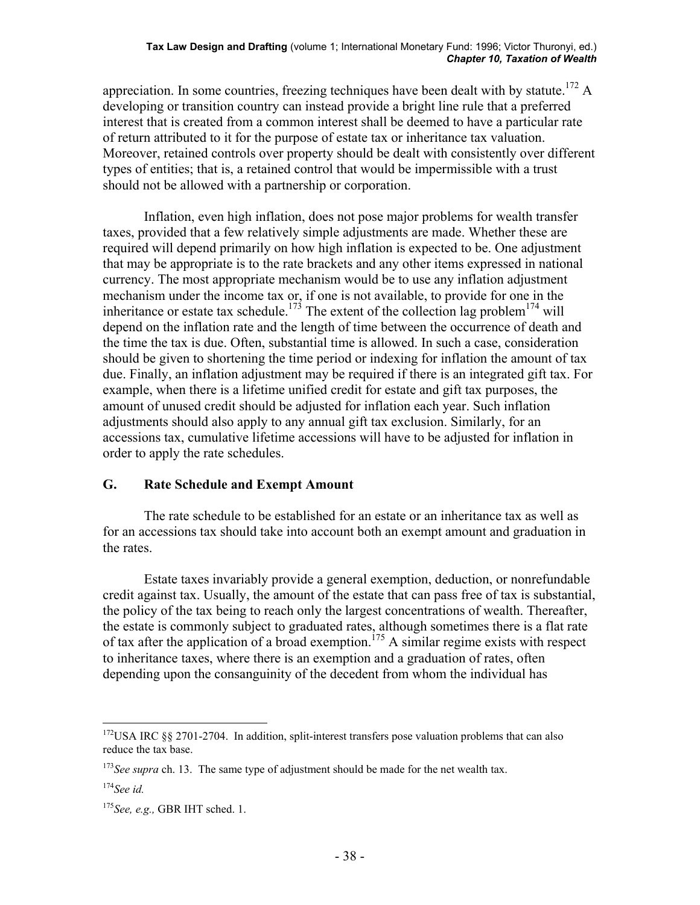appreciation. In some countries, freezing techniques have been dealt with by statute.[172] A developing or transition country can instead provide a bright line rule that a preferred interest that is created from a common interest shall be deemed to have a particular rate of return attributed to it for the purpose of estate tax or inheritance tax valuation. Moreover, retained controls over property should be dealt with consistently over different types of entities; that is, a retained control that would be impermissible with a trust should not be allowed with a partnership or corporation.

Inflation, even high inflation, does not pose major problems for wealth transfer taxes, provided that a few relatively simple adjustments are made. Whether these are required will depend primarily on how high inflation is expected to be. One adjustment that may be appropriate is to the rate brackets and any other items expressed in national currency. The most appropriate mechanism would be to use any inflation adjustment mechanism under the income tax or, if one is not available, to provide for one in the inheritance or estate tax schedule.[173] The extent of the collection lag problem[174] will depend on the inflation rate and the length of time between the occurrence of death and the time the tax is due. Often, substantial time is allowed. In such a case, consideration should be given to shortening the time period or indexing for inflation the amount of tax due. Finally, an inflation adjustment may be required if there is an integrated gift tax. For example, when there is a lifetime unified credit for estate and gift tax purposes, the amount of unused credit should be adjusted for inflation each year. Such inflation adjustments should also apply to any annual gift tax exclusion. Similarly, for an accessions tax, cumulative lifetime accessions will have to be adjusted for inflation in order to apply the rate schedules.

## G. Rate Schedule and Exempt Amount

The rate schedule to be established for an estate or an inheritance tax as well as for an accessions tax should take into account both an exempt amount and graduation in the rates.

Estate taxes invariably provide a general exemption, deduction, or nonrefundable credit against tax. Usually, the amount of the estate that can pass free of tax is substantial, the policy of the tax being to reach only the largest concentrations of wealth. Thereafter, the estate is commonly subject to graduated rates, although sometimes there is a flat rate of tax after the application of a broad exemption.[175] A similar regime exists with respect to inheritance taxes, where there is an exemption and a graduation of rates, often depending upon the consanguinity of the decedent from whom the individual has

---

[172] USA IRC §§ 2701-2704. In addition, split-interest transfers pose valuation problems that can also reduce the tax base.

[173] *See supra* ch. 13. The same type of adjustment should be made for the net wealth tax.

[174] *See id.*

[175] *See, e.g.,* GBR IHT sched. 1.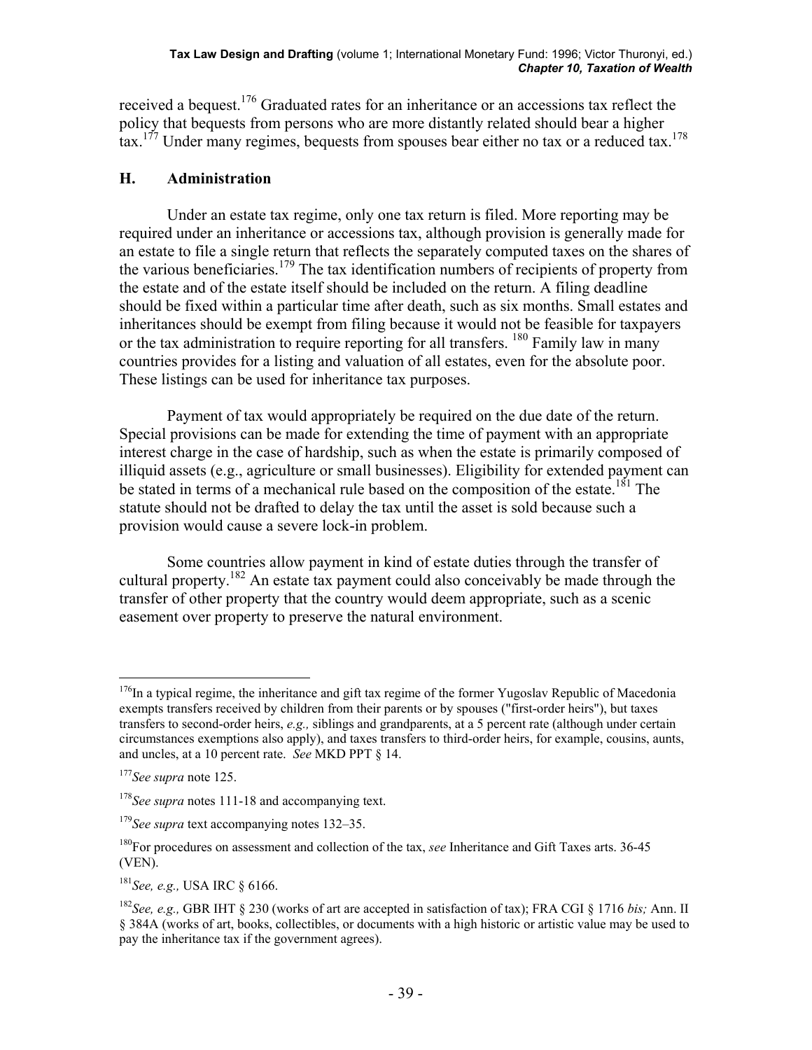received a bequest.[176] Graduated rates for an inheritance or an accessions tax reflect the policy that bequests from persons who are more distantly related should bear a higher tax.[177] Under many regimes, bequests from spouses bear either no tax or a reduced tax.[178]

## H. Administration

Under an estate tax regime, only one tax return is filed. More reporting may be required under an inheritance or accessions tax, although provision is generally made for an estate to file a single return that reflects the separately computed taxes on the shares of the various beneficiaries.[179] The tax identification numbers of recipients of property from the estate and of the estate itself should be included on the return. A filing deadline should be fixed within a particular time after death, such as six months. Small estates and inheritances should be exempt from filing because it would not be feasible for taxpayers or the tax administration to require reporting for all transfers.[180] Family law in many countries provides for a listing and valuation of all estates, even for the absolute poor. These listings can be used for inheritance tax purposes.

Payment of tax would appropriately be required on the due date of the return. Special provisions can be made for extending the time of payment with an appropriate interest charge in the case of hardship, such as when the estate is primarily composed of illiquid assets (e.g., agriculture or small businesses). Eligibility for extended payment can be stated in terms of a mechanical rule based on the composition of the estate.[181] The statute should not be drafted to delay the tax until the asset is sold because such a provision would cause a severe lock-in problem.

Some countries allow payment in kind of estate duties through the transfer of cultural property.[182] An estate tax payment could also conceivably be made through the transfer of other property that the country would deem appropriate, such as a scenic easement over property to preserve the natural environment.

---

[176] In a typical regime, the inheritance and gift tax regime of the former Yugoslav Republic of Macedonia exempts transfers received by children from their parents or by spouses ("first-order heirs"), but taxes transfers to second-order heirs, *e.g.,* siblings and grandparents, at a 5 percent rate (although under certain circumstances exemptions also apply), and taxes transfers to third-order heirs, for example, cousins, aunts, and uncles, at a 10 percent rate. *See* MKD PPT § 14.

[177] *See supra* note 125.

[178] *See supra* notes 111-18 and accompanying text.

[179] *See supra* text accompanying notes 132–35.

[180] For procedures on assessment and collection of the tax, *see* Inheritance and Gift Taxes arts. 36-45 (VEN).

[181] *See, e.g.,* USA IRC § 6166.

[182] *See, e.g.,* GBR IHT § 230 (works of art are accepted in satisfaction of tax); FRA CGI § 1716 *bis;* Ann. II § 384A (works of art, books, collectibles, or documents with a high historic or artistic value may be used to pay the inheritance tax if the government agrees).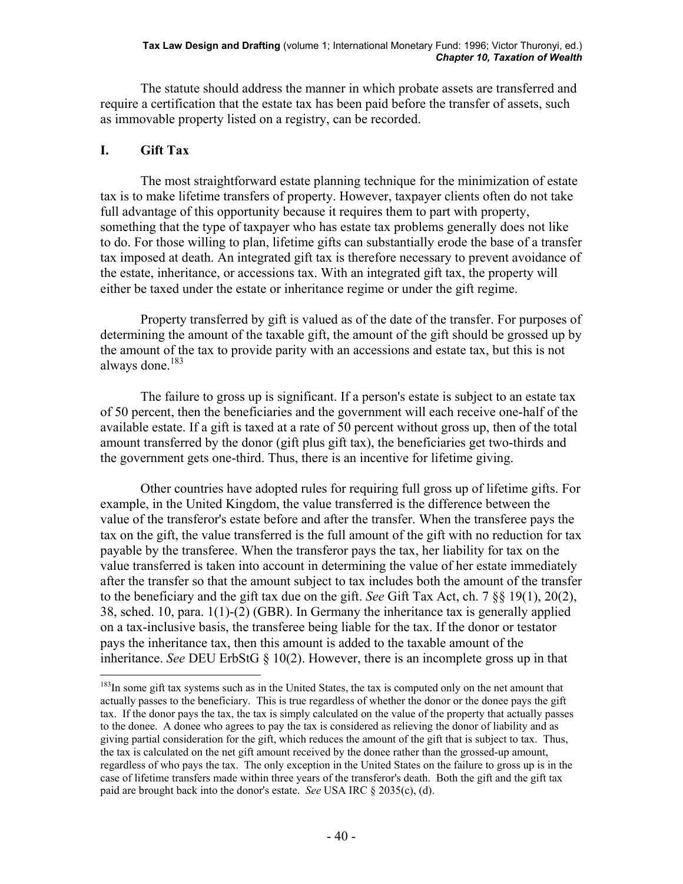The statute should address the manner in which probate assets are transferred and require a certification that the estate tax has been paid before the transfer of assets, such as immovable property listed on a registry, can be recorded.

## I. Gift Tax

The most straightforward estate planning technique for the minimization of estate tax is to make lifetime transfers of property. However, taxpayer clients often do not take full advantage of this opportunity because it requires them to part with property, something that the type of taxpayer who has estate tax problems generally does not like to do. For those willing to plan, lifetime gifts can substantially erode the base of a transfer tax imposed at death. An integrated gift tax is therefore necessary to prevent avoidance of the estate, inheritance, or accessions tax. With an integrated gift tax, the property will either be taxed under the estate or inheritance regime or under the gift regime.

Property transferred by gift is valued as of the date of the transfer. For purposes of determining the amount of the taxable gift, the amount of the gift should be grossed up by the amount of the tax to provide parity with an accessions and estate tax, but this is not always done.[183]

The failure to gross up is significant. If a person's estate is subject to an estate tax of 50 percent, then the beneficiaries and the government will each receive one-half of the available estate. If a gift is taxed at a rate of 50 percent without gross up, then of the total amount transferred by the donor (gift plus gift tax), the beneficiaries get two-thirds and the government gets one-third. Thus, there is an incentive for lifetime giving.

Other countries have adopted rules for requiring full gross up of lifetime gifts. For example, in the United Kingdom, the value transferred is the difference between the value of the transferor's estate before and after the transfer. When the transferee pays the tax on the gift, the value transferred is the full amount of the gift with no reduction for tax payable by the transferee. When the transferor pays the tax, her liability for tax on the value transferred is taken into account in determining the value of her estate immediately after the transfer so that the amount subject to tax includes both the amount of the transfer to the beneficiary and the gift tax due on the gift. *See* Gift Tax Act, ch. 7 §§ 19(1), 20(2), 38, sched. 10, para. 1(1)-(2) (GBR). In Germany the inheritance tax is generally applied on a tax-inclusive basis, the transferee being liable for the tax. If the donor or testator pays the inheritance tax, then this amount is added to the taxable amount of the inheritance. *See* DEU ErbStG § 10(2). However, there is an incomplete gross up in that

---

[183] In some gift tax systems such as in the United States, the tax is computed only on the net amount that actually passes to the beneficiary. This is true regardless of whether the donor or the donee pays the gift tax. If the donor pays the tax, the tax is simply calculated on the value of the property that actually passes to the donee. A donee who agrees to pay the tax is considered as relieving the donor of liability and as giving partial consideration for the gift, which reduces the amount of the gift that is subject to tax. Thus, the tax is calculated on the net gift amount received by the donee rather than the grossed-up amount, regardless of who pays the tax. The only exception in the United States on the failure to gross up is in the case of lifetime transfers made within three years of the transferor's death. Both the gift and the gift tax paid are brought back into the donor's estate. *See* USA IRC § 2035(c), (d).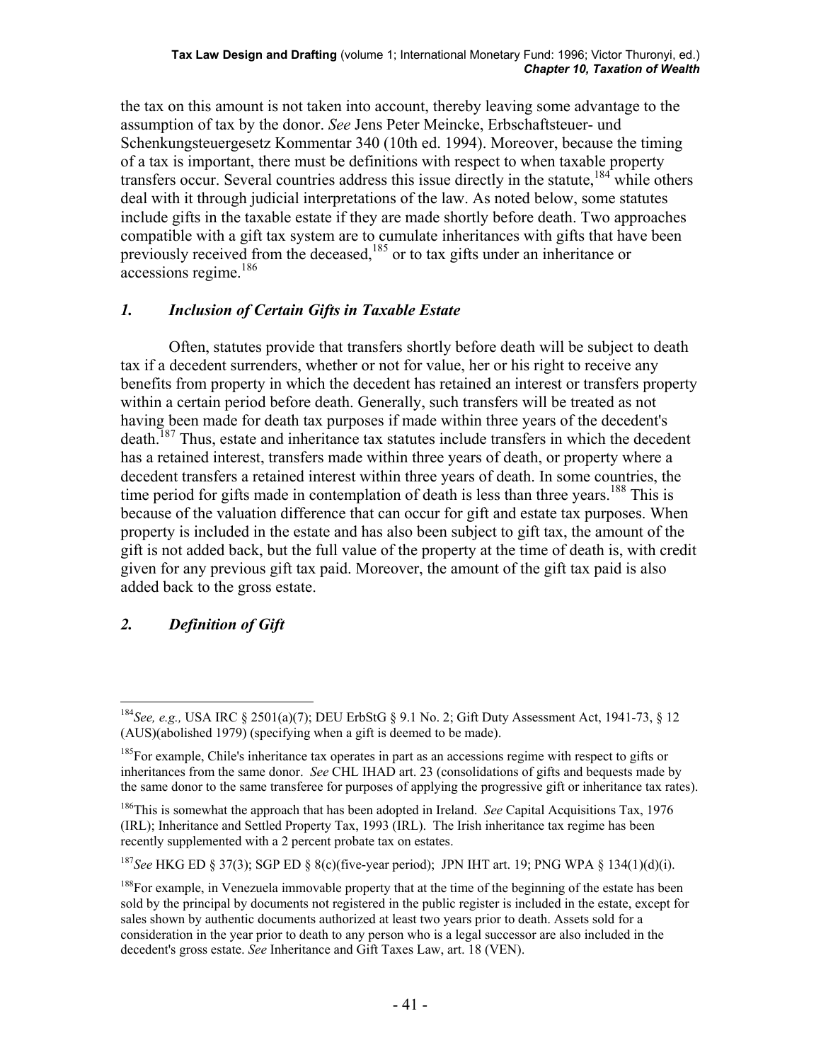the tax on this amount is not taken into account, thereby leaving some advantage to the assumption of tax by the donor. *See* Jens Peter Meincke, Erbschaftsteuer- und Schenkungsteuergesetz Kommentar 340 (10th ed. 1994). Moreover, because the timing of a tax is important, there must be definitions with respect to when taxable property transfers occur. Several countries address this issue directly in the statute,[184] while others deal with it through judicial interpretations of the law. As noted below, some statutes include gifts in the taxable estate if they are made shortly before death. Two approaches compatible with a gift tax system are to cumulate inheritances with gifts that have been previously received from the deceased,[185] or to tax gifts under an inheritance or accessions regime.[186]

### *1. Inclusion of Certain Gifts in Taxable Estate*

Often, statutes provide that transfers shortly before death will be subject to death tax if a decedent surrenders, whether or not for value, her or his right to receive any benefits from property in which the decedent has retained an interest or transfers property within a certain period before death. Generally, such transfers will be treated as not having been made for death tax purposes if made within three years of the decedent's death.[187] Thus, estate and inheritance tax statutes include transfers in which the decedent has a retained interest, transfers made within three years of death, or property where a decedent transfers a retained interest within three years of death. In some countries, the time period for gifts made in contemplation of death is less than three years.[188] This is because of the valuation difference that can occur for gift and estate tax purposes. When property is included in the estate and has also been subject to gift tax, the amount of the gift is not added back, but the full value of the property at the time of death is, with credit given for any previous gift tax paid. Moreover, the amount of the gift tax paid is also added back to the gross estate.

### *2. Definition of Gift*

---

[184] *See, e.g.,* USA IRC § 2501(a)(7); DEU ErbStG § 9.1 No. 2; Gift Duty Assessment Act, 1941-73, § 12 (AUS)(abolished 1979) (specifying when a gift is deemed to be made).

[185] For example, Chile's inheritance tax operates in part as an accessions regime with respect to gifts or inheritances from the same donor. *See* CHL IHAD art. 23 (consolidations of gifts and bequests made by the same donor to the same transferee for purposes of applying the progressive gift or inheritance tax rates).

[186] This is somewhat the approach that has been adopted in Ireland. *See* Capital Acquisitions Tax, 1976 (IRL); Inheritance and Settled Property Tax, 1993 (IRL). The Irish inheritance tax regime has been recently supplemented with a 2 percent probate tax on estates.

[187] *See* HKG ED § 37(3); SGP ED § 8(c)(five-year period); JPN IHT art. 19; PNG WPA § 134(1)(d)(i).

[188] For example, in Venezuela immovable property that at the time of the beginning of the estate has been sold by the principal by documents not registered in the public register is included in the estate, except for sales shown by authentic documents authorized at least two years prior to death. Assets sold for a consideration in the year prior to death to any person who is a legal successor are also included in the decedent's gross estate. *See* Inheritance and Gift Taxes Law, art. 18 (VEN).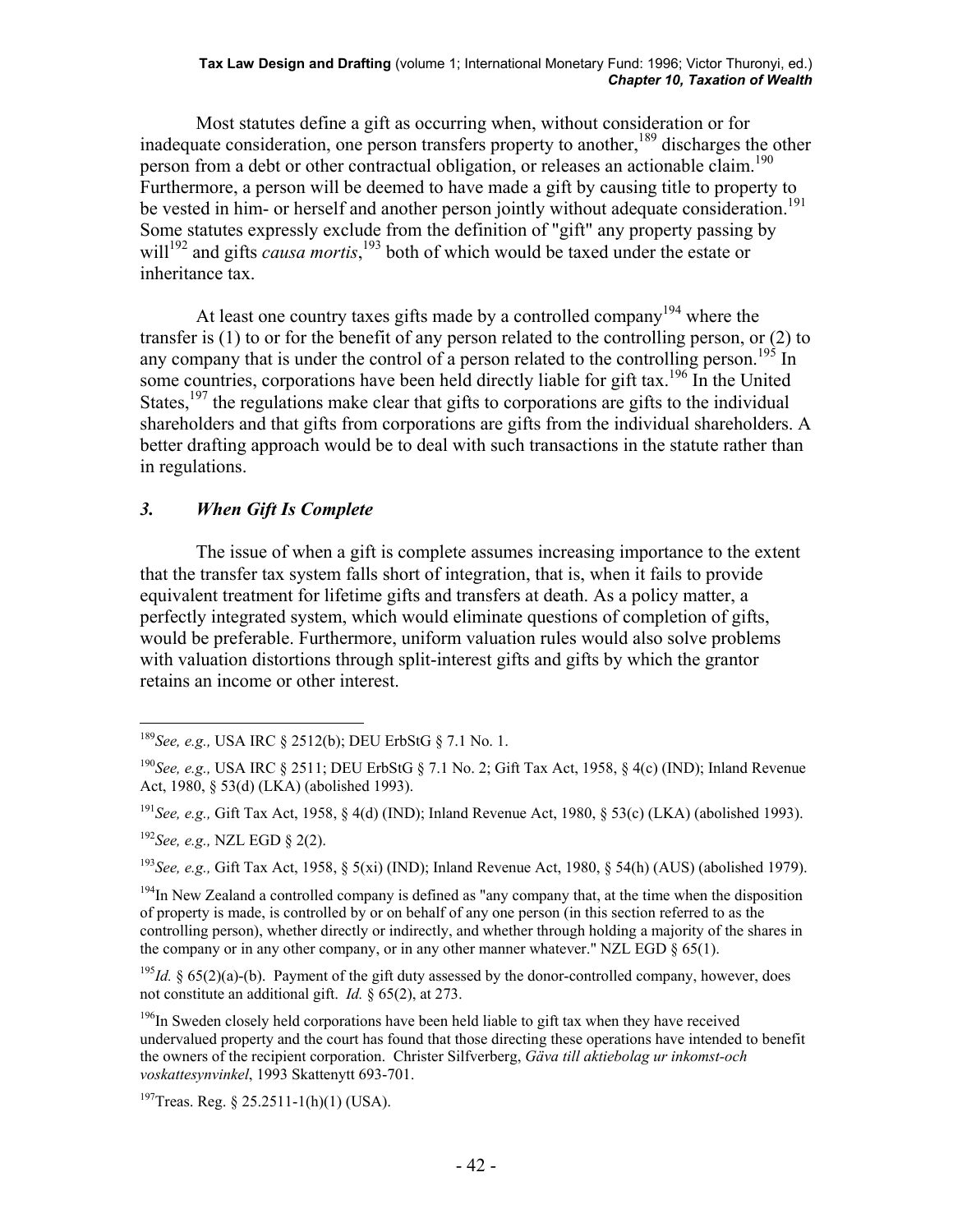Most statutes define a gift as occurring when, without consideration or for inadequate consideration, one person transfers property to another,[189] discharges the other person from a debt or other contractual obligation, or releases an actionable claim.[190] Furthermore, a person will be deemed to have made a gift by causing title to property to be vested in him- or herself and another person jointly without adequate consideration.[191] Some statutes expressly exclude from the definition of "gift" any property passing by will[192] and gifts *causa mortis*,[193] both of which would be taxed under the estate or inheritance tax.

At least one country taxes gifts made by a controlled company[194] where the transfer is (1) to or for the benefit of any person related to the controlling person, or (2) to any company that is under the control of a person related to the controlling person.[195] In some countries, corporations have been held directly liable for gift tax.[196] In the United States,[197] the regulations make clear that gifts to corporations are gifts to the individual shareholders and that gifts from corporations are gifts from the individual shareholders. A better drafting approach would be to deal with such transactions in the statute rather than in regulations.

### *3. When Gift Is Complete*

The issue of when a gift is complete assumes increasing importance to the extent that the transfer tax system falls short of integration, that is, when it fails to provide equivalent treatment for lifetime gifts and transfers at death. As a policy matter, a perfectly integrated system, which would eliminate questions of completion of gifts, would be preferable. Furthermore, uniform valuation rules would also solve problems with valuation distortions through split-interest gifts and gifts by which the grantor retains an income or other interest.

---

[189] *See, e.g.,* USA IRC § 2512(b); DEU ErbStG § 7.1 No. 1.

[190] *See, e.g.,* USA IRC § 2511; DEU ErbStG § 7.1 No. 2; Gift Tax Act, 1958, § 4(c) (IND); Inland Revenue Act, 1980, § 53(d) (LKA) (abolished 1993).

[191] *See, e.g.,* Gift Tax Act, 1958, § 4(d) (IND); Inland Revenue Act, 1980, § 53(c) (LKA) (abolished 1993).

[192] *See, e.g.,* NZL EGD § 2(2).

[193] *See, e.g.,* Gift Tax Act, 1958, § 5(xi) (IND); Inland Revenue Act, 1980, § 54(h) (AUS) (abolished 1979).

[194] In New Zealand a controlled company is defined as "any company that, at the time when the disposition of property is made, is controlled by or on behalf of any one person (in this section referred to as the controlling person), whether directly or indirectly, and whether through holding a majority of the shares in the company or in any other company, or in any other manner whatever." NZL EGD § 65(1).

[195] *Id.* § 65(2)(a)-(b). Payment of the gift duty assessed by the donor-controlled company, however, does not constitute an additional gift. *Id.* § 65(2), at 273.

[196] In Sweden closely held corporations have been held liable to gift tax when they have received undervalued property and the court has found that those directing these operations have intended to benefit the owners of the recipient corporation. Christer Silfverberg, *Gäva till aktiebolag ur inkomst-och voskattesynvinkel*, 1993 Skattenytt 693-701.

[197] Treas. Reg. § 25.2511-1(h)(1) (USA).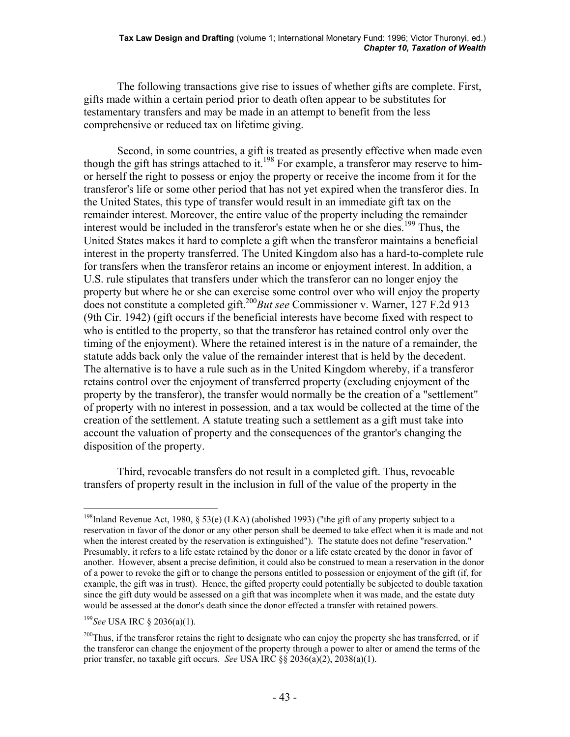The following transactions give rise to issues of whether gifts are complete. First, gifts made within a certain period prior to death often appear to be substitutes for testamentary transfers and may be made in an attempt to benefit from the less comprehensive or reduced tax on lifetime giving.

Second, in some countries, a gift is treated as presently effective when made even though the gift has strings attached to it.[198] For example, a transferor may reserve to him- or herself the right to possess or enjoy the property or receive the income from it for the transferor's life or some other period that has not yet expired when the transferor dies. In the United States, this type of transfer would result in an immediate gift tax on the remainder interest. Moreover, the entire value of the property including the remainder interest would be included in the transferor's estate when he or she dies.[199] Thus, the United States makes it hard to complete a gift when the transferor maintains a beneficial interest in the property transferred. The United Kingdom also has a hard-to-complete rule for transfers when the transferor retains an income or enjoyment interest. In addition, a U.S. rule stipulates that transfers under which the transferor can no longer enjoy the property but where he or she can exercise some control over who will enjoy the property does not constitute a completed gift.[200]*But see* Commissioner v. Warner, 127 F.2d 913 (9th Cir. 1942) (gift occurs if the beneficial interests have become fixed with respect to who is entitled to the property, so that the transferor has retained control only over the timing of the enjoyment). Where the retained interest is in the nature of a remainder, the statute adds back only the value of the remainder interest that is held by the decedent. The alternative is to have a rule such as in the United Kingdom whereby, if a transferor retains control over the enjoyment of transferred property (excluding enjoyment of the property by the transferor), the transfer would normally be the creation of a "settlement" of property with no interest in possession, and a tax would be collected at the time of the creation of the settlement. A statute treating such a settlement as a gift must take into account the valuation of property and the consequences of the grantor's changing the disposition of the property.

Third, revocable transfers do not result in a completed gift. Thus, revocable transfers of property result in the inclusion in full of the value of the property in the

---

[198] Inland Revenue Act, 1980, § 53(e) (LKA) (abolished 1993) ("the gift of any property subject to a reservation in favor of the donor or any other person shall be deemed to take effect when it is made and not when the interest created by the reservation is extinguished"). The statute does not define "reservation." Presumably, it refers to a life estate retained by the donor or a life estate created by the donor in favor of another. However, absent a precise definition, it could also be construed to mean a reservation in the donor of a power to revoke the gift or to change the persons entitled to possession or enjoyment of the gift (if, for example, the gift was in trust). Hence, the gifted property could potentially be subjected to double taxation since the gift duty would be assessed on a gift that was incomplete when it was made, and the estate duty would be assessed at the donor's death since the donor effected a transfer with retained powers.

[199] *See* USA IRC § 2036(a)(1).

[200] Thus, if the transferor retains the right to designate who can enjoy the property she has transferred, or if the transferor can change the enjoyment of the property through a power to alter or amend the terms of the prior transfer, no taxable gift occurs. *See* USA IRC §§ 2036(a)(2), 2038(a)(1).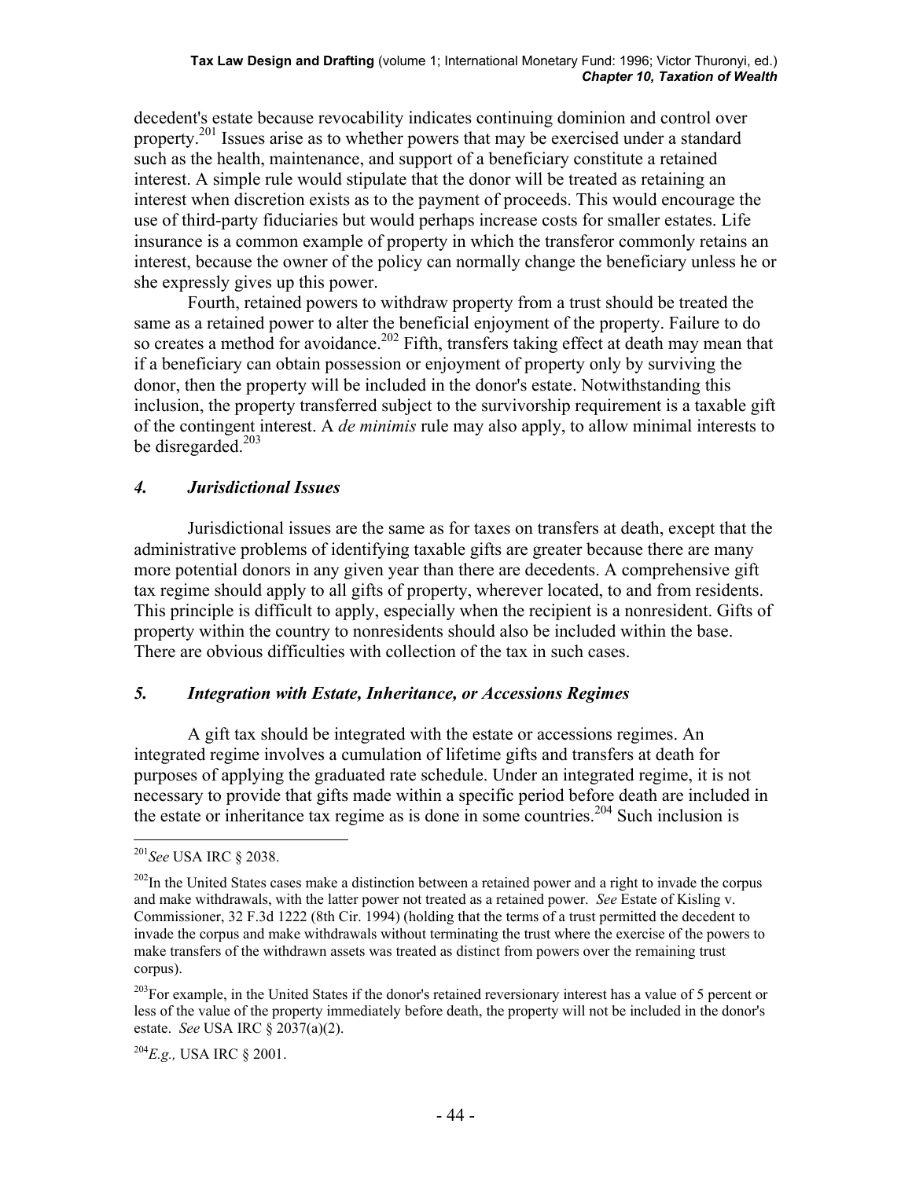decedent's estate because revocability indicates continuing dominion and control over property.[201] Issues arise as to whether powers that may be exercised under a standard such as the health, maintenance, and support of a beneficiary constitute a retained interest. A simple rule would stipulate that the donor will be treated as retaining an interest when discretion exists as to the payment of proceeds. This would encourage the use of third-party fiduciaries but would perhaps increase costs for smaller estates. Life insurance is a common example of property in which the transferor commonly retains an interest, because the owner of the policy can normally change the beneficiary unless he or she expressly gives up this power.

Fourth, retained powers to withdraw property from a trust should be treated the same as a retained power to alter the beneficial enjoyment of the property. Failure to do so creates a method for avoidance.[202] Fifth, transfers taking effect at death may mean that if a beneficiary can obtain possession or enjoyment of property only by surviving the donor, then the property will be included in the donor's estate. Notwithstanding this inclusion, the property transferred subject to the survivorship requirement is a taxable gift of the contingent interest. A *de minimis* rule may also apply, to allow minimal interests to be disregarded.[203]

### *4. Jurisdictional Issues*

Jurisdictional issues are the same as for taxes on transfers at death, except that the administrative problems of identifying taxable gifts are greater because there are many more potential donors in any given year than there are decedents. A comprehensive gift tax regime should apply to all gifts of property, wherever located, to and from residents. This principle is difficult to apply, especially when the recipient is a nonresident. Gifts of property within the country to nonresidents should also be included within the base. There are obvious difficulties with collection of the tax in such cases.

### *5. Integration with Estate, Inheritance, or Accessions Regimes*

A gift tax should be integrated with the estate or accessions regimes. An integrated regime involves a cumulation of lifetime gifts and transfers at death for purposes of applying the graduated rate schedule. Under an integrated regime, it is not necessary to provide that gifts made within a specific period before death are included in the estate or inheritance tax regime as is done in some countries.[204] Such inclusion is

---

[201] *See* USA IRC § 2038.

[202] In the United States cases make a distinction between a retained power and a right to invade the corpus and make withdrawals, with the latter power not treated as a retained power. *See* Estate of Kisling v. Commissioner, 32 F.3d 1222 (8th Cir. 1994) (holding that the terms of a trust permitted the decedent to invade the corpus and make withdrawals without terminating the trust where the exercise of the powers to make transfers of the withdrawn assets was treated as distinct from powers over the remaining trust corpus).

[203] For example, in the United States if the donor's retained reversionary interest has a value of 5 percent or less of the value of the property immediately before death, the property will not be included in the donor's estate. *See* USA IRC § 2037(a)(2).

[204] *E.g.,* USA IRC § 2001.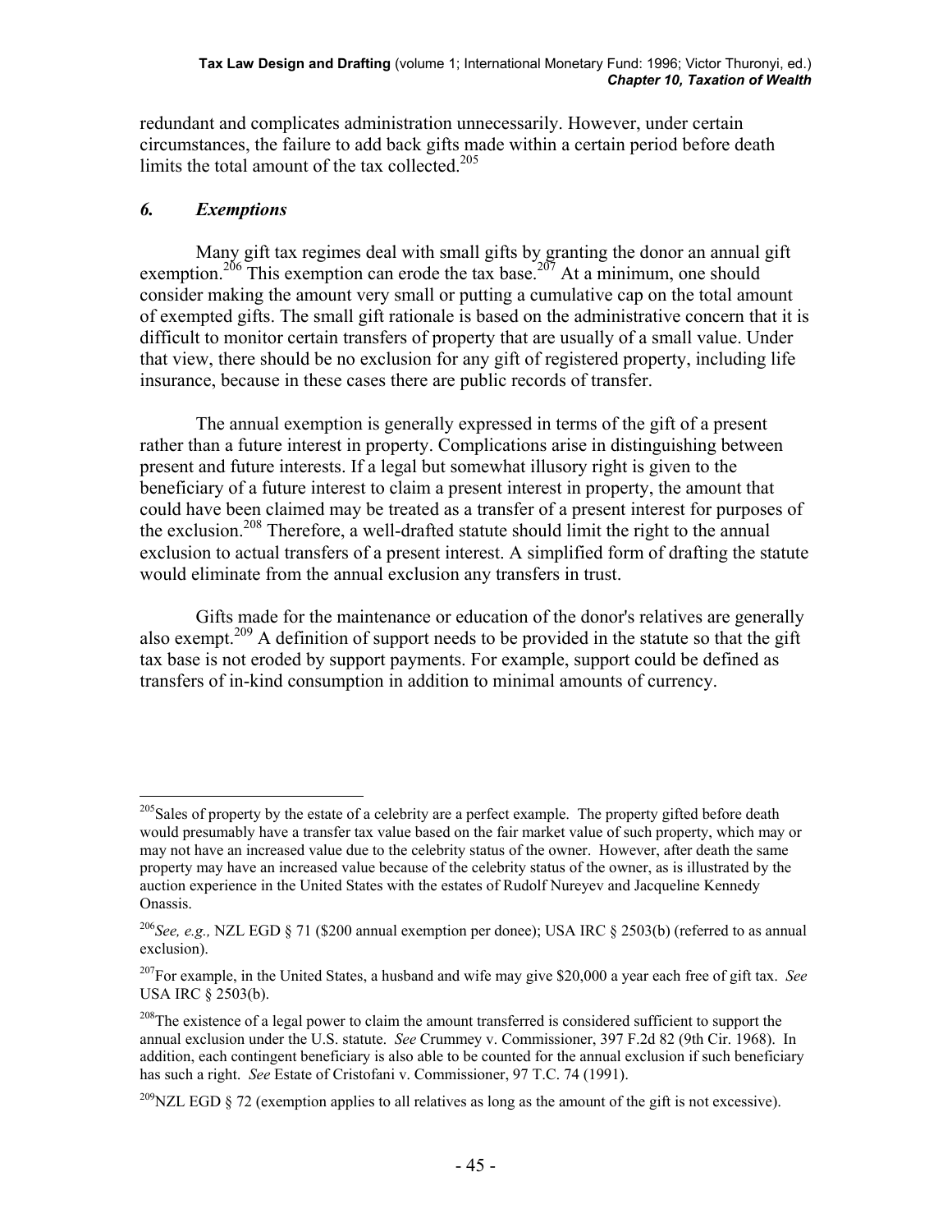redundant and complicates administration unnecessarily. However, under certain circumstances, the failure to add back gifts made within a certain period before death limits the total amount of the tax collected.[205]

### *6. Exemptions*

Many gift tax regimes deal with small gifts by granting the donor an annual gift exemption.[206] This exemption can erode the tax base.[207] At a minimum, one should consider making the amount very small or putting a cumulative cap on the total amount of exempted gifts. The small gift rationale is based on the administrative concern that it is difficult to monitor certain transfers of property that are usually of a small value. Under that view, there should be no exclusion for any gift of registered property, including life insurance, because in these cases there are public records of transfer.

The annual exemption is generally expressed in terms of the gift of a present rather than a future interest in property. Complications arise in distinguishing between present and future interests. If a legal but somewhat illusory right is given to the beneficiary of a future interest to claim a present interest in property, the amount that could have been claimed may be treated as a transfer of a present interest for purposes of the exclusion.[208] Therefore, a well-drafted statute should limit the right to the annual exclusion to actual transfers of a present interest. A simplified form of drafting the statute would eliminate from the annual exclusion any transfers in trust.

Gifts made for the maintenance or education of the donor's relatives are generally also exempt.[209] A definition of support needs to be provided in the statute so that the gift tax base is not eroded by support payments. For example, support could be defined as transfers of in-kind consumption in addition to minimal amounts of currency.

---

[205]Sales of property by the estate of a celebrity are a perfect example. The property gifted before death would presumably have a transfer tax value based on the fair market value of such property, which may or may not have an increased value due to the celebrity status of the owner. However, after death the same property may have an increased value because of the celebrity status of the owner, as is illustrated by the auction experience in the United States with the estates of Rudolf Nureyev and Jacqueline Kennedy Onassis.

[206]*See, e.g.,* NZL EGD § 71 ($200 annual exemption per donee); USA IRC § 2503(b) (referred to as annual exclusion).

[207]For example, in the United States, a husband and wife may give $20,000 a year each free of gift tax. *See* USA IRC § 2503(b).

[208]The existence of a legal power to claim the amount transferred is considered sufficient to support the annual exclusion under the U.S. statute. *See* Crummey v. Commissioner, 397 F.2d 82 (9th Cir. 1968). In addition, each contingent beneficiary is also able to be counted for the annual exclusion if such beneficiary has such a right. *See* Estate of Cristofani v. Commissioner, 97 T.C. 74 (1991).

[209]NZL EGD § 72 (exemption applies to all relatives as long as the amount of the gift is not excessive).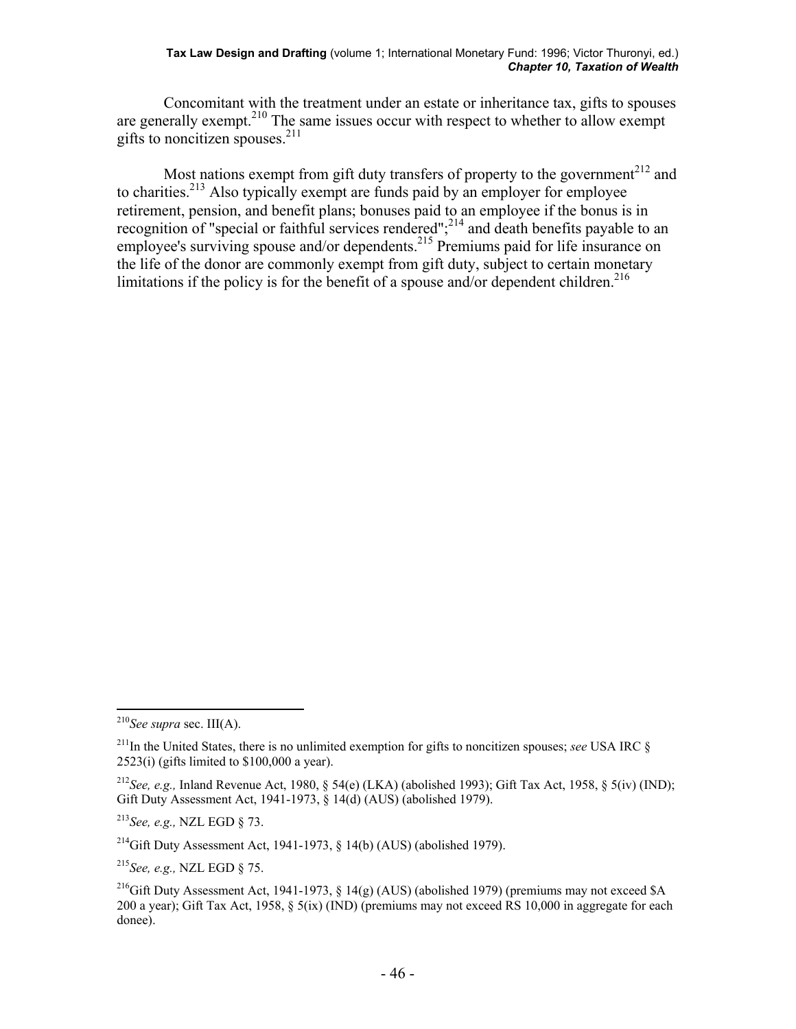Concomitant with the treatment under an estate or inheritance tax, gifts to spouses are generally exempt.[210] The same issues occur with respect to whether to allow exempt gifts to noncitizen spouses.[211]

Most nations exempt from gift duty transfers of property to the government[212] and to charities.[213] Also typically exempt are funds paid by an employer for employee retirement, pension, and benefit plans; bonuses paid to an employee if the bonus is in recognition of "special or faithful services rendered";[214] and death benefits payable to an employee's surviving spouse and/or dependents.[215] Premiums paid for life insurance on the life of the donor are commonly exempt from gift duty, subject to certain monetary limitations if the policy is for the benefit of a spouse and/or dependent children.[216]

---

[210] *See supra* sec. III(A).

[211] In the United States, there is no unlimited exemption for gifts to noncitizen spouses; *see* USA IRC § 2523(i) (gifts limited to $100,000 a year).

[212] *See, e.g.,* Inland Revenue Act, 1980, § 54(e) (LKA) (abolished 1993); Gift Tax Act, 1958, § 5(iv) (IND); Gift Duty Assessment Act, 1941-1973, § 14(d) (AUS) (abolished 1979).

[213] *See, e.g.,* NZL EGD § 73.

[214] Gift Duty Assessment Act, 1941-1973, § 14(b) (AUS) (abolished 1979).

[215] *See, e.g.,* NZL EGD § 75.

[216] Gift Duty Assessment Act, 1941-1973, § 14(g) (AUS) (abolished 1979) (premiums may not exceed $A 200 a year); Gift Tax Act, 1958, § 5(ix) (IND) (premiums may not exceed RS 10,000 in aggregate for each donee).